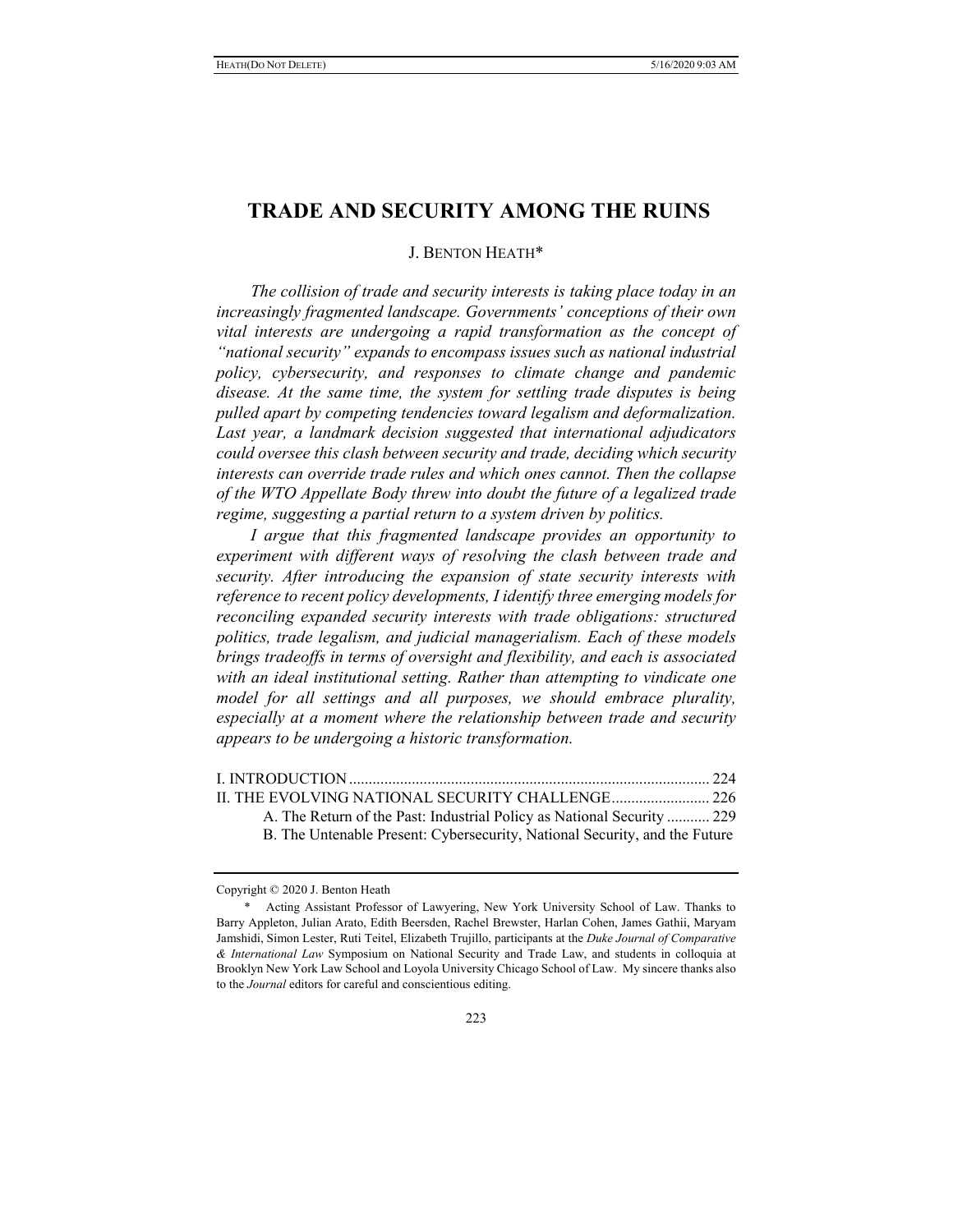# TRADE AND SECURITY AMONG THE RUINS

J. BENTON HEATH*

*The collision of trade and security interests is taking place today in an increasingly fragmented landscape. Governments' conceptions of their own vital interests are undergoing a rapid transformation as the concept of "national security" expands to encompass issues such as national industrial policy, cybersecurity, and responses to climate change and pandemic disease. At the same time, the system for settling trade disputes is being pulled apart by competing tendencies toward legalism and deformalization. Last year, a landmark decision suggested that international adjudicators could oversee this clash between security and trade, deciding which security interests can override trade rules and which ones cannot. Then the collapse of the WTO Appellate Body threw into doubt the future of a legalized trade regime, suggesting a partial return to a system driven by politics.*

*I argue that this fragmented landscape provides an opportunity to experiment with different ways of resolving the clash between trade and security. After introducing the expansion of state security interests with reference to recent policy developments, I identify three emerging models for reconciling expanded security interests with trade obligations: structured politics, trade legalism, and judicial managerialism. Each of these models brings tradeoffs in terms of oversight and flexibility, and each is associated with an ideal institutional setting. Rather than attempting to vindicate one model for all settings and all purposes, we should embrace plurality, especially at a moment where the relationship between trade and security appears to be undergoing a historic transformation.*

I. INTRODUCTION ........................................................................................ 224
II. THE EVOLVING NATIONAL SECURITY CHALLENGE ......................... 226
- A. The Return of the Past: Industrial Policy as National Security ........... 229
- B. The Untenable Present: Cybersecurity, National Security, and the Future

---

Copyright © 2020 J. Benton Heath

\* Acting Assistant Professor of Lawyering, New York University School of Law. Thanks to Barry Appleton, Julian Arato, Edith Beersden, Rachel Brewster, Harlan Cohen, James Gathii, Maryam Jamshidi, Simon Lester, Ruti Teitel, Elizabeth Trujillo, participants at the *Duke Journal of Comparative & International Law* Symposium on National Security and Trade Law, and students in colloquia at Brooklyn New York Law School and Loyola University Chicago School of Law. My sincere thanks also to the *Journal* editors for careful and conscientious editing.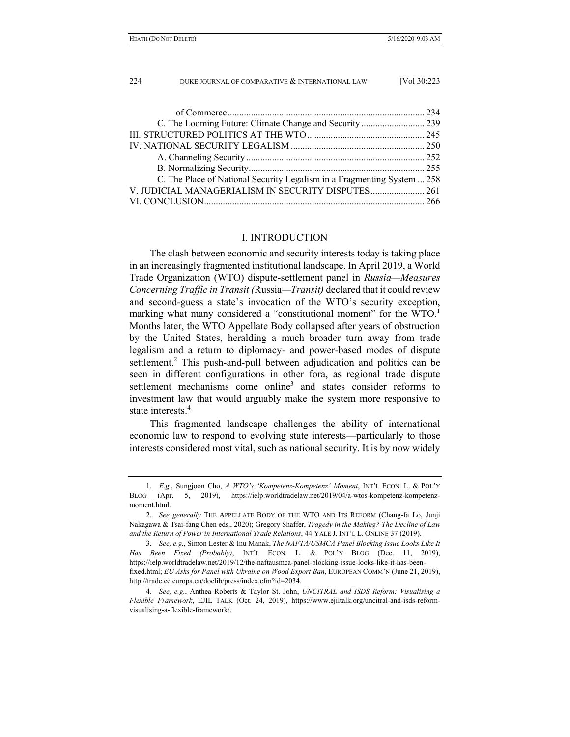| | |
|---|---|
| of Commerce | 234 |
| C. The Looming Future: Climate Change and Security | 239 |
| III. STRUCTURED POLITICS AT THE WTO | 245 |
| IV. NATIONAL SECURITY LEGALISM | 250 |
| A. Channeling Security | 252 |
| B. Normalizing Security | 255 |
| C. The Place of National Security Legalism in a Fragmenting System | 258 |
| V. JUDICIAL MANAGERIALISM IN SECURITY DISPUTES | 261 |
| VI. CONCLUSION | 266 |

## I. INTRODUCTION

The clash between economic and security interests today is taking place in an increasingly fragmented institutional landscape. In April 2019, a World Trade Organization (WTO) dispute-settlement panel in *Russia—Measures Concerning Traffic in Transit (*Russia*—Transit)* declared that it could review and second-guess a state's invocation of the WTO's security exception, marking what many considered a "constitutional moment" for the WTO.[1] Months later, the WTO Appellate Body collapsed after years of obstruction by the United States, heralding a much broader turn away from trade legalism and a return to diplomacy- and power-based modes of dispute settlement.[2] This push-and-pull between adjudication and politics can be seen in different configurations in other fora, as regional trade dispute settlement mechanisms come online[3] and states consider reforms to investment law that would arguably make the system more responsive to state interests.[4]

This fragmented landscape challenges the ability of international economic law to respond to evolving state interests—particularly to those interests considered most vital, such as national security. It is by now widely

---

1. *E.g.*, Sungjoon Cho, *A WTO's 'Kompetenz-Kompetenz' Moment*, INT'L ECON. L. & POL'Y BLOG (Apr. 5, 2019), https://ielp.worldtradelaw.net/2019/04/a-wtos-kompetenz-kompetenz-moment.html.

2. *See generally* THE APPELLATE BODY OF THE WTO AND ITS REFORM (Chang-fa Lo, Junji Nakagawa & Tsai-fang Chen eds., 2020); Gregory Shaffer, *Tragedy in the Making? The Decline of Law and the Return of Power in International Trade Relations*, 44 YALE J. INT'L L. ONLINE 37 (2019).

3. *See, e.g.*, Simon Lester & Inu Manak, *The NAFTA/USMCA Panel Blocking Issue Looks Like It Has Been Fixed (Probably)*, INT'L ECON. L. & POL'Y BLOG (Dec. 11, 2019), https://ielp.worldtradelaw.net/2019/12/the-naftausmca-panel-blocking-issue-looks-like-it-has-been-fixed.html; *EU Asks for Panel with Ukraine on Wood Export Ban*, EUROPEAN COMM'N (June 21, 2019), http://trade.ec.europa.eu/doclib/press/index.cfm?id=2034.

4. *See, e.g.*, Anthea Roberts & Taylor St. John, *UNCITRAL and ISDS Reform: Visualising a Flexible Framework*, EJIL TALK (Oct. 24, 2019), https://www.ejiltalk.org/uncitral-and-isds-reform-visualising-a-flexible-framework/.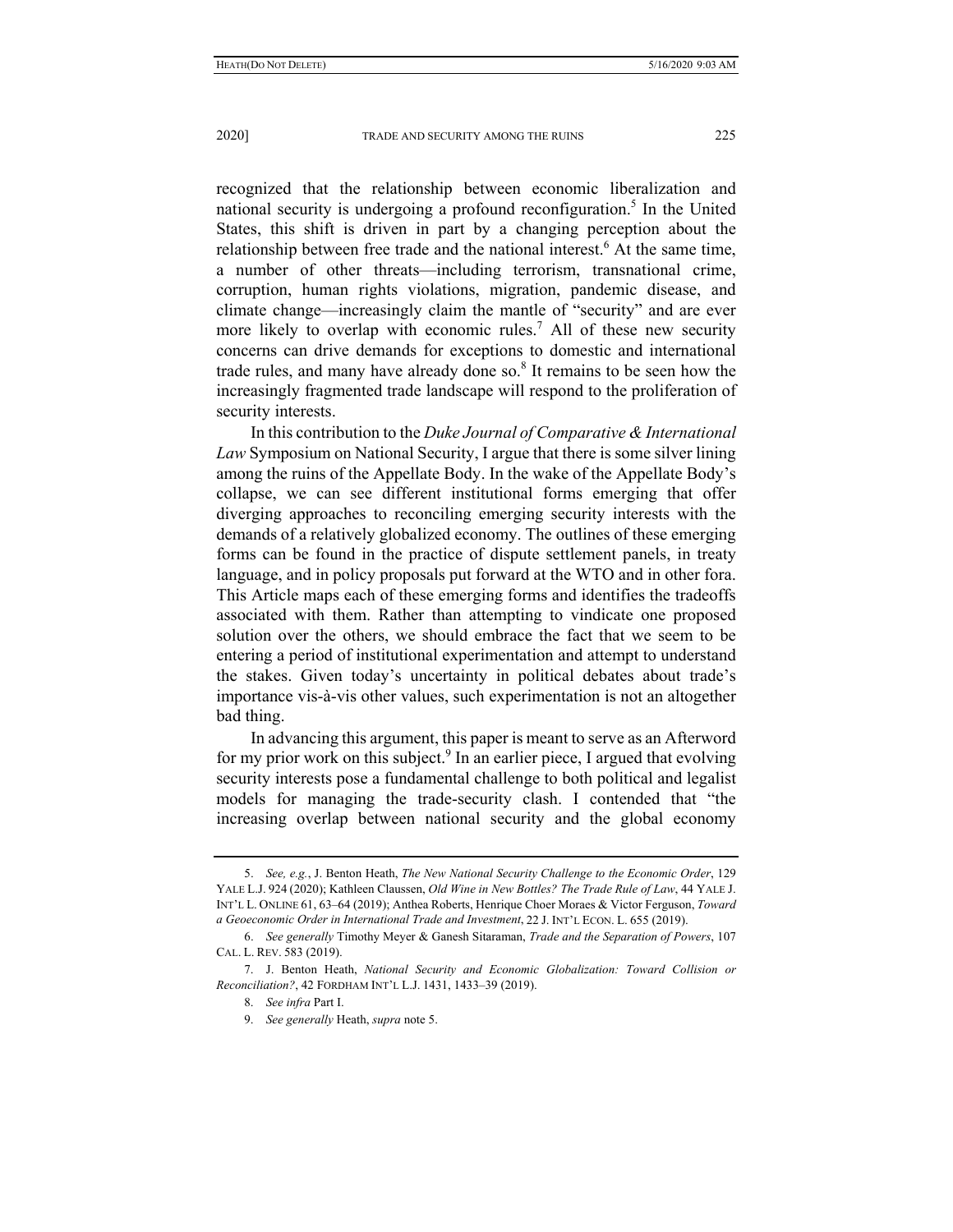recognized that the relationship between economic liberalization and national security is undergoing a profound reconfiguration.[5] In the United States, this shift is driven in part by a changing perception about the relationship between free trade and the national interest.[6] At the same time, a number of other threats—including terrorism, transnational crime, corruption, human rights violations, migration, pandemic disease, and climate change—increasingly claim the mantle of "security" and are ever more likely to overlap with economic rules.[7] All of these new security concerns can drive demands for exceptions to domestic and international trade rules, and many have already done so.[8] It remains to be seen how the increasingly fragmented trade landscape will respond to the proliferation of security interests.

In this contribution to the *Duke Journal of Comparative & International Law* Symposium on National Security, I argue that there is some silver lining among the ruins of the Appellate Body. In the wake of the Appellate Body's collapse, we can see different institutional forms emerging that offer diverging approaches to reconciling emerging security interests with the demands of a relatively globalized economy. The outlines of these emerging forms can be found in the practice of dispute settlement panels, in treaty language, and in policy proposals put forward at the WTO and in other fora. This Article maps each of these emerging forms and identifies the tradeoffs associated with them. Rather than attempting to vindicate one proposed solution over the others, we should embrace the fact that we seem to be entering a period of institutional experimentation and attempt to understand the stakes. Given today's uncertainty in political debates about trade's importance vis-à-vis other values, such experimentation is not an altogether bad thing.

In advancing this argument, this paper is meant to serve as an Afterword for my prior work on this subject.[9] In an earlier piece, I argued that evolving security interests pose a fundamental challenge to both political and legalist models for managing the trade-security clash. I contended that "the increasing overlap between national security and the global economy

---

5. *See, e.g.*, J. Benton Heath, *The New National Security Challenge to the Economic Order*, 129 YALE L.J. 924 (2020); Kathleen Claussen, *Old Wine in New Bottles? The Trade Rule of Law*, 44 YALE J. INT'L L. ONLINE 61, 63–64 (2019); Anthea Roberts, Henrique Choer Moraes & Victor Ferguson, *Toward a Geoeconomic Order in International Trade and Investment*, 22 J. INT'L ECON. L. 655 (2019).

6. *See generally* Timothy Meyer & Ganesh Sitaraman, *Trade and the Separation of Powers*, 107 CAL. L. REV. 583 (2019).

7. J. Benton Heath, *National Security and Economic Globalization: Toward Collision or Reconciliation?*, 42 FORDHAM INT'L L.J. 1431, 1433–39 (2019).

8. *See infra* Part I.

9. *See generally* Heath, *supra* note 5.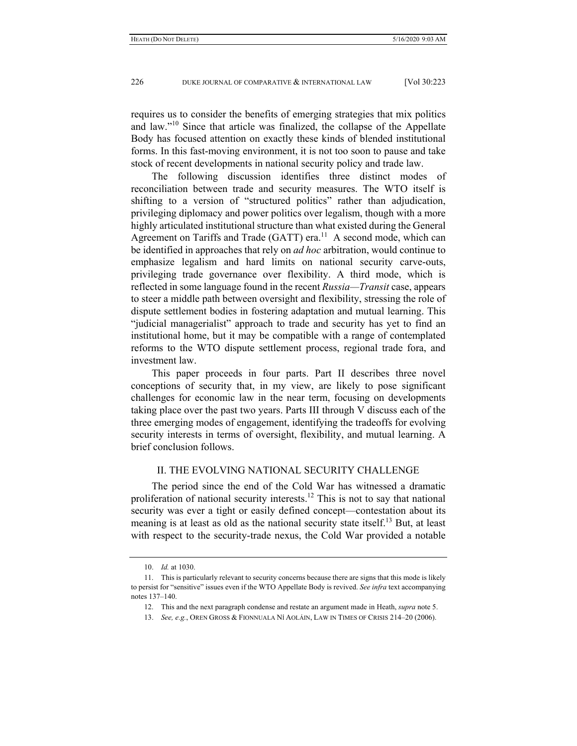requires us to consider the benefits of emerging strategies that mix politics and law."[10] Since that article was finalized, the collapse of the Appellate Body has focused attention on exactly these kinds of blended institutional forms. In this fast-moving environment, it is not too soon to pause and take stock of recent developments in national security policy and trade law.

The following discussion identifies three distinct modes of reconciliation between trade and security measures. The WTO itself is shifting to a version of "structured politics" rather than adjudication, privileging diplomacy and power politics over legalism, though with a more highly articulated institutional structure than what existed during the General Agreement on Tariffs and Trade (GATT) era.[11] A second mode, which can be identified in approaches that rely on *ad hoc* arbitration, would continue to emphasize legalism and hard limits on national security carve-outs, privileging trade governance over flexibility. A third mode, which is reflected in some language found in the recent *Russia—Transit* case, appears to steer a middle path between oversight and flexibility, stressing the role of dispute settlement bodies in fostering adaptation and mutual learning. This "judicial managerialist" approach to trade and security has yet to find an institutional home, but it may be compatible with a range of contemplated reforms to the WTO dispute settlement process, regional trade fora, and investment law.

This paper proceeds in four parts. Part II describes three novel conceptions of security that, in my view, are likely to pose significant challenges for economic law in the near term, focusing on developments taking place over the past two years. Parts III through V discuss each of the three emerging modes of engagement, identifying the tradeoffs for evolving security interests in terms of oversight, flexibility, and mutual learning. A brief conclusion follows.

## II. THE EVOLVING NATIONAL SECURITY CHALLENGE

The period since the end of the Cold War has witnessed a dramatic proliferation of national security interests.[12] This is not to say that national security was ever a tight or easily defined concept—contestation about its meaning is at least as old as the national security state itself.[13] But, at least with respect to the security-trade nexus, the Cold War provided a notable

---

10. *Id.* at 1030.

11. This is particularly relevant to security concerns because there are signs that this mode is likely to persist for "sensitive" issues even if the WTO Appellate Body is revived. *See infra* text accompanying notes 137–140.

12. This and the next paragraph condense and restate an argument made in Heath, *supra* note 5.

13. *See, e.g.*, OREN GROSS & FIONNUALA NÍ AOLÁIN, LAW IN TIMES OF CRISIS 214–20 (2006).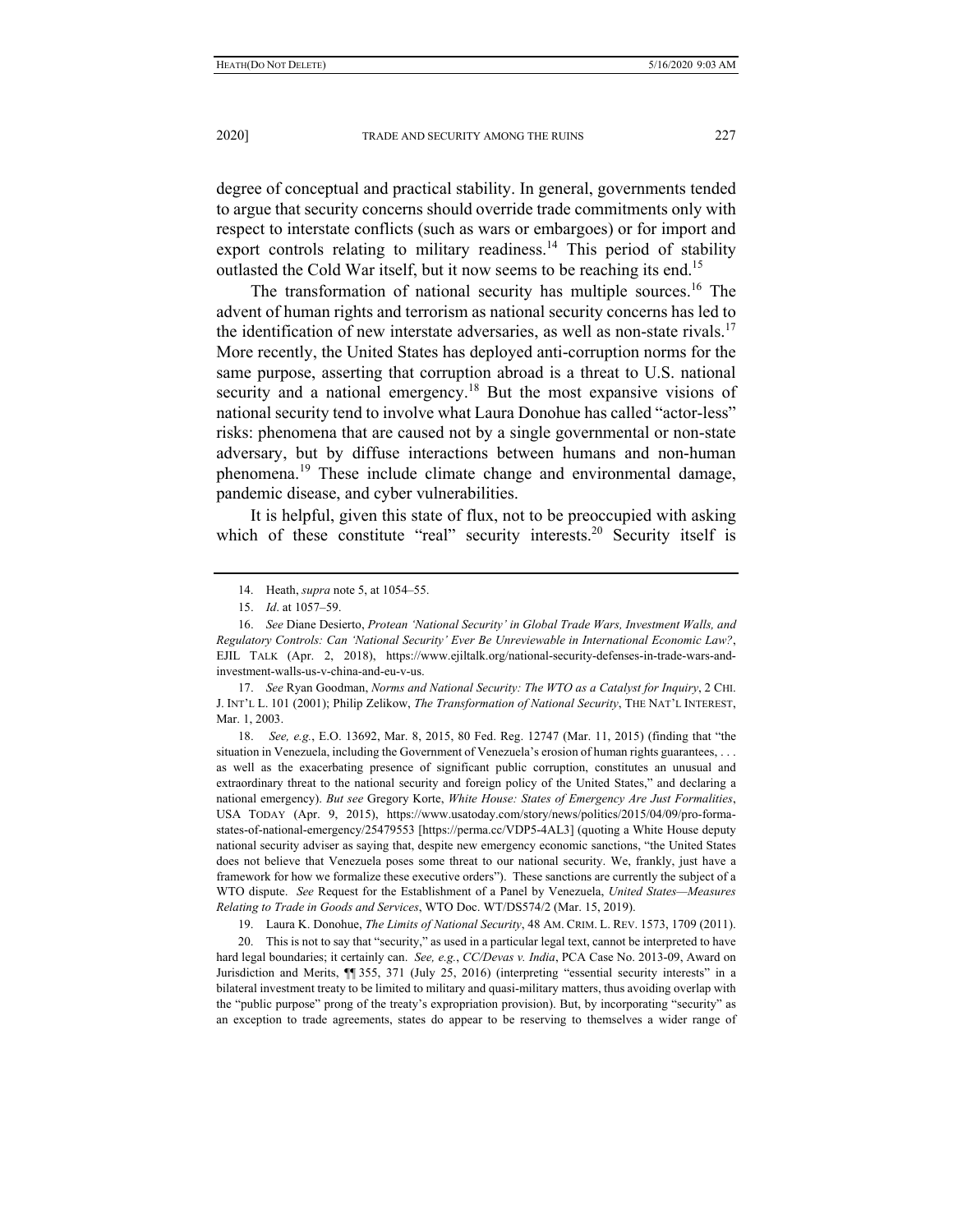degree of conceptual and practical stability. In general, governments tended to argue that security concerns should override trade commitments only with respect to interstate conflicts (such as wars or embargoes) or for import and export controls relating to military readiness.[14] This period of stability outlasted the Cold War itself, but it now seems to be reaching its end.[15]

The transformation of national security has multiple sources.[16] The advent of human rights and terrorism as national security concerns has led to the identification of new interstate adversaries, as well as non-state rivals.[17] More recently, the United States has deployed anti-corruption norms for the same purpose, asserting that corruption abroad is a threat to U.S. national security and a national emergency.[18] But the most expansive visions of national security tend to involve what Laura Donohue has called "actor-less" risks: phenomena that are caused not by a single governmental or non-state adversary, but by diffuse interactions between humans and non-human phenomena.[19] These include climate change and environmental damage, pandemic disease, and cyber vulnerabilities.

It is helpful, given this state of flux, not to be preoccupied with asking which of these constitute "real" security interests.[20] Security itself is

---

14. Heath, *supra* note 5, at 1054–55.

15. *Id*. at 1057–59.

16. *See* Diane Desierto, *Protean 'National Security' in Global Trade Wars, Investment Walls, and Regulatory Controls: Can 'National Security' Ever Be Unreviewable in International Economic Law?*, EJIL TALK (Apr. 2, 2018), https://www.ejiltalk.org/national-security-defenses-in-trade-wars-and-investment-walls-us-v-china-and-eu-v-us.

17. *See* Ryan Goodman, *Norms and National Security: The WTO as a Catalyst for Inquiry*, 2 CHI. J. INT'L L. 101 (2001); Philip Zelikow, *The Transformation of National Security*, THE NAT'L INTEREST, Mar. 1, 2003.

18. *See, e.g.*, E.O. 13692, Mar. 8, 2015, 80 Fed. Reg. 12747 (Mar. 11, 2015) (finding that "the situation in Venezuela, including the Government of Venezuela's erosion of human rights guarantees, . . . as well as the exacerbating presence of significant public corruption, constitutes an unusual and extraordinary threat to the national security and foreign policy of the United States," and declaring a national emergency). *But see* Gregory Korte, *White House: States of Emergency Are Just Formalities*, USA TODAY (Apr. 9, 2015), https://www.usatoday.com/story/news/politics/2015/04/09/pro-forma-states-of-national-emergency/25479553 [https://perma.cc/VDP5-4AL3] (quoting a White House deputy national security adviser as saying that, despite new emergency economic sanctions, "the United States does not believe that Venezuela poses some threat to our national security. We, frankly, just have a framework for how we formalize these executive orders"). These sanctions are currently the subject of a WTO dispute. *See* Request for the Establishment of a Panel by Venezuela, *United States—Measures Relating to Trade in Goods and Services*, WTO Doc. WT/DS574/2 (Mar. 15, 2019).

19. Laura K. Donohue, *The Limits of National Security*, 48 AM. CRIM. L. REV. 1573, 1709 (2011).

20. This is not to say that "security," as used in a particular legal text, cannot be interpreted to have hard legal boundaries; it certainly can. *See, e.g.*, *CC/Devas v. India*, PCA Case No. 2013-09, Award on Jurisdiction and Merits, ¶¶ 355, 371 (July 25, 2016) (interpreting "essential security interests" in a bilateral investment treaty to be limited to military and quasi-military matters, thus avoiding overlap with the "public purpose" prong of the treaty's expropriation provision). But, by incorporating "security" as an exception to trade agreements, states do appear to be reserving to themselves a wider range of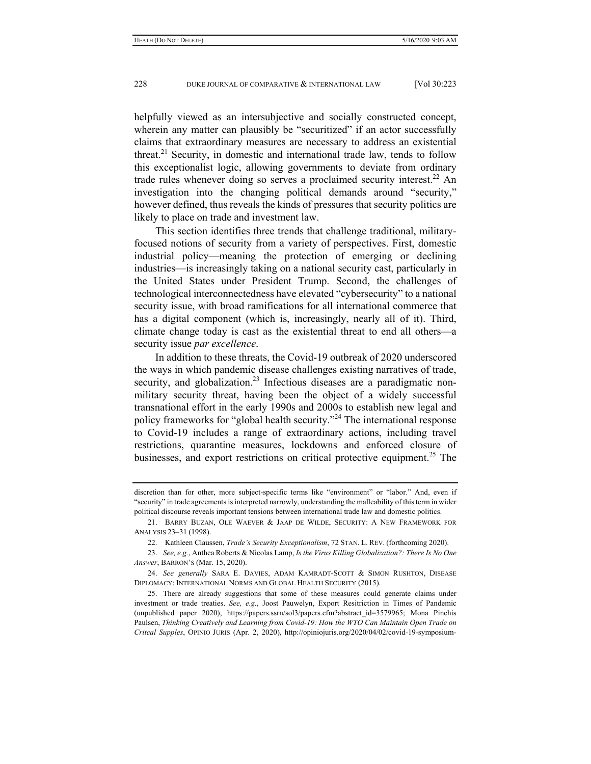helpfully viewed as an intersubjective and socially constructed concept, wherein any matter can plausibly be "securitized" if an actor successfully claims that extraordinary measures are necessary to address an existential threat.[21] Security, in domestic and international trade law, tends to follow this exceptionalist logic, allowing governments to deviate from ordinary trade rules whenever doing so serves a proclaimed security interest.[22] An investigation into the changing political demands around "security," however defined, thus reveals the kinds of pressures that security politics are likely to place on trade and investment law.

This section identifies three trends that challenge traditional, military-focused notions of security from a variety of perspectives. First, domestic industrial policy—meaning the protection of emerging or declining industries—is increasingly taking on a national security cast, particularly in the United States under President Trump. Second, the challenges of technological interconnectedness have elevated "cybersecurity" to a national security issue, with broad ramifications for all international commerce that has a digital component (which is, increasingly, nearly all of it). Third, climate change today is cast as the existential threat to end all others—a security issue *par excellence*.

In addition to these threats, the Covid-19 outbreak of 2020 underscored the ways in which pandemic disease challenges existing narratives of trade, security, and globalization.[23] Infectious diseases are a paradigmatic non-military security threat, having been the object of a widely successful transnational effort in the early 1990s and 2000s to establish new legal and policy frameworks for "global health security."[24] The international response to Covid-19 includes a range of extraordinary actions, including travel restrictions, quarantine measures, lockdowns and enforced closure of businesses, and export restrictions on critical protective equipment.[25] The

---

discretion than for other, more subject-specific terms like "environment" or "labor." And, even if "security" in trade agreements is interpreted narrowly, understanding the malleability of this term in wider political discourse reveals important tensions between international trade law and domestic politics.

21. BARRY BUZAN, OLE WAEVER & JAAP DE WILDE, SECURITY: A NEW FRAMEWORK FOR ANALYSIS 23–31 (1998).

22. Kathleen Claussen, *Trade's Security Exceptionalism*, 72 STAN. L. REV. (forthcoming 2020).

23. *See, e.g.*, Anthea Roberts & Nicolas Lamp, *Is the Virus Killing Globalization?: There Is No One Answer*, BARRON'S (Mar. 15, 2020).

24. *See generally* SARA E. DAVIES, ADAM KAMRADT-SCOTT & SIMON RUSHTON, DISEASE DIPLOMACY: INTERNATIONAL NORMS AND GLOBAL HEALTH SECURITY (2015).

25. There are already suggestions that some of these measures could generate claims under investment or trade treaties. *See, e.g.*, Joost Pauwelyn, Export Resitriction in Times of Pandemic (unpublished paper 2020), https://papers.ssrn/sol3/papers.cfm?abstract_id=3579965; Mona Pinchis Paulsen, *Thinking Creatively and Learning from Covid-19: How the WTO Can Maintain Open Trade on Critcal Supples*, OPINIO JURIS (Apr. 2, 2020), http://opiniojuris.org/2020/04/02/covid-19-symposium-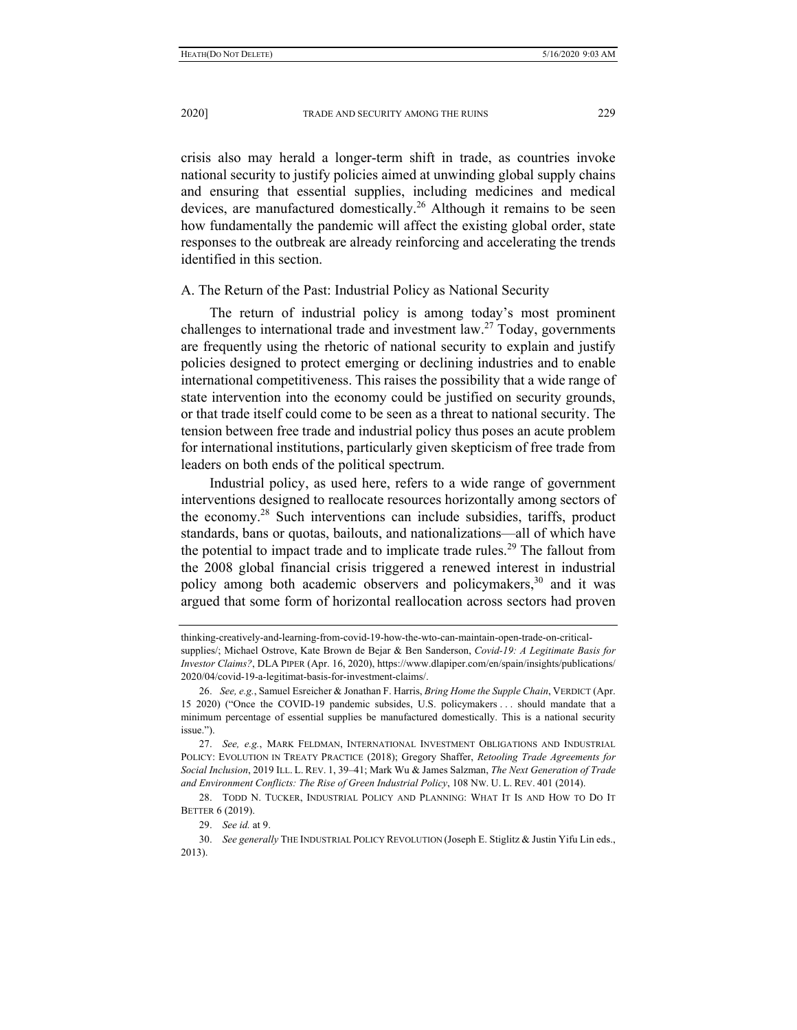crisis also may herald a longer-term shift in trade, as countries invoke national security to justify policies aimed at unwinding global supply chains and ensuring that essential supplies, including medicines and medical devices, are manufactured domestically.[26] Although it remains to be seen how fundamentally the pandemic will affect the existing global order, state responses to the outbreak are already reinforcing and accelerating the trends identified in this section.

## A. The Return of the Past: Industrial Policy as National Security

The return of industrial policy is among today's most prominent challenges to international trade and investment law.[27] Today, governments are frequently using the rhetoric of national security to explain and justify policies designed to protect emerging or declining industries and to enable international competitiveness. This raises the possibility that a wide range of state intervention into the economy could be justified on security grounds, or that trade itself could come to be seen as a threat to national security. The tension between free trade and industrial policy thus poses an acute problem for international institutions, particularly given skepticism of free trade from leaders on both ends of the political spectrum.

Industrial policy, as used here, refers to a wide range of government interventions designed to reallocate resources horizontally among sectors of the economy.[28] Such interventions can include subsidies, tariffs, product standards, bans or quotas, bailouts, and nationalizations—all of which have the potential to impact trade and to implicate trade rules.[29] The fallout from the 2008 global financial crisis triggered a renewed interest in industrial policy among both academic observers and policymakers,[30] and it was argued that some form of horizontal reallocation across sectors had proven

---

thinking-creatively-and-learning-from-covid-19-how-the-wto-can-maintain-open-trade-on-critical-supplies/; Michael Ostrove, Kate Brown de Bejar & Ben Sanderson, *Covid-19: A Legitimate Basis for Investor Claims?*, DLA PIPER (Apr. 16, 2020), https://www.dlapiper.com/en/spain/insights/publications/2020/04/covid-19-a-legitimat-basis-for-investment-claims/.

26. *See, e.g.*, Samuel Esreicher & Jonathan F. Harris, *Bring Home the Supple Chain*, VERDICT (Apr. 15 2020) ("Once the COVID-19 pandemic subsides, U.S. policymakers . . . should mandate that a minimum percentage of essential supplies be manufactured domestically. This is a national security issue.").

27. *See, e.g.*, MARK FELDMAN, INTERNATIONAL INVESTMENT OBLIGATIONS AND INDUSTRIAL POLICY: EVOLUTION IN TREATY PRACTICE (2018); Gregory Shaffer, *Retooling Trade Agreements for Social Inclusion*, 2019 ILL. L. REV. 1, 39–41; Mark Wu & James Salzman, *The Next Generation of Trade and Environment Conflicts: The Rise of Green Industrial Policy*, 108 NW. U. L. REV. 401 (2014).

28. TODD N. TUCKER, INDUSTRIAL POLICY AND PLANNING: WHAT IT IS AND HOW TO DO IT BETTER 6 (2019).

29. *See id.* at 9.

30. *See generally* THE INDUSTRIAL POLICY REVOLUTION (Joseph E. Stiglitz & Justin Yifu Lin eds., 2013).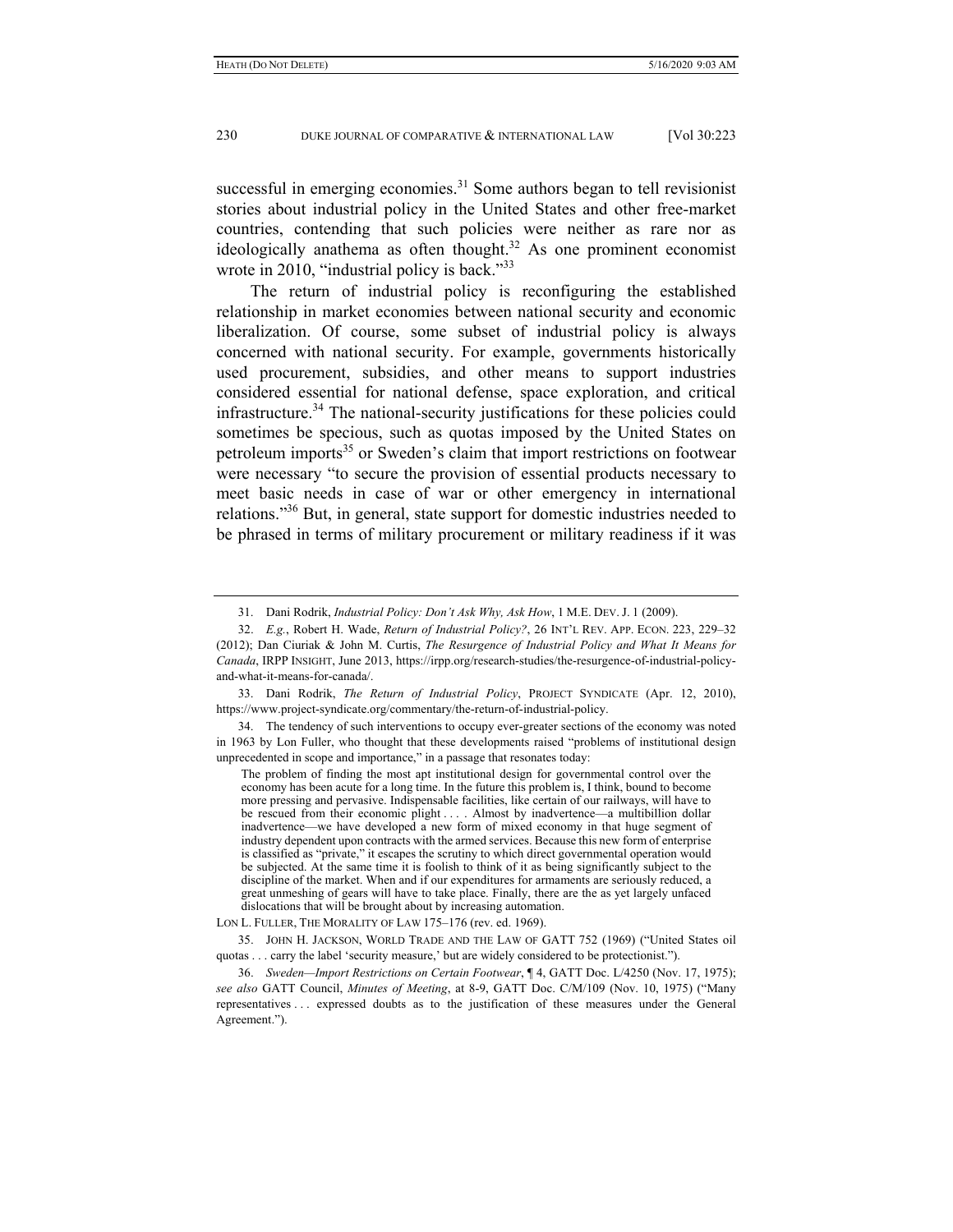successful in emerging economies.[31] Some authors began to tell revisionist stories about industrial policy in the United States and other free-market countries, contending that such policies were neither as rare nor as ideologically anathema as often thought.[32] As one prominent economist wrote in 2010, "industrial policy is back."[33]

The return of industrial policy is reconfiguring the established relationship in market economies between national security and economic liberalization. Of course, some subset of industrial policy is always concerned with national security. For example, governments historically used procurement, subsidies, and other means to support industries considered essential for national defense, space exploration, and critical infrastructure.[34] The national-security justifications for these policies could sometimes be specious, such as quotas imposed by the United States on petroleum imports[35] or Sweden's claim that import restrictions on footwear were necessary "to secure the provision of essential products necessary to meet basic needs in case of war or other emergency in international relations."[36] But, in general, state support for domestic industries needed to be phrased in terms of military procurement or military readiness if it was

---

31. Dani Rodrik, *Industrial Policy: Don't Ask Why, Ask How*, 1 M.E. DEV. J. 1 (2009).

32. *E.g.*, Robert H. Wade, *Return of Industrial Policy?*, 26 INT'L REV. APP. ECON. 223, 229–32 (2012); Dan Ciuriak & John M. Curtis, *The Resurgence of Industrial Policy and What It Means for Canada*, IRPP INSIGHT, June 2013, https://irpp.org/research-studies/the-resurgence-of-industrial-policy-and-what-it-means-for-canada/.

33. Dani Rodrik, *The Return of Industrial Policy*, PROJECT SYNDICATE (Apr. 12, 2010), https://www.project-syndicate.org/commentary/the-return-of-industrial-policy.

34. The tendency of such interventions to occupy ever-greater sections of the economy was noted in 1963 by Lon Fuller, who thought that these developments raised "problems of institutional design unprecedented in scope and importance," in a passage that resonates today:

> The problem of finding the most apt institutional design for governmental control over the economy has been acute for a long time. In the future this problem is, I think, bound to become more pressing and pervasive. Indispensable facilities, like certain of our railways, will have to be rescued from their economic plight . . . . Almost by inadvertence—a multibillion dollar inadvertence—we have developed a new form of mixed economy in that huge segment of industry dependent upon contracts with the armed services. Because this new form of enterprise is classified as "private," it escapes the scrutiny to which direct governmental operation would be subjected. At the same time it is foolish to think of it as being significantly subject to the discipline of the market. When and if our expenditures for armaments are seriously reduced, a great unmeshing of gears will have to take place. Finally, there are the as yet largely unfaced dislocations that will be brought about by increasing automation.

LON L. FULLER, THE MORALITY OF LAW 175–176 (rev. ed. 1969).

35. JOHN H. JACKSON, WORLD TRADE AND THE LAW OF GATT 752 (1969) ("United States oil quotas . . . carry the label 'security measure,' but are widely considered to be protectionist.").

36. *Sweden—Import Restrictions on Certain Footwear*, ¶ 4, GATT Doc. L/4250 (Nov. 17, 1975); *see also* GATT Council, *Minutes of Meeting*, at 8-9, GATT Doc. C/M/109 (Nov. 10, 1975) ("Many representatives . . . expressed doubts as to the justification of these measures under the General Agreement.").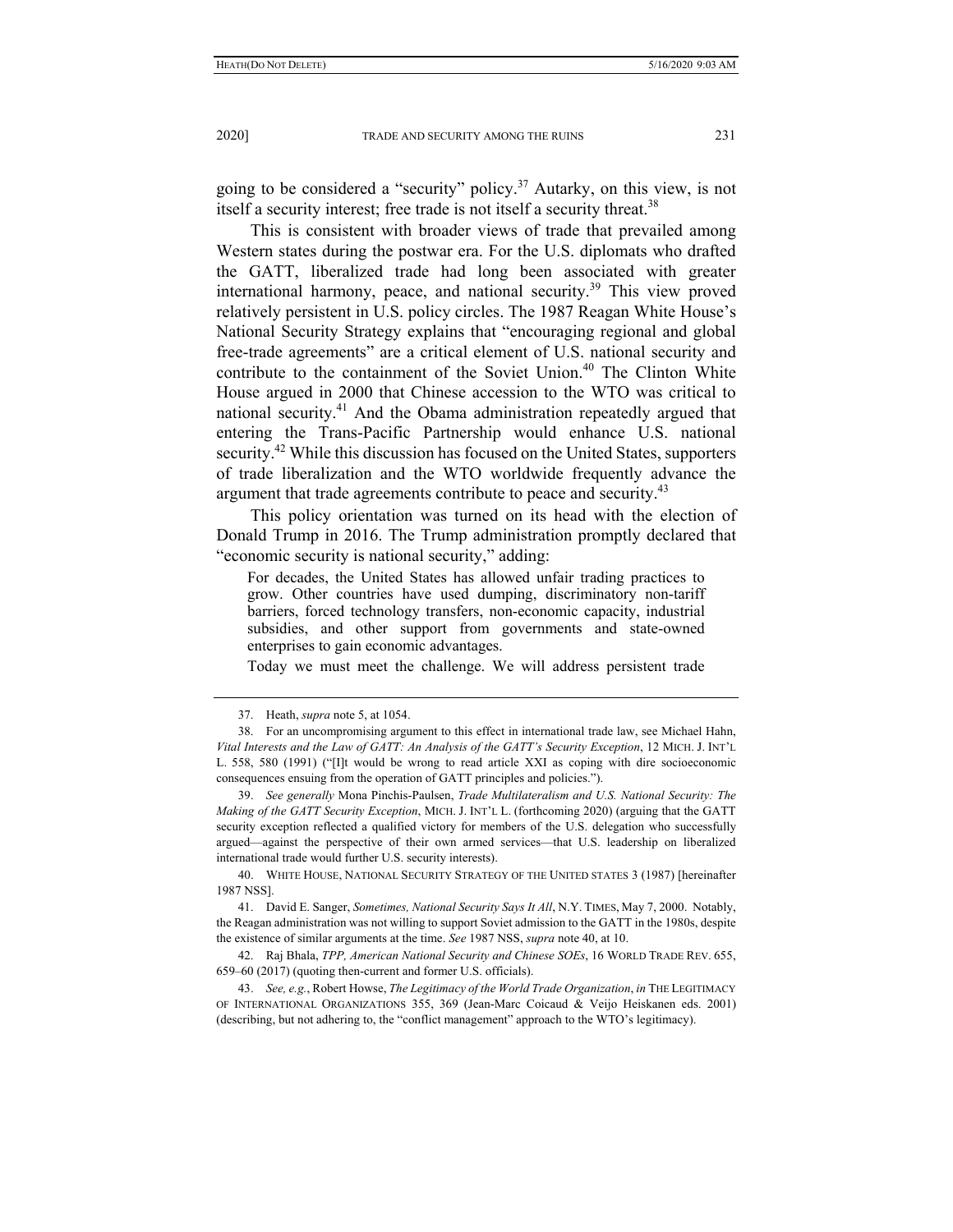going to be considered a "security" policy.[37] Autarky, on this view, is not itself a security interest; free trade is not itself a security threat.[38]

This is consistent with broader views of trade that prevailed among Western states during the postwar era. For the U.S. diplomats who drafted the GATT, liberalized trade had long been associated with greater international harmony, peace, and national security.[39] This view proved relatively persistent in U.S. policy circles. The 1987 Reagan White House's National Security Strategy explains that "encouraging regional and global free-trade agreements" are a critical element of U.S. national security and contribute to the containment of the Soviet Union.[40] The Clinton White House argued in 2000 that Chinese accession to the WTO was critical to national security.[41] And the Obama administration repeatedly argued that entering the Trans-Pacific Partnership would enhance U.S. national security.[42] While this discussion has focused on the United States, supporters of trade liberalization and the WTO worldwide frequently advance the argument that trade agreements contribute to peace and security.[43]

This policy orientation was turned on its head with the election of Donald Trump in 2016. The Trump administration promptly declared that "economic security is national security," adding:

> For decades, the United States has allowed unfair trading practices to grow. Other countries have used dumping, discriminatory non-tariff barriers, forced technology transfers, non-economic capacity, industrial subsidies, and other support from governments and state-owned enterprises to gain economic advantages.
>
> Today we must meet the challenge. We will address persistent trade

---

37. Heath, *supra* note 5, at 1054.

38. For an uncompromising argument to this effect in international trade law, see Michael Hahn, *Vital Interests and the Law of GATT: An Analysis of the GATT's Security Exception*, 12 MICH. J. INT'L L. 558, 580 (1991) ("[I]t would be wrong to read article XXI as coping with dire socioeconomic consequences ensuing from the operation of GATT principles and policies.").

39. *See generally* Mona Pinchis-Paulsen, *Trade Multilateralism and U.S. National Security: The Making of the GATT Security Exception*, MICH. J. INT'L L. (forthcoming 2020) (arguing that the GATT security exception reflected a qualified victory for members of the U.S. delegation who successfully argued—against the perspective of their own armed services—that U.S. leadership on liberalized international trade would further U.S. security interests).

40. WHITE HOUSE, NATIONAL SECURITY STRATEGY OF THE UNITED STATES 3 (1987) [hereinafter 1987 NSS].

41. David E. Sanger, *Sometimes, National Security Says It All*, N.Y. TIMES, May 7, 2000. Notably, the Reagan administration was not willing to support Soviet admission to the GATT in the 1980s, despite the existence of similar arguments at the time. *See* 1987 NSS, *supra* note 40, at 10.

42. Raj Bhala, *TPP, American National Security and Chinese SOEs*, 16 WORLD TRADE REV. 655, 659–60 (2017) (quoting then-current and former U.S. officials).

43. *See, e.g.*, Robert Howse, *The Legitimacy of the World Trade Organization*, *in* THE LEGITIMACY OF INTERNATIONAL ORGANIZATIONS 355, 369 (Jean-Marc Coicaud & Veijo Heiskanen eds. 2001) (describing, but not adhering to, the "conflict management" approach to the WTO's legitimacy).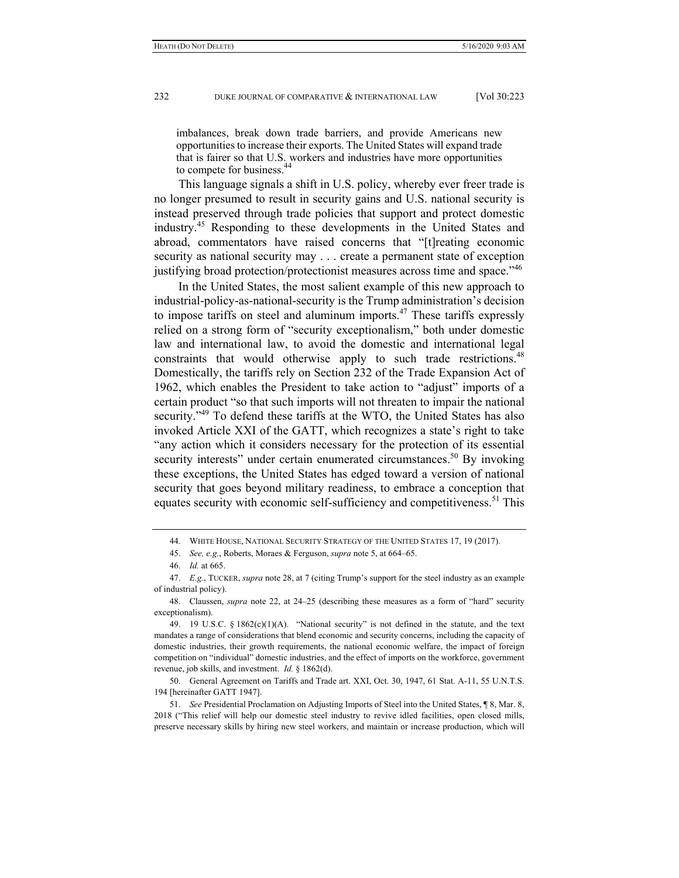imbalances, break down trade barriers, and provide Americans new opportunities to increase their exports. The United States will expand trade that is fairer so that U.S. workers and industries have more opportunities to compete for business.[44]

This language signals a shift in U.S. policy, whereby ever freer trade is no longer presumed to result in security gains and U.S. national security is instead preserved through trade policies that support and protect domestic industry.[45] Responding to these developments in the United States and abroad, commentators have raised concerns that "[t]reating economic security as national security may . . . create a permanent state of exception justifying broad protection/protectionist measures across time and space."[46]

In the United States, the most salient example of this new approach to industrial-policy-as-national-security is the Trump administration's decision to impose tariffs on steel and aluminum imports.[47] These tariffs expressly relied on a strong form of "security exceptionalism," both under domestic law and international law, to avoid the domestic and international legal constraints that would otherwise apply to such trade restrictions.[48] Domestically, the tariffs rely on Section 232 of the Trade Expansion Act of 1962, which enables the President to take action to "adjust" imports of a certain product "so that such imports will not threaten to impair the national security."[49] To defend these tariffs at the WTO, the United States has also invoked Article XXI of the GATT, which recognizes a state's right to take "any action which it considers necessary for the protection of its essential security interests" under certain enumerated circumstances.[50] By invoking these exceptions, the United States has edged toward a version of national security that goes beyond military readiness, to embrace a conception that equates security with economic self-sufficiency and competitiveness.[51] This

---

44. WHITE HOUSE, NATIONAL SECURITY STRATEGY OF THE UNITED STATES 17, 19 (2017).

45. *See, e.g.*, Roberts, Moraes & Ferguson, *supra* note 5, at 664–65.

46. *Id.* at 665.

47. *E.g.*, TUCKER, *supra* note 28, at 7 (citing Trump's support for the steel industry as an example of industrial policy).

48. Claussen, *supra* note 22, at 24–25 (describing these measures as a form of "hard" security exceptionalism).

49. 19 U.S.C. § 1862(c)(1)(A). "National security" is not defined in the statute, and the text mandates a range of considerations that blend economic and security concerns, including the capacity of domestic industries, their growth requirements, the national economic welfare, the impact of foreign competition on "individual" domestic industries, and the effect of imports on the workforce, government revenue, job skills, and investment. *Id.* § 1862(d).

50. General Agreement on Tariffs and Trade art. XXI, Oct. 30, 1947, 61 Stat. A-11, 55 U.N.T.S. 194 [hereinafter GATT 1947].

51. *See* Presidential Proclamation on Adjusting Imports of Steel into the United States, ¶ 8, Mar. 8, 2018 ("This relief will help our domestic steel industry to revive idled facilities, open closed mills, preserve necessary skills by hiring new steel workers, and maintain or increase production, which will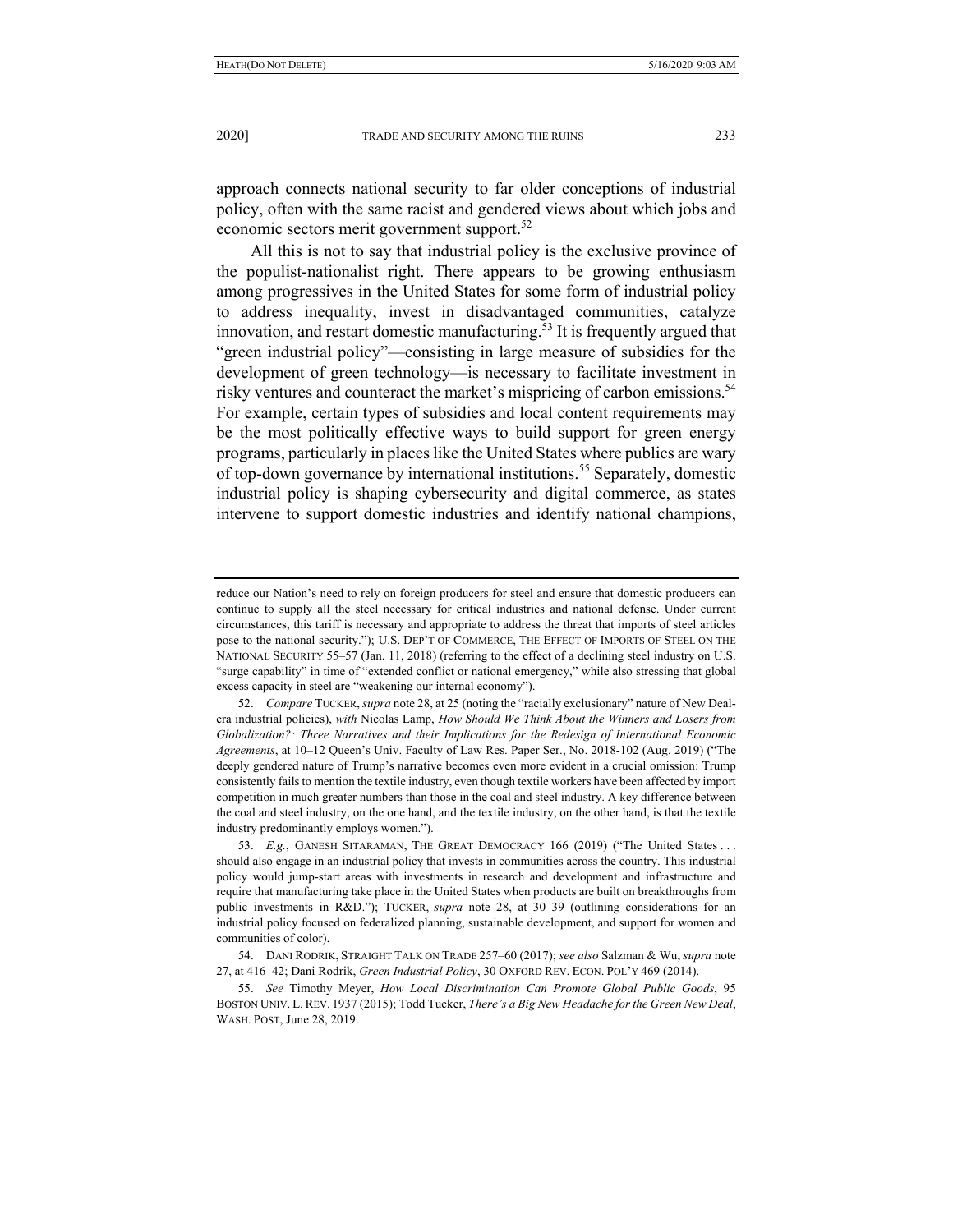approach connects national security to far older conceptions of industrial policy, often with the same racist and gendered views about which jobs and economic sectors merit government support.[52]

All this is not to say that industrial policy is the exclusive province of the populist-nationalist right. There appears to be growing enthusiasm among progressives in the United States for some form of industrial policy to address inequality, invest in disadvantaged communities, catalyze innovation, and restart domestic manufacturing.[53] It is frequently argued that "green industrial policy"—consisting in large measure of subsidies for the development of green technology—is necessary to facilitate investment in risky ventures and counteract the market's mispricing of carbon emissions.[54] For example, certain types of subsidies and local content requirements may be the most politically effective ways to build support for green energy programs, particularly in places like the United States where publics are wary of top-down governance by international institutions.[55] Separately, domestic industrial policy is shaping cybersecurity and digital commerce, as states intervene to support domestic industries and identify national champions,

---

reduce our Nation's need to rely on foreign producers for steel and ensure that domestic producers can continue to supply all the steel necessary for critical industries and national defense. Under current circumstances, this tariff is necessary and appropriate to address the threat that imports of steel articles pose to the national security."); U.S. DEP'T OF COMMERCE, THE EFFECT OF IMPORTS OF STEEL ON THE NATIONAL SECURITY 55–57 (Jan. 11, 2018) (referring to the effect of a declining steel industry on U.S. "surge capability" in time of "extended conflict or national emergency," while also stressing that global excess capacity in steel are "weakening our internal economy").

52. *Compare* TUCKER, *supra* note 28, at 25 (noting the "racially exclusionary" nature of New Deal-era industrial policies), *with* Nicolas Lamp, *How Should We Think About the Winners and Losers from Globalization?: Three Narratives and their Implications for the Redesign of International Economic Agreements*, at 10–12 Queen's Univ. Faculty of Law Res. Paper Ser., No. 2018-102 (Aug. 2019) ("The deeply gendered nature of Trump's narrative becomes even more evident in a crucial omission: Trump consistently fails to mention the textile industry, even though textile workers have been affected by import competition in much greater numbers than those in the coal and steel industry. A key difference between the coal and steel industry, on the one hand, and the textile industry, on the other hand, is that the textile industry predominantly employs women.").

53. *E.g.*, GANESH SITARAMAN, THE GREAT DEMOCRACY 166 (2019) ("The United States . . . should also engage in an industrial policy that invests in communities across the country. This industrial policy would jump-start areas with investments in research and development and infrastructure and require that manufacturing take place in the United States when products are built on breakthroughs from public investments in R&D."); TUCKER, *supra* note 28, at 30–39 (outlining considerations for an industrial policy focused on federalized planning, sustainable development, and support for women and communities of color).

54. DANI RODRIK, STRAIGHT TALK ON TRADE 257–60 (2017); *see also* Salzman & Wu, *supra* note 27, at 416–42; Dani Rodrik, *Green Industrial Policy*, 30 OXFORD REV. ECON. POL'Y 469 (2014).

55. *See* Timothy Meyer, *How Local Discrimination Can Promote Global Public Goods*, 95 BOSTON UNIV. L. REV. 1937 (2015); Todd Tucker, *There's a Big New Headache for the Green New Deal*, WASH. POST, June 28, 2019.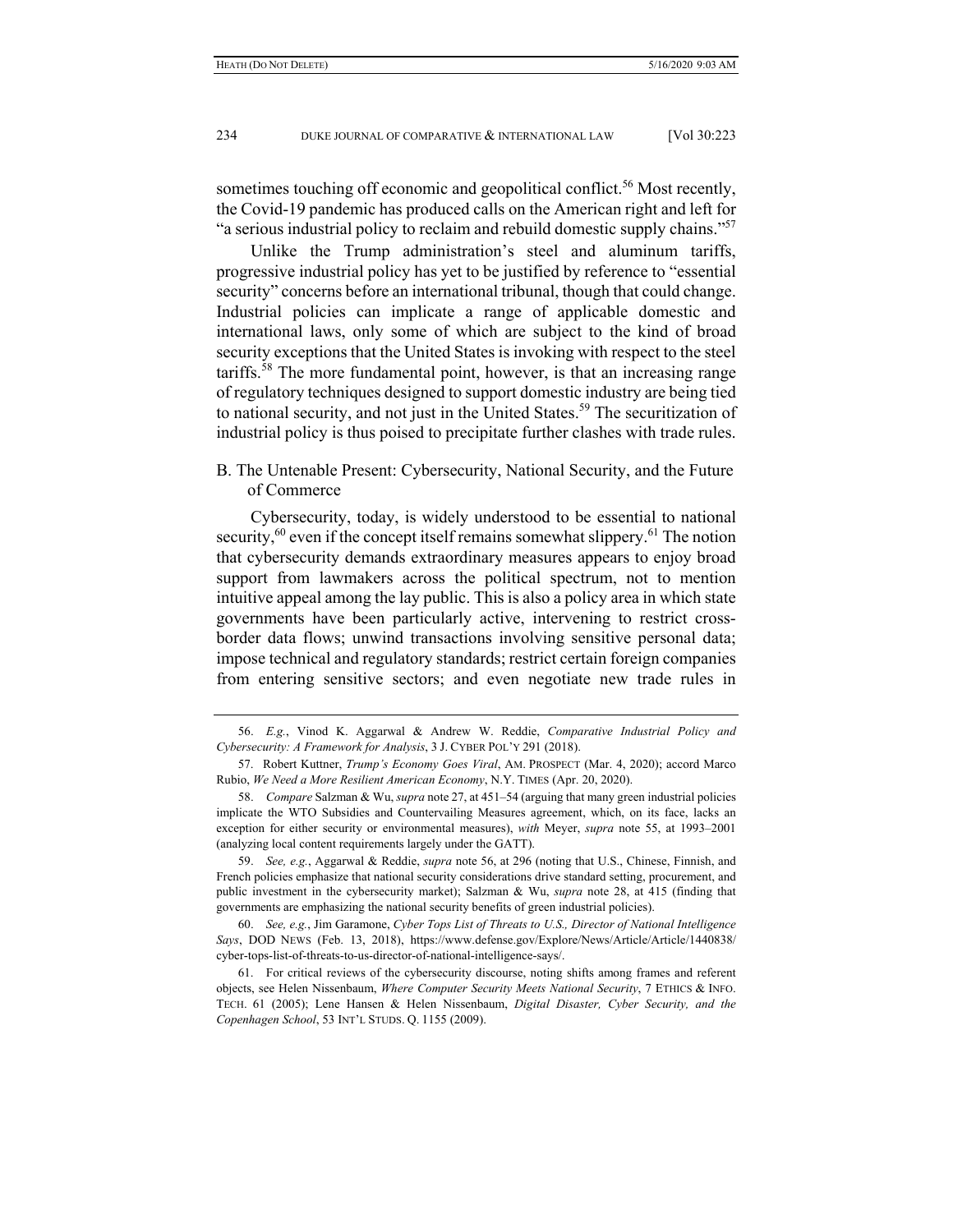sometimes touching off economic and geopolitical conflict.[56] Most recently, the Covid-19 pandemic has produced calls on the American right and left for "a serious industrial policy to reclaim and rebuild domestic supply chains."[57]

Unlike the Trump administration's steel and aluminum tariffs, progressive industrial policy has yet to be justified by reference to "essential security" concerns before an international tribunal, though that could change. Industrial policies can implicate a range of applicable domestic and international laws, only some of which are subject to the kind of broad security exceptions that the United States is invoking with respect to the steel tariffs.[58] The more fundamental point, however, is that an increasing range of regulatory techniques designed to support domestic industry are being tied to national security, and not just in the United States.[59] The securitization of industrial policy is thus poised to precipitate further clashes with trade rules.

### B. The Untenable Present: Cybersecurity, National Security, and the Future of Commerce

Cybersecurity, today, is widely understood to be essential to national security,[60] even if the concept itself remains somewhat slippery.[61] The notion that cybersecurity demands extraordinary measures appears to enjoy broad support from lawmakers across the political spectrum, not to mention intuitive appeal among the lay public. This is also a policy area in which state governments have been particularly active, intervening to restrict cross-border data flows; unwind transactions involving sensitive personal data; impose technical and regulatory standards; restrict certain foreign companies from entering sensitive sectors; and even negotiate new trade rules in

---

56. *E.g.*, Vinod K. Aggarwal & Andrew W. Reddie, *Comparative Industrial Policy and Cybersecurity: A Framework for Analysis*, 3 J. CYBER POL'Y 291 (2018).

57. Robert Kuttner, *Trump's Economy Goes Viral*, AM. PROSPECT (Mar. 4, 2020); accord Marco Rubio, *We Need a More Resilient American Economy*, N.Y. TIMES (Apr. 20, 2020).

58. *Compare* Salzman & Wu, *supra* note 27, at 451–54 (arguing that many green industrial policies implicate the WTO Subsidies and Countervailing Measures agreement, which, on its face, lacks an exception for either security or environmental measures), *with* Meyer, *supra* note 55, at 1993–2001 (analyzing local content requirements largely under the GATT).

59. *See, e.g.*, Aggarwal & Reddie, *supra* note 56, at 296 (noting that U.S., Chinese, Finnish, and French policies emphasize that national security considerations drive standard setting, procurement, and public investment in the cybersecurity market); Salzman & Wu, *supra* note 28, at 415 (finding that governments are emphasizing the national security benefits of green industrial policies).

60. *See, e.g.*, Jim Garamone, *Cyber Tops List of Threats to U.S., Director of National Intelligence Says*, DOD NEWS (Feb. 13, 2018), https://www.defense.gov/Explore/News/Article/Article/1440838/cyber-tops-list-of-threats-to-us-director-of-national-intelligence-says/.

61. For critical reviews of the cybersecurity discourse, noting shifts among frames and referent objects, see Helen Nissenbaum, *Where Computer Security Meets National Security*, 7 ETHICS & INFO. TECH. 61 (2005); Lene Hansen & Helen Nissenbaum, *Digital Disaster, Cyber Security, and the Copenhagen School*, 53 INT'L STUDS. Q. 1155 (2009).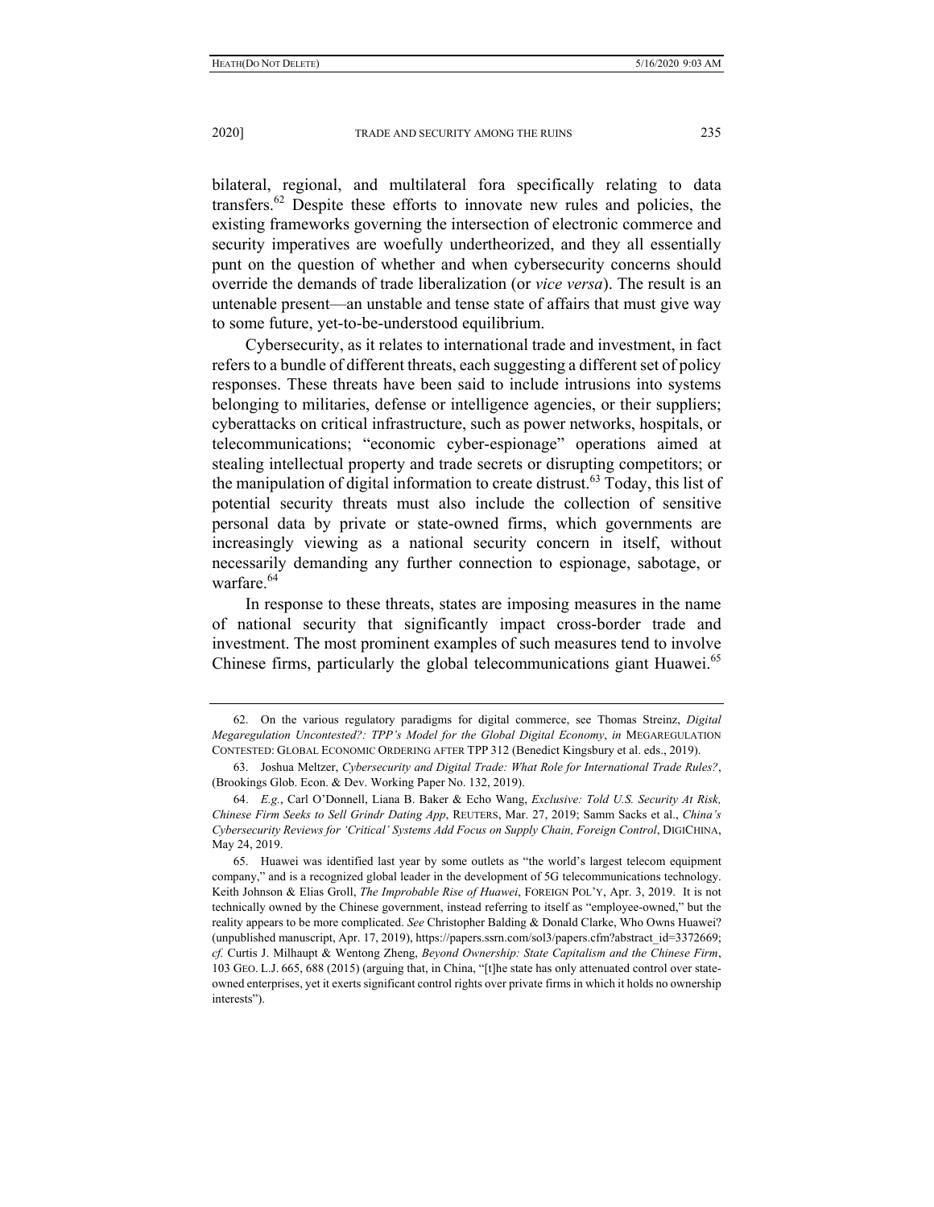bilateral, regional, and multilateral fora specifically relating to data transfers.[62] Despite these efforts to innovate new rules and policies, the existing frameworks governing the intersection of electronic commerce and security imperatives are woefully undertheorized, and they all essentially punt on the question of whether and when cybersecurity concerns should override the demands of trade liberalization (or *vice versa*). The result is an untenable present—an unstable and tense state of affairs that must give way to some future, yet-to-be-understood equilibrium.

Cybersecurity, as it relates to international trade and investment, in fact refers to a bundle of different threats, each suggesting a different set of policy responses. These threats have been said to include intrusions into systems belonging to militaries, defense or intelligence agencies, or their suppliers; cyberattacks on critical infrastructure, such as power networks, hospitals, or telecommunications; "economic cyber-espionage" operations aimed at stealing intellectual property and trade secrets or disrupting competitors; or the manipulation of digital information to create distrust.[63] Today, this list of potential security threats must also include the collection of sensitive personal data by private or state-owned firms, which governments are increasingly viewing as a national security concern in itself, without necessarily demanding any further connection to espionage, sabotage, or warfare.[64]

In response to these threats, states are imposing measures in the name of national security that significantly impact cross-border trade and investment. The most prominent examples of such measures tend to involve Chinese firms, particularly the global telecommunications giant Huawei.[65]

---

62. On the various regulatory paradigms for digital commerce, see Thomas Streinz, *Digital Megaregulation Uncontested?: TPP's Model for the Global Digital Economy*, *in* MEGAREGULATION CONTESTED: GLOBAL ECONOMIC ORDERING AFTER TPP 312 (Benedict Kingsbury et al. eds., 2019).

63. Joshua Meltzer, *Cybersecurity and Digital Trade: What Role for International Trade Rules?*, (Brookings Glob. Econ. & Dev. Working Paper No. 132, 2019).

64. *E.g.*, Carl O'Donnell, Liana B. Baker & Echo Wang, *Exclusive: Told U.S. Security At Risk, Chinese Firm Seeks to Sell Grindr Dating App*, REUTERS, Mar. 27, 2019; Samm Sacks et al., *China's Cybersecurity Reviews for 'Critical' Systems Add Focus on Supply Chain, Foreign Control*, DIGICHINA, May 24, 2019.

65. Huawei was identified last year by some outlets as "the world's largest telecom equipment company," and is a recognized global leader in the development of 5G telecommunications technology. Keith Johnson & Elias Groll, *The Improbable Rise of Huawei*, FOREIGN POL'Y, Apr. 3, 2019. It is not technically owned by the Chinese government, instead referring to itself as "employee-owned," but the reality appears to be more complicated. *See* Christopher Balding & Donald Clarke, Who Owns Huawei? (unpublished manuscript, Apr. 17, 2019), https://papers.ssrn.com/sol3/papers.cfm?abstract_id=3372669; *cf.* Curtis J. Milhaupt & Wentong Zheng, *Beyond Ownership: State Capitalism and the Chinese Firm*, 103 GEO. L.J. 665, 688 (2015) (arguing that, in China, "[t]he state has only attenuated control over state-owned enterprises, yet it exerts significant control rights over private firms in which it holds no ownership interests").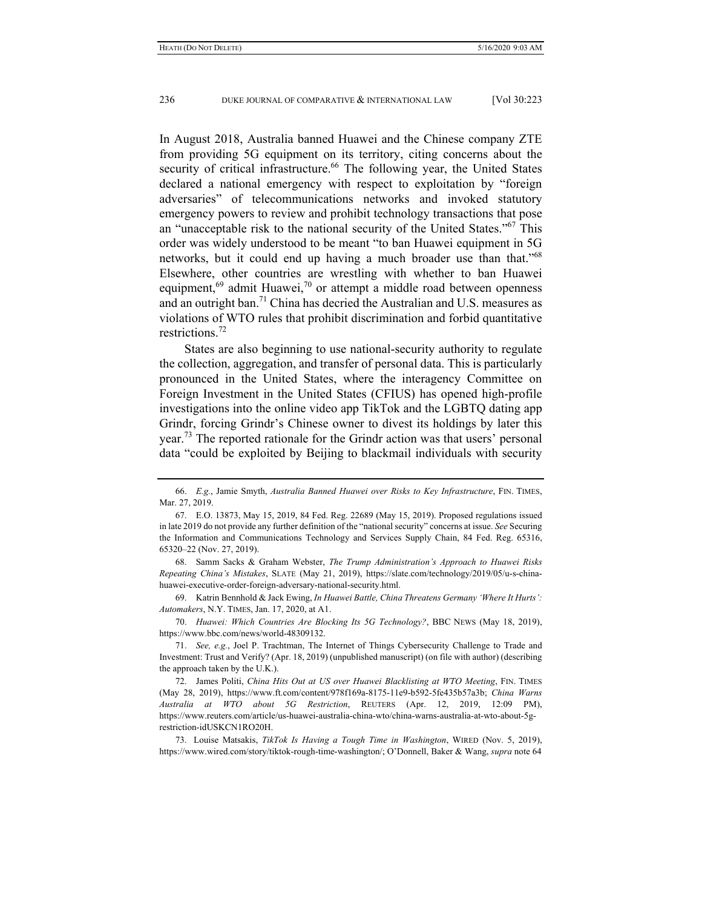In August 2018, Australia banned Huawei and the Chinese company ZTE from providing 5G equipment on its territory, citing concerns about the security of critical infrastructure.[66] The following year, the United States declared a national emergency with respect to exploitation by "foreign adversaries" of telecommunications networks and invoked statutory emergency powers to review and prohibit technology transactions that pose an "unacceptable risk to the national security of the United States."[67] This order was widely understood to be meant "to ban Huawei equipment in 5G networks, but it could end up having a much broader use than that."[68] Elsewhere, other countries are wrestling with whether to ban Huawei equipment,[69] admit Huawei,[70] or attempt a middle road between openness and an outright ban.[71] China has decried the Australian and U.S. measures as violations of WTO rules that prohibit discrimination and forbid quantitative restrictions.[72]

States are also beginning to use national-security authority to regulate the collection, aggregation, and transfer of personal data. This is particularly pronounced in the United States, where the interagency Committee on Foreign Investment in the United States (CFIUS) has opened high-profile investigations into the online video app TikTok and the LGBTQ dating app Grindr, forcing Grindr's Chinese owner to divest its holdings by later this year.[73] The reported rationale for the Grindr action was that users' personal data "could be exploited by Beijing to blackmail individuals with security

---

66. *E.g.*, Jamie Smyth, *Australia Banned Huawei over Risks to Key Infrastructure*, FIN. TIMES, Mar. 27, 2019.

67. E.O. 13873, May 15, 2019, 84 Fed. Reg. 22689 (May 15, 2019). Proposed regulations issued in late 2019 do not provide any further definition of the "national security" concerns at issue. *See* Securing the Information and Communications Technology and Services Supply Chain, 84 Fed. Reg. 65316, 65320–22 (Nov. 27, 2019).

68. Samm Sacks & Graham Webster, *The Trump Administration's Approach to Huawei Risks Repeating China's Mistakes*, SLATE (May 21, 2019), https://slate.com/technology/2019/05/u-s-china-huawei-executive-order-foreign-adversary-national-security.html.

69. Katrin Bennhold & Jack Ewing, *In Huawei Battle, China Threatens Germany 'Where It Hurts': Automakers*, N.Y. TIMES, Jan. 17, 2020, at A1.

70. *Huawei: Which Countries Are Blocking Its 5G Technology?*, BBC NEWS (May 18, 2019), https://www.bbc.com/news/world-48309132.

71. *See, e.g.*, Joel P. Trachtman, The Internet of Things Cybersecurity Challenge to Trade and Investment: Trust and Verify? (Apr. 18, 2019) (unpublished manuscript) (on file with author) (describing the approach taken by the U.K.).

72. James Politi, *China Hits Out at US over Huawei Blacklisting at WTO Meeting*, FIN. TIMES (May 28, 2019), https://www.ft.com/content/978f169a-8175-11e9-b592-5fe435b57a3b; *China Warns Australia at WTO about 5G Restriction*, REUTERS (Apr. 12, 2019, 12:09 PM), https://www.reuters.com/article/us-huawei-australia-china-wto/china-warns-australia-at-wto-about-5g-restriction-idUSKCN1RO20H.

73. Louise Matsakis, *TikTok Is Having a Tough Time in Washington*, WIRED (Nov. 5, 2019), https://www.wired.com/story/tiktok-rough-time-washington/; O'Donnell, Baker & Wang, *supra* note 64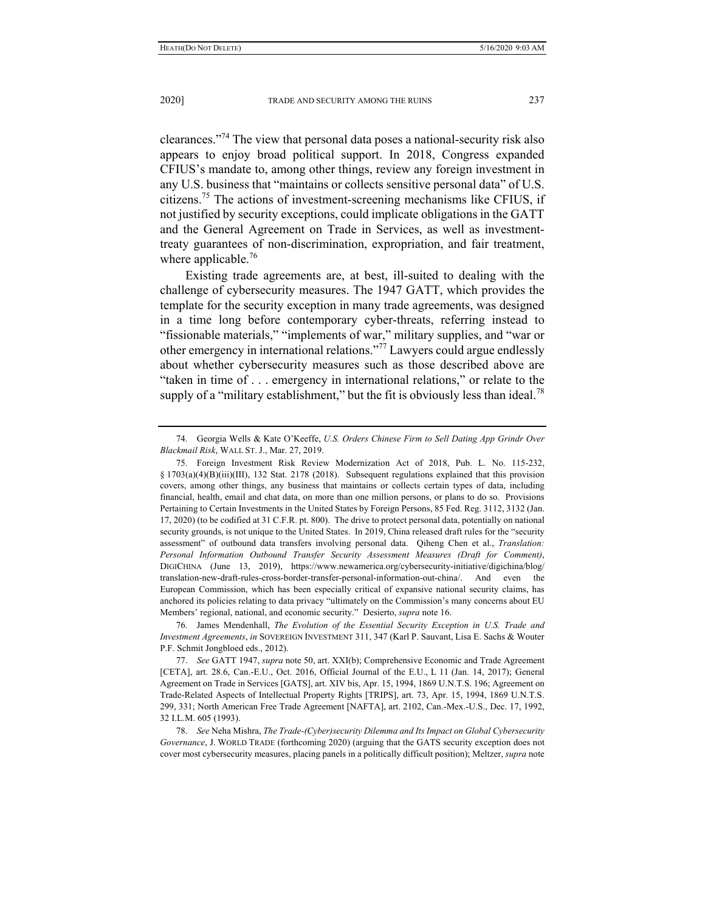clearances."[74] The view that personal data poses a national-security risk also appears to enjoy broad political support. In 2018, Congress expanded CFIUS's mandate to, among other things, review any foreign investment in any U.S. business that "maintains or collects sensitive personal data" of U.S. citizens.[75] The actions of investment-screening mechanisms like CFIUS, if not justified by security exceptions, could implicate obligations in the GATT and the General Agreement on Trade in Services, as well as investment-treaty guarantees of non-discrimination, expropriation, and fair treatment, where applicable.[76]

Existing trade agreements are, at best, ill-suited to dealing with the challenge of cybersecurity measures. The 1947 GATT, which provides the template for the security exception in many trade agreements, was designed in a time long before contemporary cyber-threats, referring instead to "fissionable materials," "implements of war," military supplies, and "war or other emergency in international relations."[77] Lawyers could argue endlessly about whether cybersecurity measures such as those described above are "taken in time of . . . emergency in international relations," or relate to the supply of a "military establishment," but the fit is obviously less than ideal.[78]

---

74. Georgia Wells & Kate O'Keeffe, *U.S. Orders Chinese Firm to Sell Dating App Grindr Over Blackmail Risk*, WALL ST. J., Mar. 27, 2019.

75. Foreign Investment Risk Review Modernization Act of 2018, Pub. L. No. 115-232, § 1703(a)(4)(B)(iii)(III), 132 Stat. 2178 (2018). Subsequent regulations explained that this provision covers, among other things, any business that maintains or collects certain types of data, including financial, health, email and chat data, on more than one million persons, or plans to do so. Provisions Pertaining to Certain Investments in the United States by Foreign Persons, 85 Fed. Reg. 3112, 3132 (Jan. 17, 2020) (to be codified at 31 C.F.R. pt. 800). The drive to protect personal data, potentially on national security grounds, is not unique to the United States. In 2019, China released draft rules for the "security assessment" of outbound data transfers involving personal data. Qiheng Chen et al., *Translation: Personal Information Outbound Transfer Security Assessment Measures (Draft for Comment)*, DIGICHINA (June 13, 2019), https://www.newamerica.org/cybersecurity-initiative/digichina/blog/translation-new-draft-rules-cross-border-transfer-personal-information-out-china/. And even the European Commission, which has been especially critical of expansive national security claims, has anchored its policies relating to data privacy "ultimately on the Commission's many concerns about EU Members' regional, national, and economic security." Desierto, *supra* note 16.

76. James Mendenhall, *The Evolution of the Essential Security Exception in U.S. Trade and Investment Agreements*, *in* SOVEREIGN INVESTMENT 311, 347 (Karl P. Sauvant, Lisa E. Sachs & Wouter P.F. Schmit Jongbloed eds., 2012).

77. *See* GATT 1947, *supra* note 50, art. XXI(b); Comprehensive Economic and Trade Agreement [CETA], art. 28.6, Can.-E.U., Oct. 2016, Official Journal of the E.U., L 11 (Jan. 14, 2017); General Agreement on Trade in Services [GATS], art. XIV bis, Apr. 15, 1994, 1869 U.N.T.S. 196; Agreement on Trade-Related Aspects of Intellectual Property Rights [TRIPS], art. 73, Apr. 15, 1994, 1869 U.N.T.S. 299, 331; North American Free Trade Agreement [NAFTA], art. 2102, Can.-Mex.-U.S., Dec. 17, 1992, 32 I.L.M. 605 (1993).

78. *See* Neha Mishra, *The Trade-(Cyber)security Dilemma and Its Impact on Global Cybersecurity Governance*, J. WORLD TRADE (forthcoming 2020) (arguing that the GATS security exception does not cover most cybersecurity measures, placing panels in a politically difficult position); Meltzer, *supra* note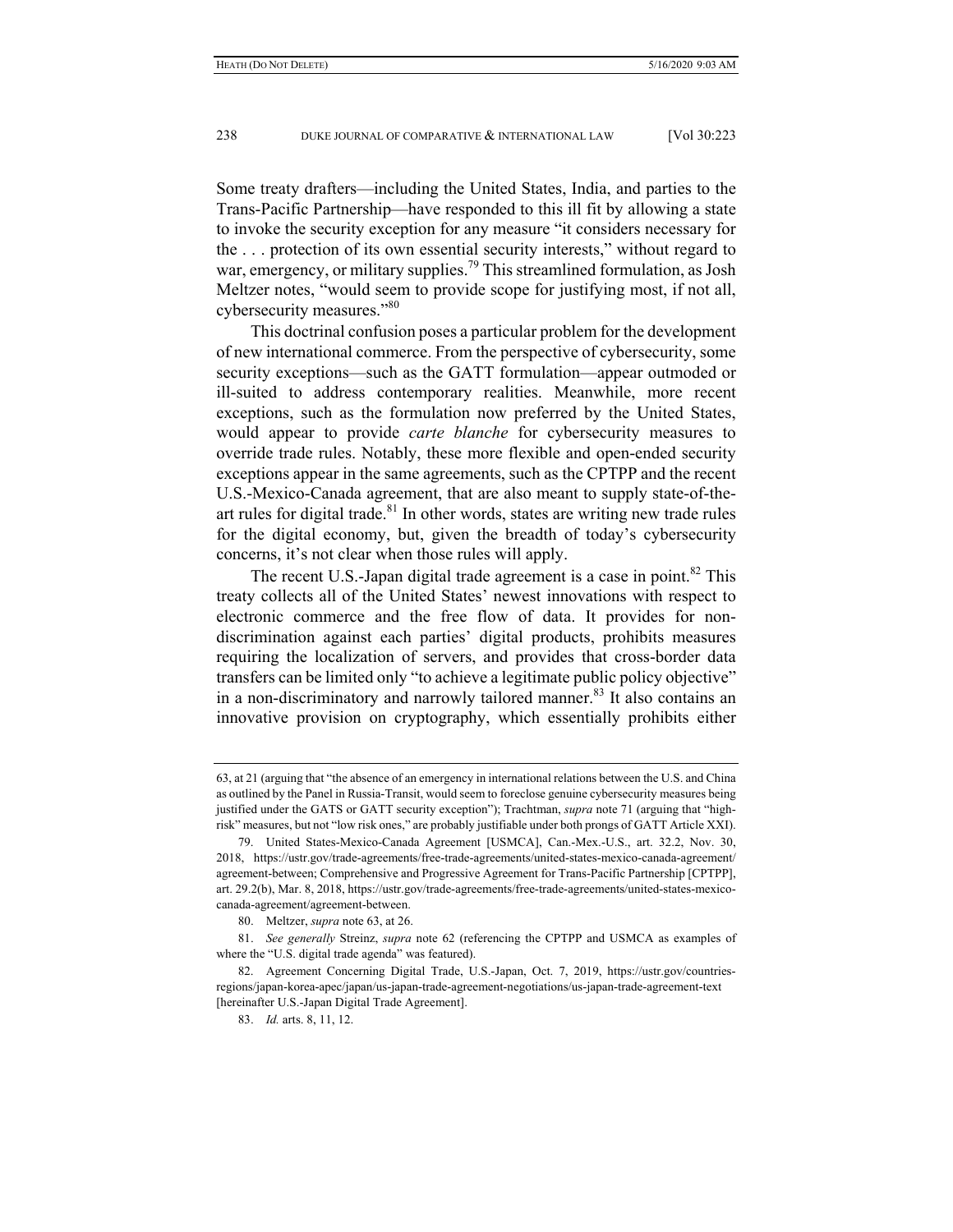Some treaty drafters—including the United States, India, and parties to the Trans-Pacific Partnership—have responded to this ill fit by allowing a state to invoke the security exception for any measure "it considers necessary for the . . . protection of its own essential security interests," without regard to war, emergency, or military supplies.[79] This streamlined formulation, as Josh Meltzer notes, "would seem to provide scope for justifying most, if not all, cybersecurity measures."[80]

This doctrinal confusion poses a particular problem for the development of new international commerce. From the perspective of cybersecurity, some security exceptions—such as the GATT formulation—appear outmoded or ill-suited to address contemporary realities. Meanwhile, more recent exceptions, such as the formulation now preferred by the United States, would appear to provide *carte blanche* for cybersecurity measures to override trade rules. Notably, these more flexible and open-ended security exceptions appear in the same agreements, such as the CPTPP and the recent U.S.-Mexico-Canada agreement, that are also meant to supply state-of-the-art rules for digital trade.[81] In other words, states are writing new trade rules for the digital economy, but, given the breadth of today's cybersecurity concerns, it's not clear when those rules will apply.

The recent U.S.-Japan digital trade agreement is a case in point.[82] This treaty collects all of the United States' newest innovations with respect to electronic commerce and the free flow of data. It provides for non-discrimination against each parties' digital products, prohibits measures requiring the localization of servers, and provides that cross-border data transfers can be limited only "to achieve a legitimate public policy objective" in a non-discriminatory and narrowly tailored manner.[83] It also contains an innovative provision on cryptography, which essentially prohibits either

---

63, at 21 (arguing that "the absence of an emergency in international relations between the U.S. and China as outlined by the Panel in Russia-Transit, would seem to foreclose genuine cybersecurity measures being justified under the GATS or GATT security exception"); Trachtman, *supra* note 71 (arguing that "high-risk" measures, but not "low risk ones," are probably justifiable under both prongs of GATT Article XXI).

79. United States-Mexico-Canada Agreement [USMCA], Can.-Mex.-U.S., art. 32.2, Nov. 30, 2018, https://ustr.gov/trade-agreements/free-trade-agreements/united-states-mexico-canada-agreement/agreement-between; Comprehensive and Progressive Agreement for Trans-Pacific Partnership [CPTPP], art. 29.2(b), Mar. 8, 2018, https://ustr.gov/trade-agreements/free-trade-agreements/united-states-mexico-canada-agreement/agreement-between.

80. Meltzer, *supra* note 63, at 26.

81. *See generally* Streinz, *supra* note 62 (referencing the CPTPP and USMCA as examples of where the "U.S. digital trade agenda" was featured).

82. Agreement Concerning Digital Trade, U.S.-Japan, Oct. 7, 2019, https://ustr.gov/countries-regions/japan-korea-apec/japan/us-japan-trade-agreement-negotiations/us-japan-trade-agreement-text [hereinafter U.S.-Japan Digital Trade Agreement].

83. *Id.* arts. 8, 11, 12.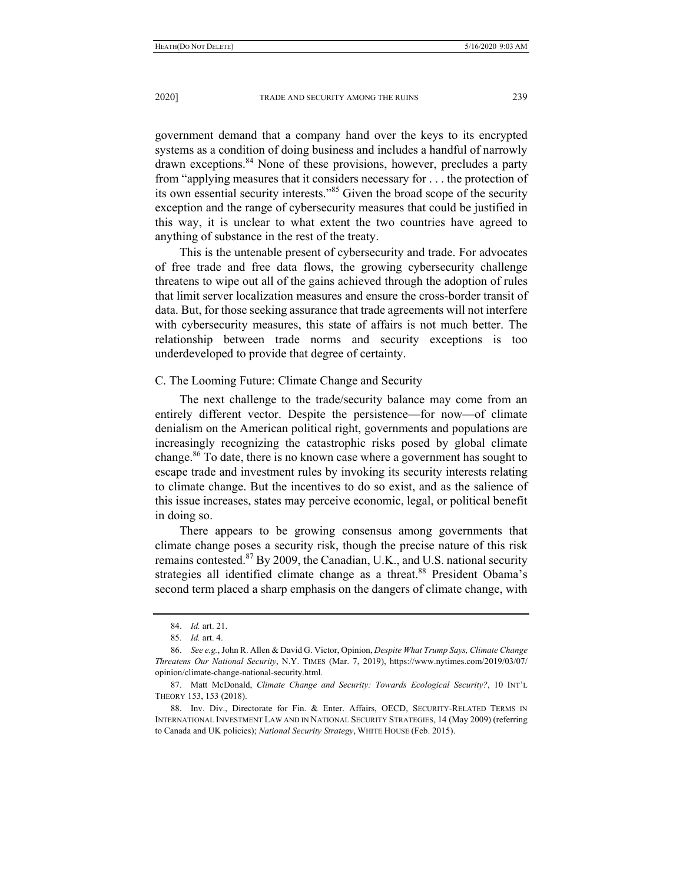government demand that a company hand over the keys to its encrypted systems as a condition of doing business and includes a handful of narrowly drawn exceptions.[84] None of these provisions, however, precludes a party from "applying measures that it considers necessary for . . . the protection of its own essential security interests."[85] Given the broad scope of the security exception and the range of cybersecurity measures that could be justified in this way, it is unclear to what extent the two countries have agreed to anything of substance in the rest of the treaty.

This is the untenable present of cybersecurity and trade. For advocates of free trade and free data flows, the growing cybersecurity challenge threatens to wipe out all of the gains achieved through the adoption of rules that limit server localization measures and ensure the cross-border transit of data. But, for those seeking assurance that trade agreements will not interfere with cybersecurity measures, this state of affairs is not much better. The relationship between trade norms and security exceptions is too underdeveloped to provide that degree of certainty.

### C. The Looming Future: Climate Change and Security

The next challenge to the trade/security balance may come from an entirely different vector. Despite the persistence—for now—of climate denialism on the American political right, governments and populations are increasingly recognizing the catastrophic risks posed by global climate change.[86] To date, there is no known case where a government has sought to escape trade and investment rules by invoking its security interests relating to climate change. But the incentives to do so exist, and as the salience of this issue increases, states may perceive economic, legal, or political benefit in doing so.

There appears to be growing consensus among governments that climate change poses a security risk, though the precise nature of this risk remains contested.[87] By 2009, the Canadian, U.K., and U.S. national security strategies all identified climate change as a threat.[88] President Obama's second term placed a sharp emphasis on the dangers of climate change, with

---

84. *Id.* art. 21.

85. *Id.* art. 4.

86. *See e.g.*, John R. Allen & David G. Victor, Opinion, *Despite What Trump Says, Climate Change Threatens Our National Security*, N.Y. TIMES (Mar. 7, 2019), https://www.nytimes.com/2019/03/07/opinion/climate-change-national-security.html.

87. Matt McDonald, *Climate Change and Security: Towards Ecological Security?*, 10 INT'L THEORY 153, 153 (2018).

88. Inv. Div., Directorate for Fin. & Enter. Affairs, OECD, SECURITY-RELATED TERMS IN INTERNATIONAL INVESTMENT LAW AND IN NATIONAL SECURITY STRATEGIES, 14 (May 2009) (referring to Canada and UK policies); *National Security Strategy*, WHITE HOUSE (Feb. 2015).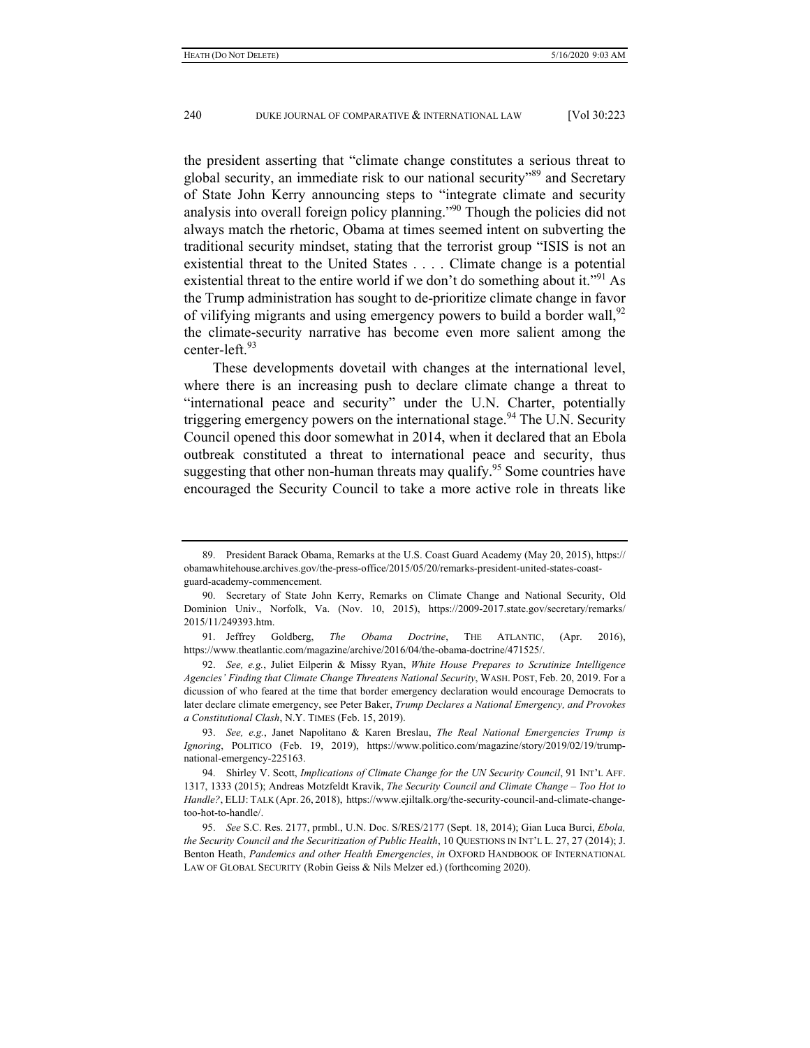the president asserting that "climate change constitutes a serious threat to global security, an immediate risk to our national security"[89] and Secretary of State John Kerry announcing steps to "integrate climate and security analysis into overall foreign policy planning."[90] Though the policies did not always match the rhetoric, Obama at times seemed intent on subverting the traditional security mindset, stating that the terrorist group "ISIS is not an existential threat to the United States . . . . Climate change is a potential existential threat to the entire world if we don't do something about it."[91] As the Trump administration has sought to de-prioritize climate change in favor of vilifying migrants and using emergency powers to build a border wall,[92] the climate-security narrative has become even more salient among the center-left.[93]

These developments dovetail with changes at the international level, where there is an increasing push to declare climate change a threat to "international peace and security" under the U.N. Charter, potentially triggering emergency powers on the international stage.[94] The U.N. Security Council opened this door somewhat in 2014, when it declared that an Ebola outbreak constituted a threat to international peace and security, thus suggesting that other non-human threats may qualify.[95] Some countries have encouraged the Security Council to take a more active role in threats like

---

89. President Barack Obama, Remarks at the U.S. Coast Guard Academy (May 20, 2015), https://obamawhitehouse.archives.gov/the-press-office/2015/05/20/remarks-president-united-states-coast-guard-academy-commencement.

90. Secretary of State John Kerry, Remarks on Climate Change and National Security, Old Dominion Univ., Norfolk, Va. (Nov. 10, 2015), https://2009-2017.state.gov/secretary/remarks/2015/11/249393.htm.

91. Jeffrey Goldberg, *The Obama Doctrine*, THE ATLANTIC, (Apr. 2016), https://www.theatlantic.com/magazine/archive/2016/04/the-obama-doctrine/471525/.

92. *See, e.g.*, Juliet Eilperin & Missy Ryan, *White House Prepares to Scrutinize Intelligence Agencies' Finding that Climate Change Threatens National Security*, WASH. POST, Feb. 20, 2019. For a dicussion of who feared at the time that border emergency declaration would encourage Democrats to later declare climate emergency, see Peter Baker, *Trump Declares a National Emergency, and Provokes a Constitutional Clash*, N.Y. TIMES (Feb. 15, 2019).

93. *See, e.g.*, Janet Napolitano & Karen Breslau, *The Real National Emergencies Trump is Ignoring*, POLITICO (Feb. 19, 2019), https://www.politico.com/magazine/story/2019/02/19/trump-national-emergency-225163.

94. Shirley V. Scott, *Implications of Climate Change for the UN Security Council*, 91 INT'L AFF. 1317, 1333 (2015); Andreas Motzfeldt Kravik, *The Security Council and Climate Change – Too Hot to Handle?*, ELIJ: TALK (Apr. 26, 2018), https://www.ejiltalk.org/the-security-council-and-climate-change-too-hot-to-handle/.

95. *See* S.C. Res. 2177, prmbl., U.N. Doc. S/RES/2177 (Sept. 18, 2014); Gian Luca Burci, *Ebola, the Security Council and the Securitization of Public Health*, 10 QUESTIONS IN INT'L L. 27, 27 (2014); J. Benton Heath, *Pandemics and other Health Emergencies*, *in* OXFORD HANDBOOK OF INTERNATIONAL LAW OF GLOBAL SECURITY (Robin Geiss & Nils Melzer ed.) (forthcoming 2020).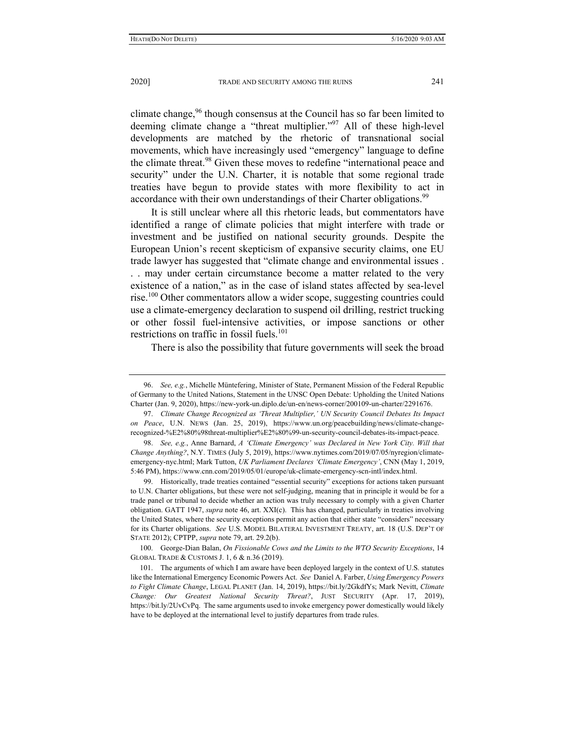climate change,[96] though consensus at the Council has so far been limited to deeming climate change a "threat multiplier."[97] All of these high-level developments are matched by the rhetoric of transnational social movements, which have increasingly used "emergency" language to define the climate threat.[98] Given these moves to redefine "international peace and security" under the U.N. Charter, it is notable that some regional trade treaties have begun to provide states with more flexibility to act in accordance with their own understandings of their Charter obligations.[99]

It is still unclear where all this rhetoric leads, but commentators have identified a range of climate policies that might interfere with trade or investment and be justified on national security grounds. Despite the European Union's recent skepticism of expansive security claims, one EU trade lawyer has suggested that "climate change and environmental issues . . . may under certain circumstance become a matter related to the very existence of a nation," as in the case of island states affected by sea-level rise.[100] Other commentators allow a wider scope, suggesting countries could use a climate-emergency declaration to suspend oil drilling, restrict trucking or other fossil fuel-intensive activities, or impose sanctions or other restrictions on traffic in fossil fuels.[101]

There is also the possibility that future governments will seek the broad

---

96. *See, e.g.*, Michelle Müntefering, Minister of State, Permanent Mission of the Federal Republic of Germany to the United Nations, Statement in the UNSC Open Debate: Upholding the United Nations Charter (Jan. 9, 2020), https://new-york-un.diplo.de/un-en/news-corner/200109-un-charter/2291676.

97. *Climate Change Recognized as 'Threat Multiplier,' UN Security Council Debates Its Impact on Peace*, U.N. NEWS (Jan. 25, 2019), https://www.un.org/peacebuilding/news/climate-change-recognized-%E2%80%98threat-multiplier%E2%80%99-un-security-council-debates-its-impact-peace.

98. *See, e.g.*, Anne Barnard, *A 'Climate Emergency' was Declared in New York City. Will that Change Anything?*, N.Y. TIMES (July 5, 2019), https://www.nytimes.com/2019/07/05/nyregion/climate-emergency-nyc.html; Mark Tutton, *UK Parliament Declares 'Climate Emergency'*, CNN (May 1, 2019, 5:46 PM), https://www.cnn.com/2019/05/01/europe/uk-climate-emergency-scn-intl/index.html.

99. Historically, trade treaties contained "essential security" exceptions for actions taken pursuant to U.N. Charter obligations, but these were not self-judging, meaning that in principle it would be for a trade panel or tribunal to decide whether an action was truly necessary to comply with a given Charter obligation. GATT 1947, *supra* note 46, art. XXI(c). This has changed, particularly in treaties involving the United States, where the security exceptions permit any action that either state "considers" necessary for its Charter obligations. *See* U.S. MODEL BILATERAL INVESTMENT TREATY, art. 18 (U.S. DEP'T OF STATE 2012); CPTPP, *supra* note 79, art. 29.2(b).

100. George-Dian Balan, *On Fissionable Cows and the Limits to the WTO Security Exceptions*, 14 GLOBAL TRADE & CUSTOMS J. 1, 6 & n.36 (2019).

101. The arguments of which I am aware have been deployed largely in the context of U.S. statutes like the International Emergency Economic Powers Act. *See* Daniel A. Farber, *Using Emergency Powers to Fight Climate Change*, LEGAL PLANET (Jan. 14, 2019), https://bit.ly/2GkdfYs; Mark Nevitt, *Climate Change: Our Greatest National Security Threat?*, JUST SECURITY (Apr. 17, 2019), https://bit.ly/2UvCvPq. The same arguments used to invoke emergency power domestically would likely have to be deployed at the international level to justify departures from trade rules.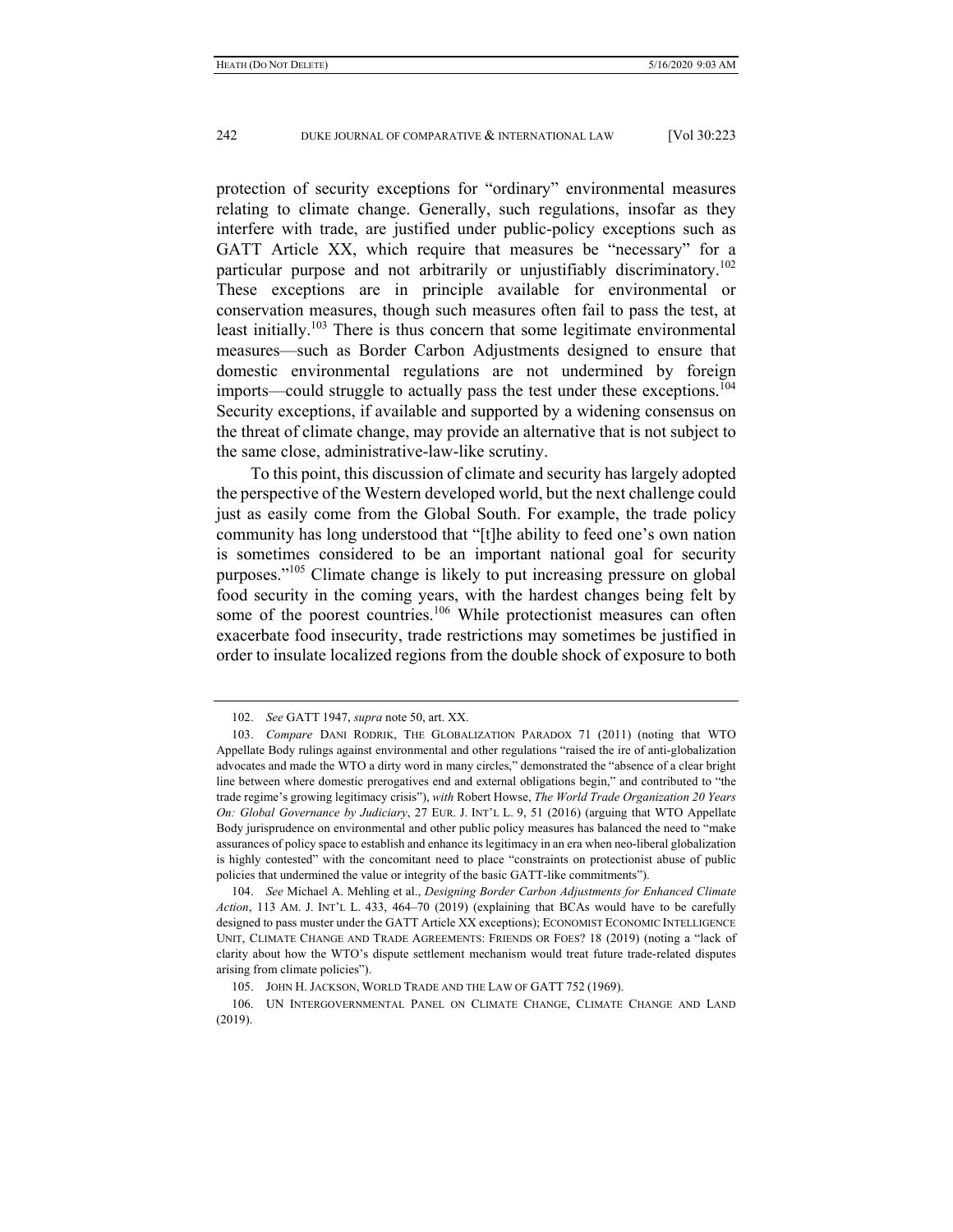protection of security exceptions for "ordinary" environmental measures relating to climate change. Generally, such regulations, insofar as they interfere with trade, are justified under public-policy exceptions such as GATT Article XX, which require that measures be "necessary" for a particular purpose and not arbitrarily or unjustifiably discriminatory.[102] These exceptions are in principle available for environmental or conservation measures, though such measures often fail to pass the test, at least initially.[103] There is thus concern that some legitimate environmental measures—such as Border Carbon Adjustments designed to ensure that domestic environmental regulations are not undermined by foreign imports—could struggle to actually pass the test under these exceptions.[104] Security exceptions, if available and supported by a widening consensus on the threat of climate change, may provide an alternative that is not subject to the same close, administrative-law-like scrutiny.

To this point, this discussion of climate and security has largely adopted the perspective of the Western developed world, but the next challenge could just as easily come from the Global South. For example, the trade policy community has long understood that "[t]he ability to feed one's own nation is sometimes considered to be an important national goal for security purposes."[105] Climate change is likely to put increasing pressure on global food security in the coming years, with the hardest changes being felt by some of the poorest countries.[106] While protectionist measures can often exacerbate food insecurity, trade restrictions may sometimes be justified in order to insulate localized regions from the double shock of exposure to both

---

102. *See* GATT 1947, *supra* note 50, art. XX.

103. *Compare* DANI RODRIK, THE GLOBALIZATION PARADOX 71 (2011) (noting that WTO Appellate Body rulings against environmental and other regulations "raised the ire of anti-globalization advocates and made the WTO a dirty word in many circles," demonstrated the "absence of a clear bright line between where domestic prerogatives end and external obligations begin," and contributed to "the trade regime's growing legitimacy crisis"), *with* Robert Howse, *The World Trade Organization 20 Years On: Global Governance by Judiciary*, 27 EUR. J. INT'L L. 9, 51 (2016) (arguing that WTO Appellate Body jurisprudence on environmental and other public policy measures has balanced the need to "make assurances of policy space to establish and enhance its legitimacy in an era when neo-liberal globalization is highly contested" with the concomitant need to place "constraints on protectionist abuse of public policies that undermined the value or integrity of the basic GATT-like commitments").

104. *See* Michael A. Mehling et al., *Designing Border Carbon Adjustments for Enhanced Climate Action*, 113 AM. J. INT'L L. 433, 464–70 (2019) (explaining that BCAs would have to be carefully designed to pass muster under the GATT Article XX exceptions); ECONOMIST ECONOMIC INTELLIGENCE UNIT, CLIMATE CHANGE AND TRADE AGREEMENTS: FRIENDS OR FOES? 18 (2019) (noting a "lack of clarity about how the WTO's dispute settlement mechanism would treat future trade-related disputes arising from climate policies").

105. JOHN H. JACKSON, WORLD TRADE AND THE LAW OF GATT 752 (1969).

106. UN INTERGOVERNMENTAL PANEL ON CLIMATE CHANGE, CLIMATE CHANGE AND LAND (2019).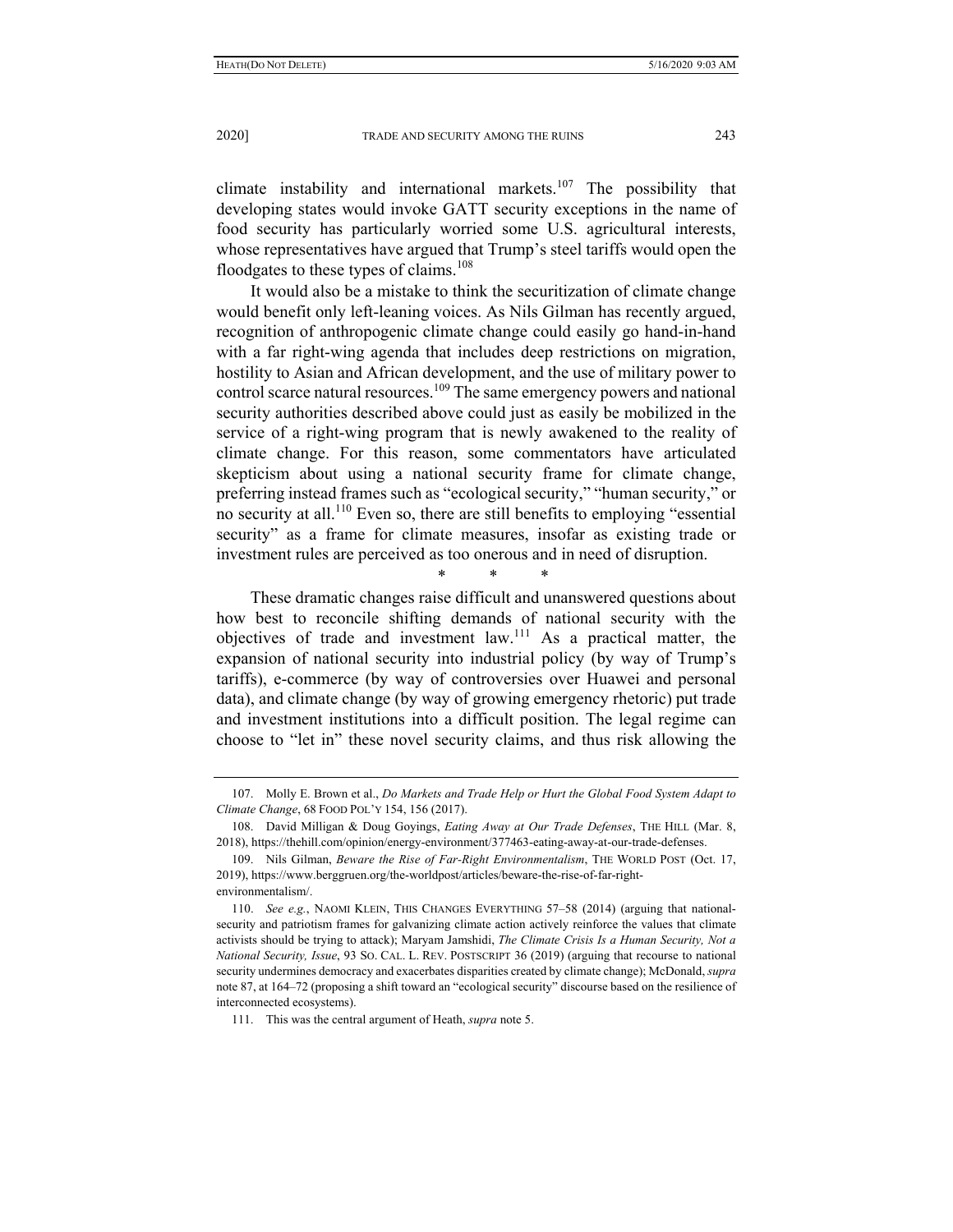climate instability and international markets.[107] The possibility that developing states would invoke GATT security exceptions in the name of food security has particularly worried some U.S. agricultural interests, whose representatives have argued that Trump's steel tariffs would open the floodgates to these types of claims.[108]

It would also be a mistake to think the securitization of climate change would benefit only left-leaning voices. As Nils Gilman has recently argued, recognition of anthropogenic climate change could easily go hand-in-hand with a far right-wing agenda that includes deep restrictions on migration, hostility to Asian and African development, and the use of military power to control scarce natural resources.[109] The same emergency powers and national security authorities described above could just as easily be mobilized in the service of a right-wing program that is newly awakened to the reality of climate change. For this reason, some commentators have articulated skepticism about using a national security frame for climate change, preferring instead frames such as "ecological security," "human security," or no security at all.[110] Even so, there are still benefits to employing "essential security" as a frame for climate measures, insofar as existing trade or investment rules are perceived as too onerous and in need of disruption.

\*   \*   \*

These dramatic changes raise difficult and unanswered questions about how best to reconcile shifting demands of national security with the objectives of trade and investment law.[111] As a practical matter, the expansion of national security into industrial policy (by way of Trump's tariffs), e-commerce (by way of controversies over Huawei and personal data), and climate change (by way of growing emergency rhetoric) put trade and investment institutions into a difficult position. The legal regime can choose to "let in" these novel security claims, and thus risk allowing the

---

107. Molly E. Brown et al., *Do Markets and Trade Help or Hurt the Global Food System Adapt to Climate Change*, 68 FOOD POL'Y 154, 156 (2017).

108. David Milligan & Doug Goyings, *Eating Away at Our Trade Defenses*, THE HILL (Mar. 8, 2018), https://thehill.com/opinion/energy-environment/377463-eating-away-at-our-trade-defenses.

109. Nils Gilman, *Beware the Rise of Far-Right Environmentalism*, THE WORLD POST (Oct. 17, 2019), https://www.berggruen.org/the-worldpost/articles/beware-the-rise-of-far-right-environmentalism/.

110. *See e.g.*, NAOMI KLEIN, THIS CHANGES EVERYTHING 57–58 (2014) (arguing that national-security and patriotism frames for galvanizing climate action actively reinforce the values that climate activists should be trying to attack); Maryam Jamshidi, *The Climate Crisis Is a Human Security, Not a National Security, Issue*, 93 SO. CAL. L. REV. POSTSCRIPT 36 (2019) (arguing that recourse to national security undermines democracy and exacerbates disparities created by climate change); McDonald, *supra* note 87, at 164–72 (proposing a shift toward an "ecological security" discourse based on the resilience of interconnected ecosystems).

111. This was the central argument of Heath, *supra* note 5.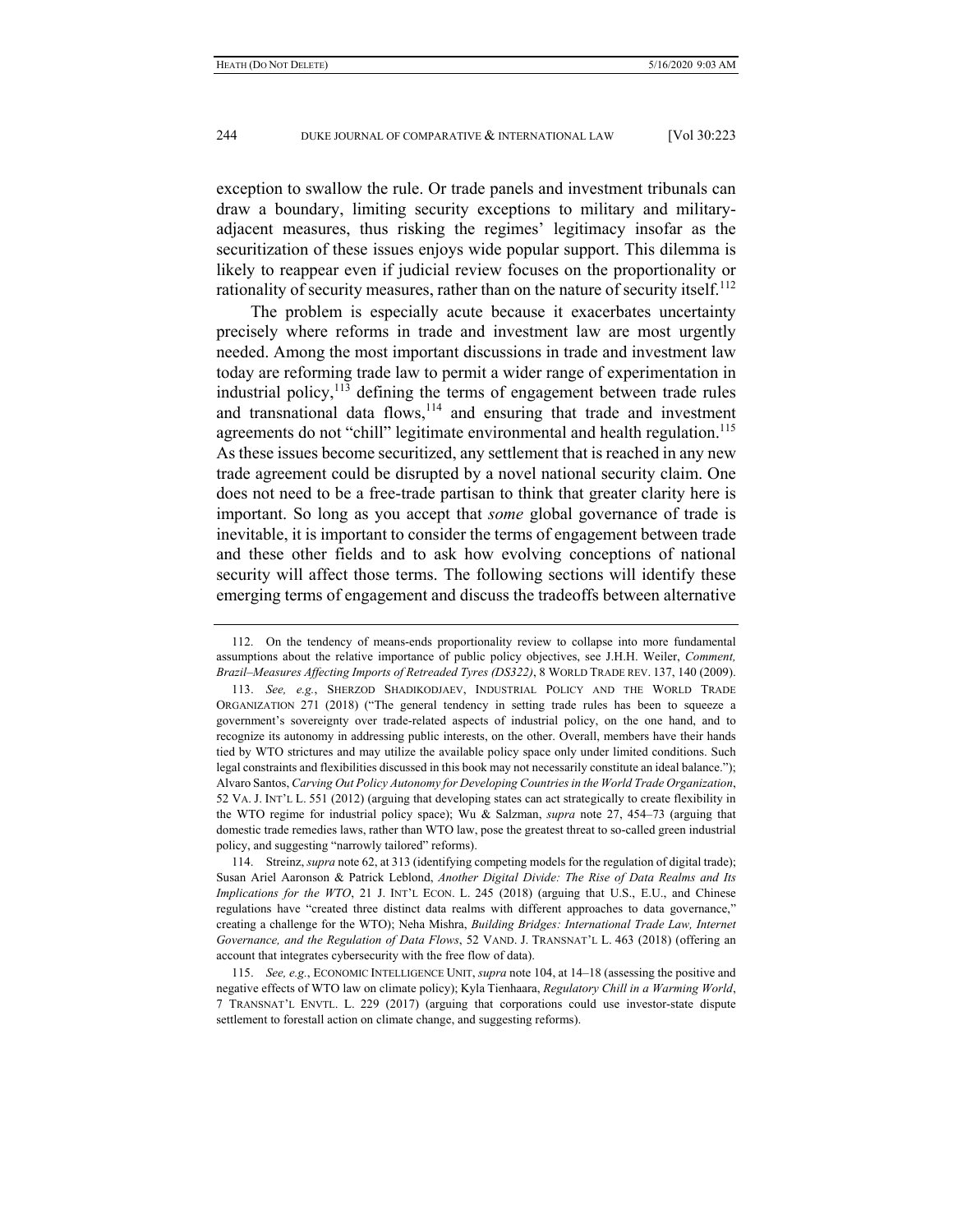exception to swallow the rule. Or trade panels and investment tribunals can draw a boundary, limiting security exceptions to military and military-adjacent measures, thus risking the regimes' legitimacy insofar as the securitization of these issues enjoys wide popular support. This dilemma is likely to reappear even if judicial review focuses on the proportionality or rationality of security measures, rather than on the nature of security itself.[112]

The problem is especially acute because it exacerbates uncertainty precisely where reforms in trade and investment law are most urgently needed. Among the most important discussions in trade and investment law today are reforming trade law to permit a wider range of experimentation in industrial policy,[113] defining the terms of engagement between trade rules and transnational data flows,[114] and ensuring that trade and investment agreements do not "chill" legitimate environmental and health regulation.[115] As these issues become securitized, any settlement that is reached in any new trade agreement could be disrupted by a novel national security claim. One does not need to be a free-trade partisan to think that greater clarity here is important. So long as you accept that *some* global governance of trade is inevitable, it is important to consider the terms of engagement between trade and these other fields and to ask how evolving conceptions of national security will affect those terms. The following sections will identify these emerging terms of engagement and discuss the tradeoffs between alternative

---

112. On the tendency of means-ends proportionality review to collapse into more fundamental assumptions about the relative importance of public policy objectives, see J.H.H. Weiler, *Comment, Brazil–Measures Affecting Imports of Retreaded Tyres (DS322)*, 8 WORLD TRADE REV. 137, 140 (2009).

113. *See, e.g.*, SHERZOD SHADIKODJAEV, INDUSTRIAL POLICY AND THE WORLD TRADE ORGANIZATION 271 (2018) ("The general tendency in setting trade rules has been to squeeze a government's sovereignty over trade-related aspects of industrial policy, on the one hand, and to recognize its autonomy in addressing public interests, on the other. Overall, members have their hands tied by WTO strictures and may utilize the available policy space only under limited conditions. Such legal constraints and flexibilities discussed in this book may not necessarily constitute an ideal balance."); Alvaro Santos, *Carving Out Policy Autonomy for Developing Countries in the World Trade Organization*, 52 VA. J. INT'L L. 551 (2012) (arguing that developing states can act strategically to create flexibility in the WTO regime for industrial policy space); Wu & Salzman, *supra* note 27, 454–73 (arguing that domestic trade remedies laws, rather than WTO law, pose the greatest threat to so-called green industrial policy, and suggesting "narrowly tailored" reforms).

114. Streinz, *supra* note 62, at 313 (identifying competing models for the regulation of digital trade); Susan Ariel Aaronson & Patrick Leblond, *Another Digital Divide: The Rise of Data Realms and Its Implications for the WTO*, 21 J. INT'L ECON. L. 245 (2018) (arguing that U.S., E.U., and Chinese regulations have "created three distinct data realms with different approaches to data governance," creating a challenge for the WTO); Neha Mishra, *Building Bridges: International Trade Law, Internet Governance, and the Regulation of Data Flows*, 52 VAND. J. TRANSNAT'L L. 463 (2018) (offering an account that integrates cybersecurity with the free flow of data).

115. *See, e.g.*, ECONOMIC INTELLIGENCE UNIT, *supra* note 104, at 14–18 (assessing the positive and negative effects of WTO law on climate policy); Kyla Tienhaara, *Regulatory Chill in a Warming World*, 7 TRANSNAT'L ENVTL. L. 229 (2017) (arguing that corporations could use investor-state dispute settlement to forestall action on climate change, and suggesting reforms).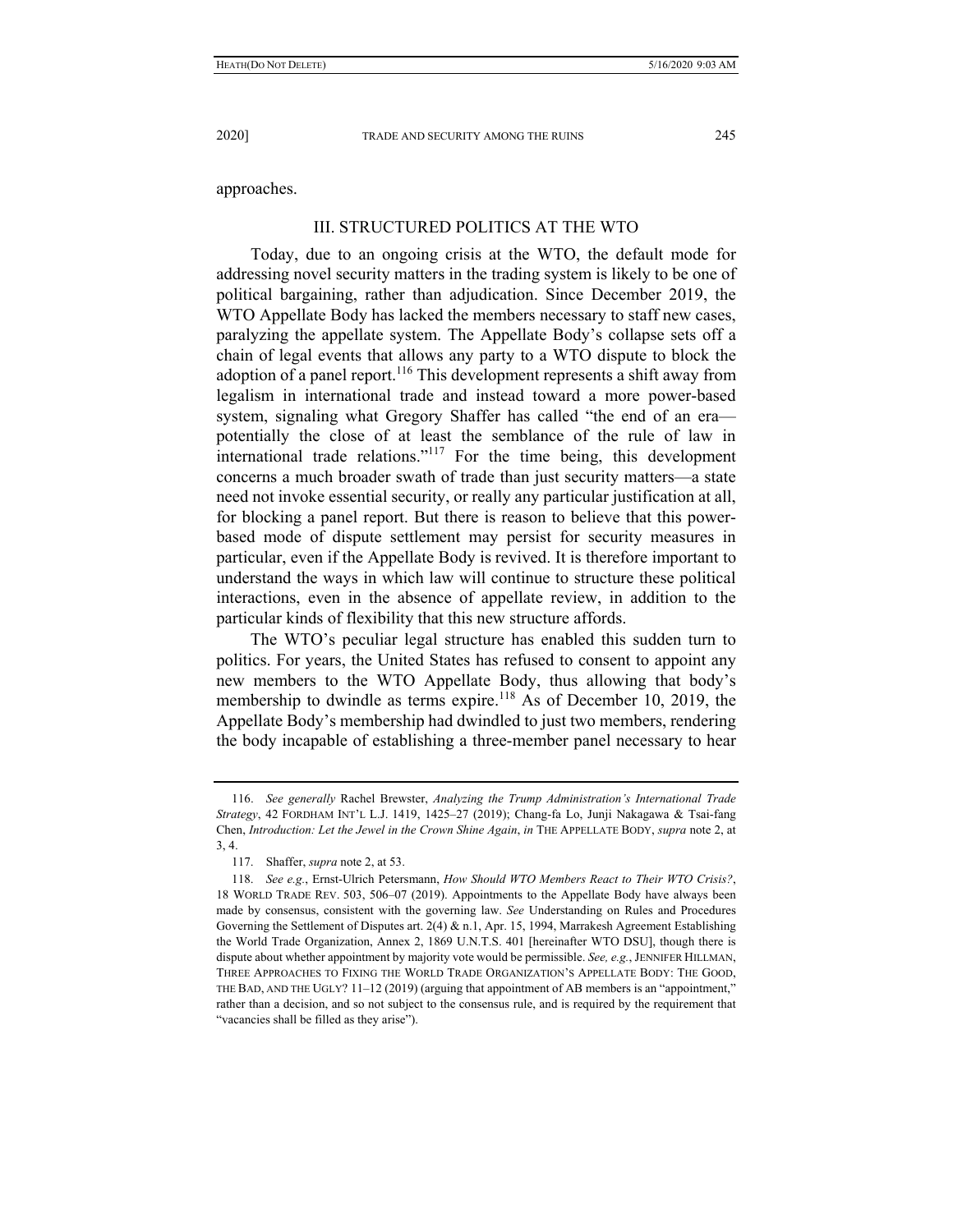approaches.

## III. STRUCTURED POLITICS AT THE WTO

Today, due to an ongoing crisis at the WTO, the default mode for addressing novel security matters in the trading system is likely to be one of political bargaining, rather than adjudication. Since December 2019, the WTO Appellate Body has lacked the members necessary to staff new cases, paralyzing the appellate system. The Appellate Body's collapse sets off a chain of legal events that allows any party to a WTO dispute to block the adoption of a panel report.[116] This development represents a shift away from legalism in international trade and instead toward a more power-based system, signaling what Gregory Shaffer has called "the end of an era—potentially the close of at least the semblance of the rule of law in international trade relations."[117] For the time being, this development concerns a much broader swath of trade than just security matters—a state need not invoke essential security, or really any particular justification at all, for blocking a panel report. But there is reason to believe that this power-based mode of dispute settlement may persist for security measures in particular, even if the Appellate Body is revived. It is therefore important to understand the ways in which law will continue to structure these political interactions, even in the absence of appellate review, in addition to the particular kinds of flexibility that this new structure affords.

The WTO's peculiar legal structure has enabled this sudden turn to politics. For years, the United States has refused to consent to appoint any new members to the WTO Appellate Body, thus allowing that body's membership to dwindle as terms expire.[118] As of December 10, 2019, the Appellate Body's membership had dwindled to just two members, rendering the body incapable of establishing a three-member panel necessary to hear

---

116. *See generally* Rachel Brewster, *Analyzing the Trump Administration's International Trade Strategy*, 42 FORDHAM INT'L L.J. 1419, 1425–27 (2019); Chang-fa Lo, Junji Nakagawa & Tsai-fang Chen, *Introduction: Let the Jewel in the Crown Shine Again*, *in* THE APPELLATE BODY, *supra* note 2, at 3, 4.

117. Shaffer, *supra* note 2, at 53.

118. *See e.g.*, Ernst-Ulrich Petersmann, *How Should WTO Members React to Their WTO Crisis?*, 18 WORLD TRADE REV. 503, 506–07 (2019). Appointments to the Appellate Body have always been made by consensus, consistent with the governing law. *See* Understanding on Rules and Procedures Governing the Settlement of Disputes art. 2(4) & n.1, Apr. 15, 1994, Marrakesh Agreement Establishing the World Trade Organization, Annex 2, 1869 U.N.T.S. 401 [hereinafter WTO DSU], though there is dispute about whether appointment by majority vote would be permissible. *See, e.g.*, JENNIFER HILLMAN, THREE APPROACHES TO FIXING THE WORLD TRADE ORGANIZATION'S APPELLATE BODY: THE GOOD, THE BAD, AND THE UGLY? 11–12 (2019) (arguing that appointment of AB members is an "appointment," rather than a decision, and so not subject to the consensus rule, and is required by the requirement that "vacancies shall be filled as they arise").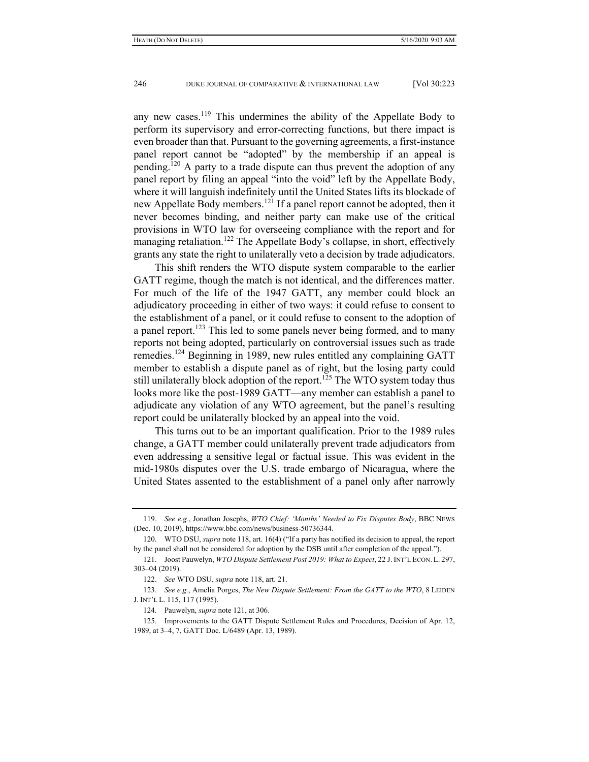any new cases.[119] This undermines the ability of the Appellate Body to perform its supervisory and error-correcting functions, but there impact is even broader than that. Pursuant to the governing agreements, a first-instance panel report cannot be "adopted" by the membership if an appeal is pending.[120] A party to a trade dispute can thus prevent the adoption of any panel report by filing an appeal "into the void" left by the Appellate Body, where it will languish indefinitely until the United States lifts its blockade of new Appellate Body members.[121] If a panel report cannot be adopted, then it never becomes binding, and neither party can make use of the critical provisions in WTO law for overseeing compliance with the report and for managing retaliation.[122] The Appellate Body's collapse, in short, effectively grants any state the right to unilaterally veto a decision by trade adjudicators.

This shift renders the WTO dispute system comparable to the earlier GATT regime, though the match is not identical, and the differences matter. For much of the life of the 1947 GATT, any member could block an adjudicatory proceeding in either of two ways: it could refuse to consent to the establishment of a panel, or it could refuse to consent to the adoption of a panel report.[123] This led to some panels never being formed, and to many reports not being adopted, particularly on controversial issues such as trade remedies.[124] Beginning in 1989, new rules entitled any complaining GATT member to establish a dispute panel as of right, but the losing party could still unilaterally block adoption of the report.[125] The WTO system today thus looks more like the post-1989 GATT—any member can establish a panel to adjudicate any violation of any WTO agreement, but the panel's resulting report could be unilaterally blocked by an appeal into the void.

This turns out to be an important qualification. Prior to the 1989 rules change, a GATT member could unilaterally prevent trade adjudicators from even addressing a sensitive legal or factual issue. This was evident in the mid-1980s disputes over the U.S. trade embargo of Nicaragua, where the United States assented to the establishment of a panel only after narrowly

---

119. *See e.g.*, Jonathan Josephs, *WTO Chief: 'Months' Needed to Fix Disputes Body*, BBC NEWS (Dec. 10, 2019), https://www.bbc.com/news/business-50736344.

120. WTO DSU, *supra* note 118, art. 16(4) ("If a party has notified its decision to appeal, the report by the panel shall not be considered for adoption by the DSB until after completion of the appeal.").

121. Joost Pauwelyn, *WTO Dispute Settlement Post 2019: What to Expect*, 22 J. INT'L ECON. L. 297, 303–04 (2019).

122. *See* WTO DSU, *supra* note 118, art. 21.

123. *See e.g.*, Amelia Porges, *The New Dispute Settlement: From the GATT to the WTO*, 8 LEIDEN J. INT'L L. 115, 117 (1995).

124. Pauwelyn, *supra* note 121, at 306.

125. Improvements to the GATT Dispute Settlement Rules and Procedures, Decision of Apr. 12, 1989, at 3–4, 7, GATT Doc. L/6489 (Apr. 13, 1989).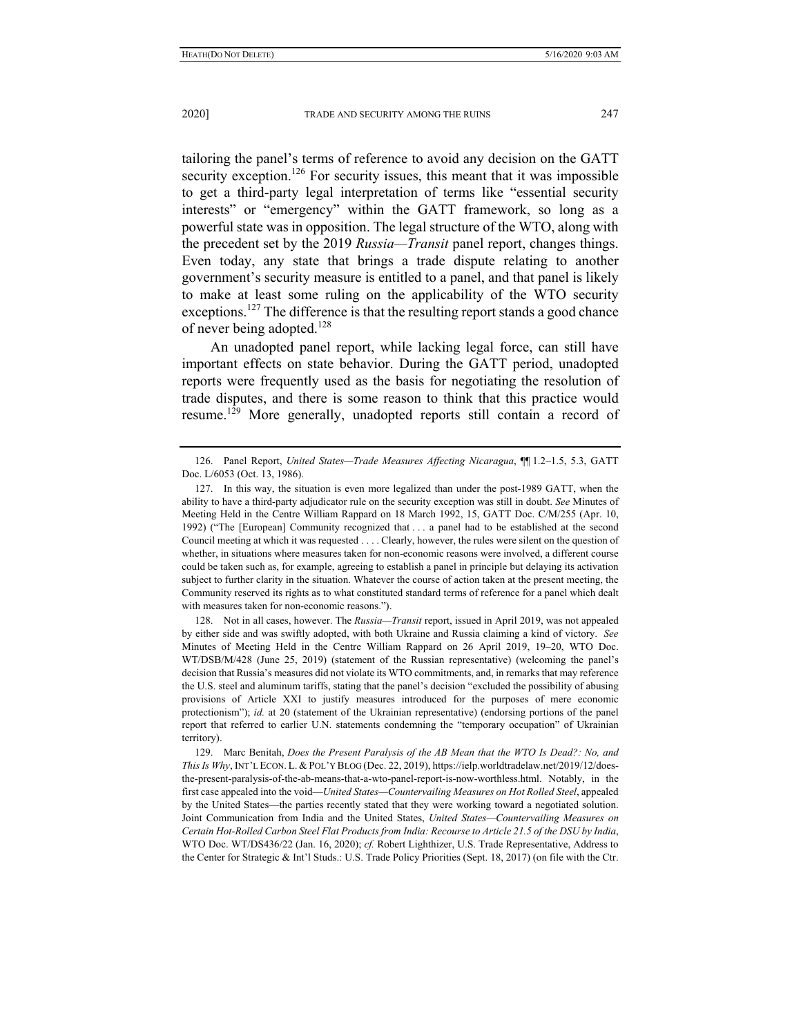tailoring the panel's terms of reference to avoid any decision on the GATT security exception.[126] For security issues, this meant that it was impossible to get a third-party legal interpretation of terms like "essential security interests" or "emergency" within the GATT framework, so long as a powerful state was in opposition. The legal structure of the WTO, along with the precedent set by the 2019 *Russia—Transit* panel report, changes things. Even today, any state that brings a trade dispute relating to another government's security measure is entitled to a panel, and that panel is likely to make at least some ruling on the applicability of the WTO security exceptions.[127] The difference is that the resulting report stands a good chance of never being adopted.[128]

An unadopted panel report, while lacking legal force, can still have important effects on state behavior. During the GATT period, unadopted reports were frequently used as the basis for negotiating the resolution of trade disputes, and there is some reason to think that this practice would resume.[129] More generally, unadopted reports still contain a record of

---

126. Panel Report, *United States—Trade Measures Affecting Nicaragua*, ¶¶ 1.2–1.5, 5.3, GATT Doc. L/6053 (Oct. 13, 1986).

127. In this way, the situation is even more legalized than under the post-1989 GATT, when the ability to have a third-party adjudicator rule on the security exception was still in doubt. *See* Minutes of Meeting Held in the Centre William Rappard on 18 March 1992, 15, GATT Doc. C/M/255 (Apr. 10, 1992) ("The [European] Community recognized that . . . a panel had to be established at the second Council meeting at which it was requested . . . . Clearly, however, the rules were silent on the question of whether, in situations where measures taken for non-economic reasons were involved, a different course could be taken such as, for example, agreeing to establish a panel in principle but delaying its activation subject to further clarity in the situation. Whatever the course of action taken at the present meeting, the Community reserved its rights as to what constituted standard terms of reference for a panel which dealt with measures taken for non-economic reasons.").

128. Not in all cases, however. The *Russia—Transit* report, issued in April 2019, was not appealed by either side and was swiftly adopted, with both Ukraine and Russia claiming a kind of victory. *See* Minutes of Meeting Held in the Centre William Rappard on 26 April 2019, 19–20, WTO Doc. WT/DSB/M/428 (June 25, 2019) (statement of the Russian representative) (welcoming the panel's decision that Russia's measures did not violate its WTO commitments, and, in remarks that may reference the U.S. steel and aluminum tariffs, stating that the panel's decision "excluded the possibility of abusing provisions of Article XXI to justify measures introduced for the purposes of mere economic protectionism"); *id.* at 20 (statement of the Ukrainian representative) (endorsing portions of the panel report that referred to earlier U.N. statements condemning the "temporary occupation" of Ukrainian territory).

129. Marc Benitah, *Does the Present Paralysis of the AB Mean that the WTO Is Dead?: No, and This Is Why*, INT'L ECON. L. & POL'Y BLOG (Dec. 22, 2019), https://ielp.worldtradelaw.net/2019/12/does-the-present-paralysis-of-the-ab-means-that-a-wto-panel-report-is-now-worthless.html. Notably, in the first case appealed into the void—*United States—Countervailing Measures on Hot Rolled Steel*, appealed by the United States—the parties recently stated that they were working toward a negotiated solution. Joint Communication from India and the United States, *United States—Countervailing Measures on Certain Hot-Rolled Carbon Steel Flat Products from India: Recourse to Article 21.5 of the DSU by India*, WTO Doc. WT/DS436/22 (Jan. 16, 2020); *cf.* Robert Lighthizer, U.S. Trade Representative, Address to the Center for Strategic & Int'l Studs.: U.S. Trade Policy Priorities (Sept. 18, 2017) (on file with the Ctr.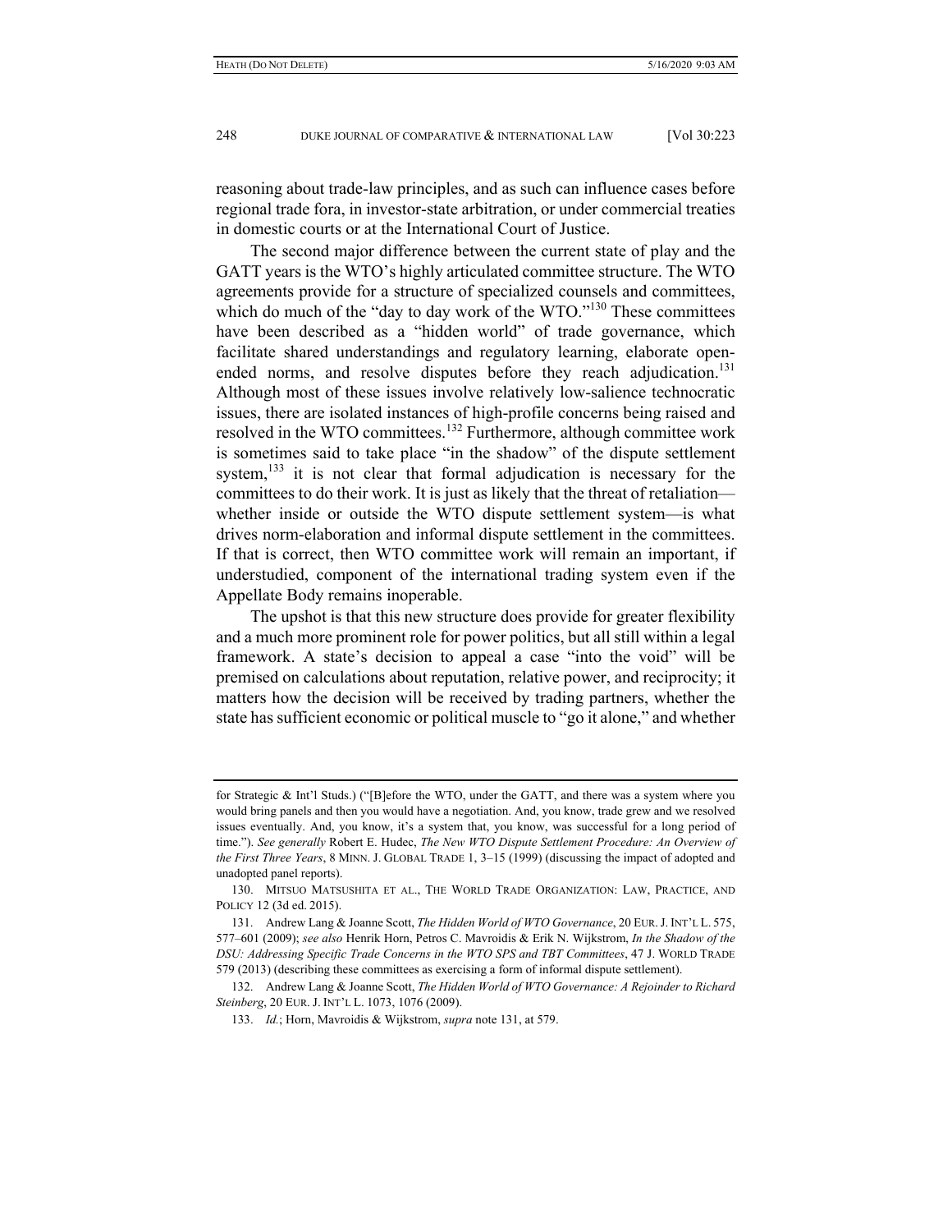reasoning about trade-law principles, and as such can influence cases before regional trade fora, in investor-state arbitration, or under commercial treaties in domestic courts or at the International Court of Justice.

The second major difference between the current state of play and the GATT years is the WTO's highly articulated committee structure. The WTO agreements provide for a structure of specialized counsels and committees, which do much of the "day to day work of the WTO."[130] These committees have been described as a "hidden world" of trade governance, which facilitate shared understandings and regulatory learning, elaborate open-ended norms, and resolve disputes before they reach adjudication.[131] Although most of these issues involve relatively low-salience technocratic issues, there are isolated instances of high-profile concerns being raised and resolved in the WTO committees.[132] Furthermore, although committee work is sometimes said to take place "in the shadow" of the dispute settlement system,[133] it is not clear that formal adjudication is necessary for the committees to do their work. It is just as likely that the threat of retaliation—whether inside or outside the WTO dispute settlement system—is what drives norm-elaboration and informal dispute settlement in the committees. If that is correct, then WTO committee work will remain an important, if understudied, component of the international trading system even if the Appellate Body remains inoperable.

The upshot is that this new structure does provide for greater flexibility and a much more prominent role for power politics, but all still within a legal framework. A state's decision to appeal a case "into the void" will be premised on calculations about reputation, relative power, and reciprocity; it matters how the decision will be received by trading partners, whether the state has sufficient economic or political muscle to "go it alone," and whether

---

for Strategic & Int'l Studs.) ("[B]efore the WTO, under the GATT, and there was a system where you would bring panels and then you would have a negotiation. And, you know, trade grew and we resolved issues eventually. And, you know, it's a system that, you know, was successful for a long period of time."). *See generally* Robert E. Hudec, *The New WTO Dispute Settlement Procedure: An Overview of the First Three Years*, 8 MINN. J. GLOBAL TRADE 1, 3–15 (1999) (discussing the impact of adopted and unadopted panel reports).

130. MITSUO MATSUSHITA ET AL., THE WORLD TRADE ORGANIZATION: LAW, PRACTICE, AND POLICY 12 (3d ed. 2015).

131. Andrew Lang & Joanne Scott, *The Hidden World of WTO Governance*, 20 EUR. J. INT'L L. 575, 577–601 (2009); *see also* Henrik Horn, Petros C. Mavroidis & Erik N. Wijkstrom, *In the Shadow of the DSU: Addressing Specific Trade Concerns in the WTO SPS and TBT Committees*, 47 J. WORLD TRADE 579 (2013) (describing these committees as exercising a form of informal dispute settlement).

132. Andrew Lang & Joanne Scott, *The Hidden World of WTO Governance: A Rejoinder to Richard Steinberg*, 20 EUR. J. INT'L L. 1073, 1076 (2009).

133. *Id.*; Horn, Mavroidis & Wijkstrom, *supra* note 131, at 579.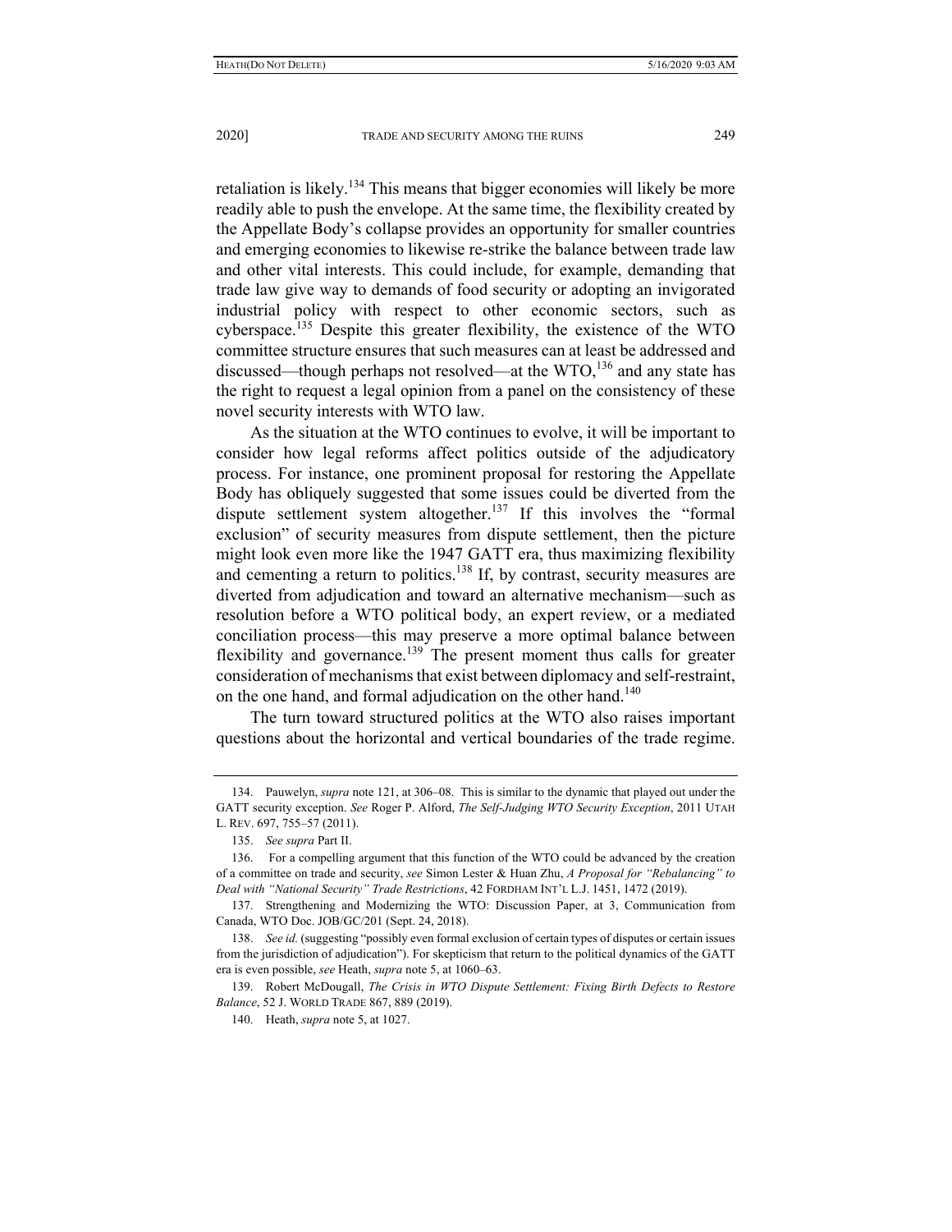retaliation is likely.[134] This means that bigger economies will likely be more readily able to push the envelope. At the same time, the flexibility created by the Appellate Body's collapse provides an opportunity for smaller countries and emerging economies to likewise re-strike the balance between trade law and other vital interests. This could include, for example, demanding that trade law give way to demands of food security or adopting an invigorated industrial policy with respect to other economic sectors, such as cyberspace.[135] Despite this greater flexibility, the existence of the WTO committee structure ensures that such measures can at least be addressed and discussed—though perhaps not resolved—at the WTO,[136] and any state has the right to request a legal opinion from a panel on the consistency of these novel security interests with WTO law.

As the situation at the WTO continues to evolve, it will be important to consider how legal reforms affect politics outside of the adjudicatory process. For instance, one prominent proposal for restoring the Appellate Body has obliquely suggested that some issues could be diverted from the dispute settlement system altogether.[137] If this involves the "formal exclusion" of security measures from dispute settlement, then the picture might look even more like the 1947 GATT era, thus maximizing flexibility and cementing a return to politics.[138] If, by contrast, security measures are diverted from adjudication and toward an alternative mechanism—such as resolution before a WTO political body, an expert review, or a mediated conciliation process—this may preserve a more optimal balance between flexibility and governance.[139] The present moment thus calls for greater consideration of mechanisms that exist between diplomacy and self-restraint, on the one hand, and formal adjudication on the other hand.[140]

The turn toward structured politics at the WTO also raises important questions about the horizontal and vertical boundaries of the trade regime.

---

134. Pauwelyn, *supra* note 121, at 306–08. This is similar to the dynamic that played out under the GATT security exception. *See* Roger P. Alford, *The Self-Judging WTO Security Exception*, 2011 UTAH L. REV. 697, 755–57 (2011).

135. *See supra* Part II.

136. For a compelling argument that this function of the WTO could be advanced by the creation of a committee on trade and security, *see* Simon Lester & Huan Zhu, *A Proposal for "Rebalancing" to Deal with "National Security" Trade Restrictions*, 42 FORDHAM INT'L L.J. 1451, 1472 (2019).

137. Strengthening and Modernizing the WTO: Discussion Paper, at 3, Communication from Canada, WTO Doc. JOB/GC/201 (Sept. 24, 2018).

138. *See id.* (suggesting "possibly even formal exclusion of certain types of disputes or certain issues from the jurisdiction of adjudication"). For skepticism that return to the political dynamics of the GATT era is even possible, *see* Heath, *supra* note 5, at 1060–63.

139. Robert McDougall, *The Crisis in WTO Dispute Settlement: Fixing Birth Defects to Restore Balance*, 52 J. WORLD TRADE 867, 889 (2019).

140. Heath, *supra* note 5, at 1027.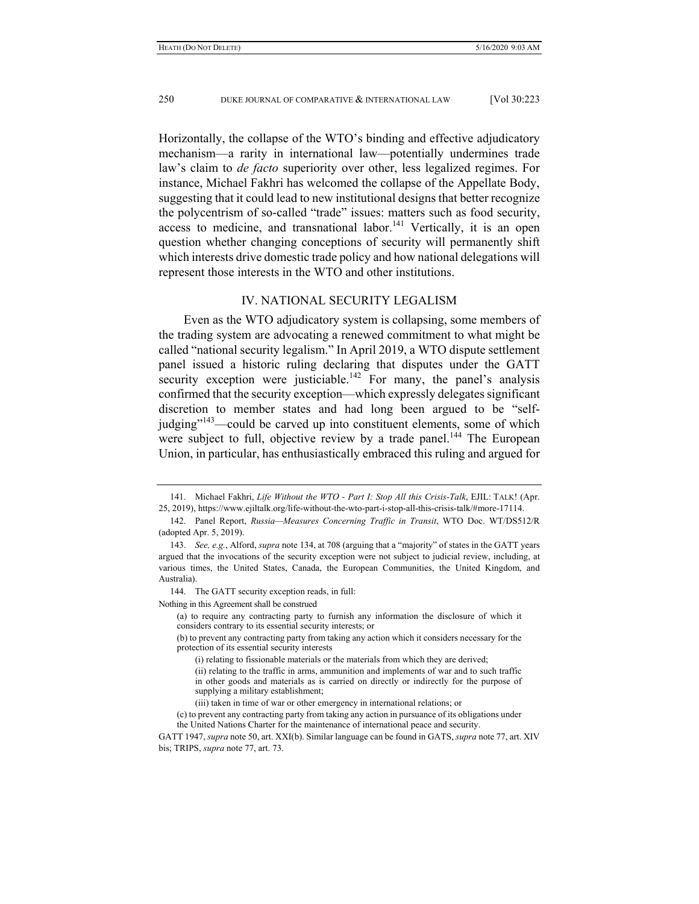Horizontally, the collapse of the WTO's binding and effective adjudicatory mechanism—a rarity in international law—potentially undermines trade law's claim to *de facto* superiority over other, less legalized regimes. For instance, Michael Fakhri has welcomed the collapse of the Appellate Body, suggesting that it could lead to new institutional designs that better recognize the polycentrism of so-called "trade" issues: matters such as food security, access to medicine, and transnational labor.[141] Vertically, it is an open question whether changing conceptions of security will permanently shift which interests drive domestic trade policy and how national delegations will represent those interests in the WTO and other institutions.

## IV. NATIONAL SECURITY LEGALISM

Even as the WTO adjudicatory system is collapsing, some members of the trading system are advocating a renewed commitment to what might be called "national security legalism." In April 2019, a WTO dispute settlement panel issued a historic ruling declaring that disputes under the GATT security exception were justiciable.[142] For many, the panel's analysis confirmed that the security exception—which expressly delegates significant discretion to member states and had long been argued to be "self-judging"[143]—could be carved up into constituent elements, some of which were subject to full, objective review by a trade panel.[144] The European Union, in particular, has enthusiastically embraced this ruling and argued for

---

141. Michael Fakhri, *Life Without the WTO - Part I: Stop All this Crisis-Talk*, EJIL: TALK! (Apr. 25, 2019), https://www.ejiltalk.org/life-without-the-wto-part-i-stop-all-this-crisis-talk/#more-17114.

142. Panel Report, *Russia—Measures Concerning Traffic in Transit*, WTO Doc. WT/DS512/R (adopted Apr. 5, 2019).

143. *See, e.g.*, Alford, *supra* note 134, at 708 (arguing that a "majority" of states in the GATT years argued that the invocations of the security exception were not subject to judicial review, including, at various times, the United States, Canada, the European Communities, the United Kingdom, and Australia).

144. The GATT security exception reads, in full:

Nothing in this Agreement shall be construed

> (a) to require any contracting party to furnish any information the disclosure of which it considers contrary to its essential security interests; or
>
> (b) to prevent any contracting party from taking any action which it considers necessary for the protection of its essential security interests
>
> > (i) relating to fissionable materials or the materials from which they are derived;
> >
> > (ii) relating to the traffic in arms, ammunition and implements of war and to such traffic in other goods and materials as is carried on directly or indirectly for the purpose of supplying a military establishment;
> >
> > (iii) taken in time of war or other emergency in international relations; or
>
> (c) to prevent any contracting party from taking any action in pursuance of its obligations under the United Nations Charter for the maintenance of international peace and security.

GATT 1947, *supra* note 50, art. XXI(b). Similar language can be found in GATS, *supra* note 77, art. XIV bis; TRIPS, *supra* note 77, art. 73.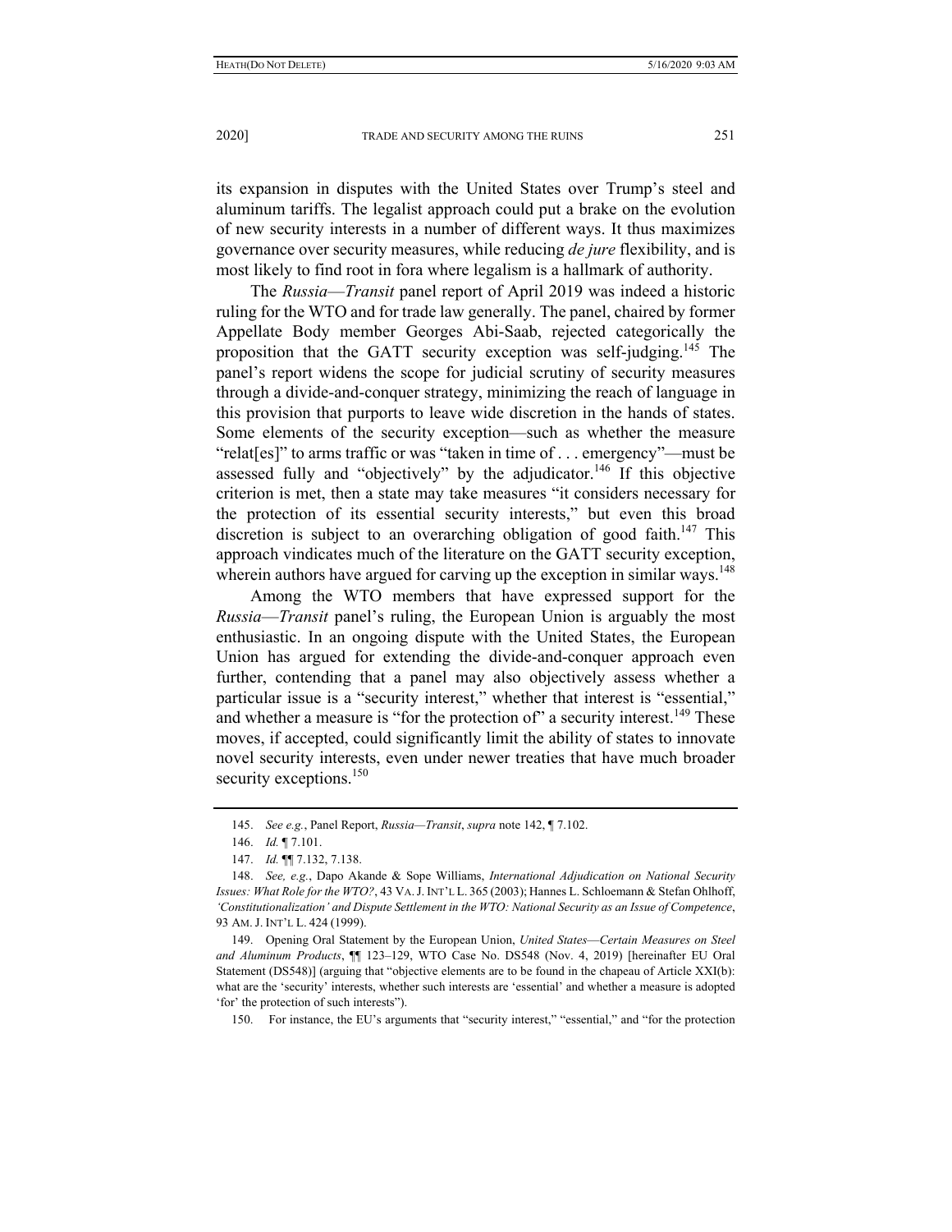its expansion in disputes with the United States over Trump's steel and aluminum tariffs. The legalist approach could put a brake on the evolution of new security interests in a number of different ways. It thus maximizes governance over security measures, while reducing *de jure* flexibility, and is most likely to find root in fora where legalism is a hallmark of authority.

The *Russia—Transit* panel report of April 2019 was indeed a historic ruling for the WTO and for trade law generally. The panel, chaired by former Appellate Body member Georges Abi-Saab, rejected categorically the proposition that the GATT security exception was self-judging.[145] The panel's report widens the scope for judicial scrutiny of security measures through a divide-and-conquer strategy, minimizing the reach of language in this provision that purports to leave wide discretion in the hands of states. Some elements of the security exception—such as whether the measure "relat[es]" to arms traffic or was "taken in time of . . . emergency"—must be assessed fully and "objectively" by the adjudicator.[146] If this objective criterion is met, then a state may take measures "it considers necessary for the protection of its essential security interests," but even this broad discretion is subject to an overarching obligation of good faith.[147] This approach vindicates much of the literature on the GATT security exception, wherein authors have argued for carving up the exception in similar ways.[148]

Among the WTO members that have expressed support for the *Russia—Transit* panel's ruling, the European Union is arguably the most enthusiastic. In an ongoing dispute with the United States, the European Union has argued for extending the divide-and-conquer approach even further, contending that a panel may also objectively assess whether a particular issue is a "security interest," whether that interest is "essential," and whether a measure is "for the protection of" a security interest.[149] These moves, if accepted, could significantly limit the ability of states to innovate novel security interests, even under newer treaties that have much broader security exceptions.[150]

---

145. *See e.g.*, Panel Report, *Russia—Transit*, *supra* note 142, ¶ 7.102.

146. *Id.* ¶ 7.101.

147. *Id.* ¶¶ 7.132, 7.138.

148. *See, e.g.*, Dapo Akande & Sope Williams, *International Adjudication on National Security Issues: What Role for the WTO?*, 43 VA. J. INT'L L. 365 (2003); Hannes L. Schloemann & Stefan Ohlhoff, *'Constitutionalization' and Dispute Settlement in the WTO: National Security as an Issue of Competence*, 93 AM. J. INT'L L. 424 (1999).

149. Opening Oral Statement by the European Union, *United States—Certain Measures on Steel and Aluminum Products*, ¶¶ 123–129, WTO Case No. DS548 (Nov. 4, 2019) [hereinafter EU Oral Statement (DS548)] (arguing that "objective elements are to be found in the chapeau of Article XXI(b): what are the 'security' interests, whether such interests are 'essential' and whether a measure is adopted 'for' the protection of such interests").

150. For instance, the EU's arguments that "security interest," "essential," and "for the protection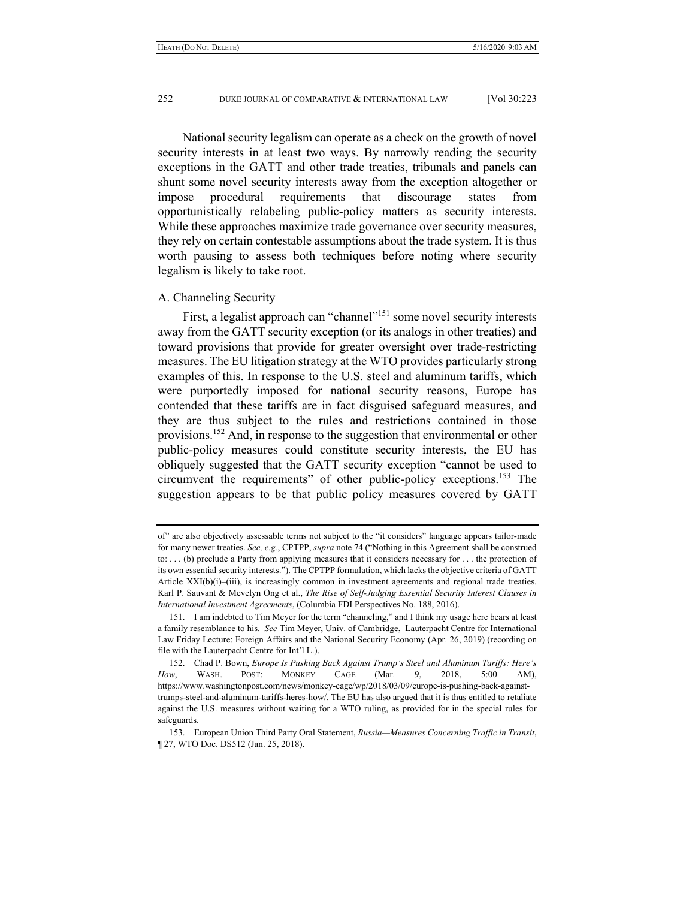National security legalism can operate as a check on the growth of novel security interests in at least two ways. By narrowly reading the security exceptions in the GATT and other trade treaties, tribunals and panels can shunt some novel security interests away from the exception altogether or impose procedural requirements that discourage states from opportunistically relabeling public-policy matters as security interests. While these approaches maximize trade governance over security measures, they rely on certain contestable assumptions about the trade system. It is thus worth pausing to assess both techniques before noting where security legalism is likely to take root.

### A. Channeling Security

First, a legalist approach can "channel"[151] some novel security interests away from the GATT security exception (or its analogs in other treaties) and toward provisions that provide for greater oversight over trade-restricting measures. The EU litigation strategy at the WTO provides particularly strong examples of this. In response to the U.S. steel and aluminum tariffs, which were purportedly imposed for national security reasons, Europe has contended that these tariffs are in fact disguised safeguard measures, and they are thus subject to the rules and restrictions contained in those provisions.[152] And, in response to the suggestion that environmental or other public-policy measures could constitute security interests, the EU has obliquely suggested that the GATT security exception "cannot be used to circumvent the requirements" of other public-policy exceptions.[153] The suggestion appears to be that public policy measures covered by GATT

---

of" are also objectively assessable terms not subject to the "it considers" language appears tailor-made for many newer treaties. *See, e.g.*, CPTPP, *supra* note 74 ("Nothing in this Agreement shall be construed to: . . . (b) preclude a Party from applying measures that it considers necessary for . . . the protection of its own essential security interests."). The CPTPP formulation, which lacks the objective criteria of GATT Article XXI(b)(i)–(iii), is increasingly common in investment agreements and regional trade treaties. Karl P. Sauvant & Mevelyn Ong et al., *The Rise of Self-Judging Essential Security Interest Clauses in International Investment Agreements*, (Columbia FDI Perspectives No. 188, 2016).

151. I am indebted to Tim Meyer for the term "channeling," and I think my usage here bears at least a family resemblance to his. *See* Tim Meyer, Univ. of Cambridge, Lauterpacht Centre for International Law Friday Lecture: Foreign Affairs and the National Security Economy (Apr. 26, 2019) (recording on file with the Lauterpacht Centre for Int'l L.).

152. Chad P. Bown, *Europe Is Pushing Back Against Trump's Steel and Aluminum Tariffs: Here's How*, WASH. POST: MONKEY CAGE (Mar. 9, 2018, 5:00 AM), https://www.washingtonpost.com/news/monkey-cage/wp/2018/03/09/europe-is-pushing-back-against-trumps-steel-and-aluminum-tariffs-heres-how/. The EU has also argued that it is thus entitled to retaliate against the U.S. measures without waiting for a WTO ruling, as provided for in the special rules for safeguards.

153. European Union Third Party Oral Statement, *Russia—Measures Concerning Traffic in Transit*, ¶ 27, WTO Doc. DS512 (Jan. 25, 2018).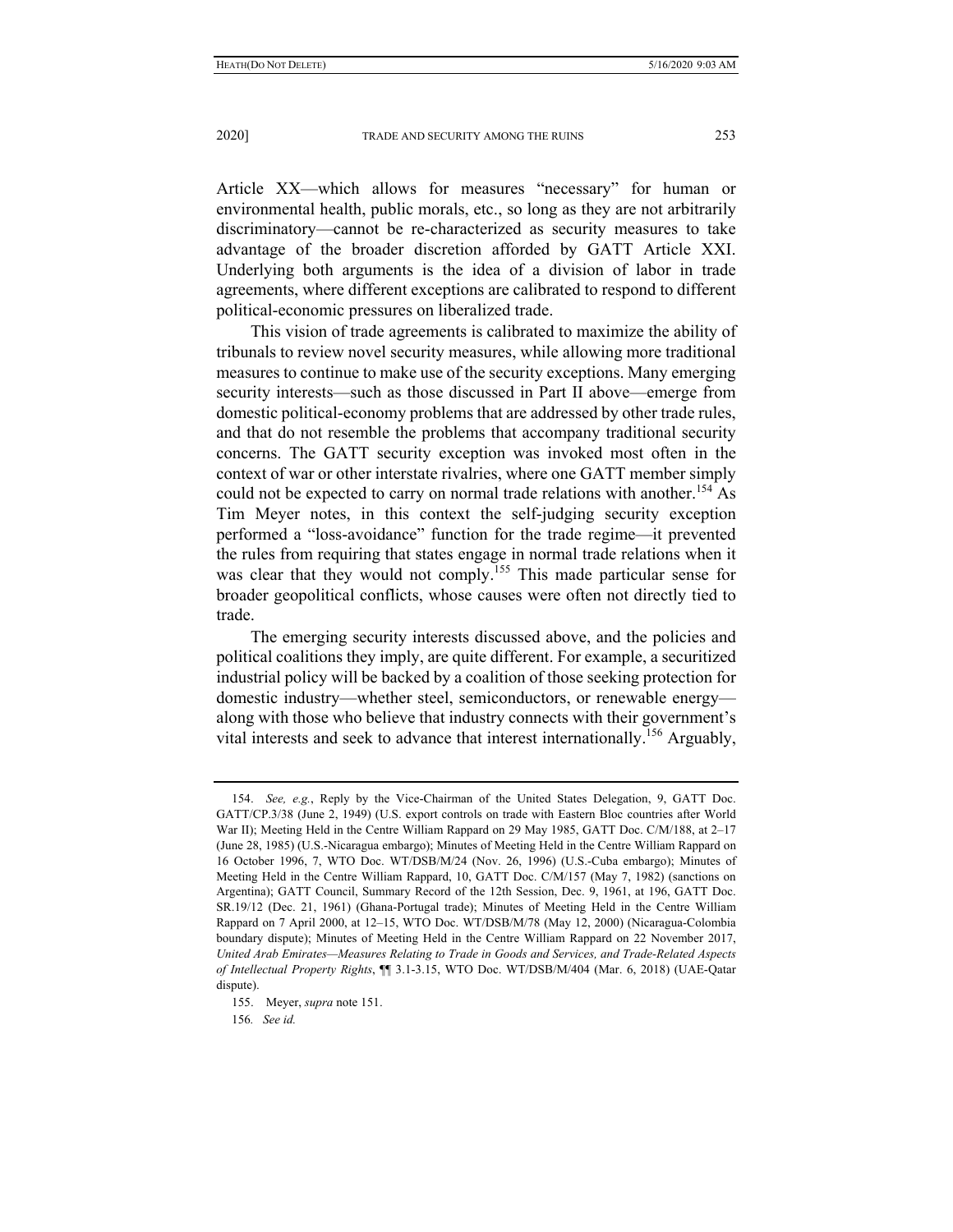Article XX—which allows for measures "necessary" for human or environmental health, public morals, etc., so long as they are not arbitrarily discriminatory—cannot be re-characterized as security measures to take advantage of the broader discretion afforded by GATT Article XXI. Underlying both arguments is the idea of a division of labor in trade agreements, where different exceptions are calibrated to respond to different political-economic pressures on liberalized trade.

This vision of trade agreements is calibrated to maximize the ability of tribunals to review novel security measures, while allowing more traditional measures to continue to make use of the security exceptions. Many emerging security interests—such as those discussed in Part II above—emerge from domestic political-economy problems that are addressed by other trade rules, and that do not resemble the problems that accompany traditional security concerns. The GATT security exception was invoked most often in the context of war or other interstate rivalries, where one GATT member simply could not be expected to carry on normal trade relations with another.[154] As Tim Meyer notes, in this context the self-judging security exception performed a "loss-avoidance" function for the trade regime—it prevented the rules from requiring that states engage in normal trade relations when it was clear that they would not comply.[155] This made particular sense for broader geopolitical conflicts, whose causes were often not directly tied to trade.

The emerging security interests discussed above, and the policies and political coalitions they imply, are quite different. For example, a securitized industrial policy will be backed by a coalition of those seeking protection for domestic industry—whether steel, semiconductors, or renewable energy—along with those who believe that industry connects with their government's vital interests and seek to advance that interest internationally.[156] Arguably,

---

154. *See, e.g.*, Reply by the Vice-Chairman of the United States Delegation, 9, GATT Doc. GATT/CP.3/38 (June 2, 1949) (U.S. export controls on trade with Eastern Bloc countries after World War II); Meeting Held in the Centre William Rappard on 29 May 1985, GATT Doc. C/M/188, at 2–17 (June 28, 1985) (U.S.-Nicaragua embargo); Minutes of Meeting Held in the Centre William Rappard on 16 October 1996, 7, WTO Doc. WT/DSB/M/24 (Nov. 26, 1996) (U.S.-Cuba embargo); Minutes of Meeting Held in the Centre William Rappard, 10, GATT Doc. C/M/157 (May 7, 1982) (sanctions on Argentina); GATT Council, Summary Record of the 12th Session, Dec. 9, 1961, at 196, GATT Doc. SR.19/12 (Dec. 21, 1961) (Ghana-Portugal trade); Minutes of Meeting Held in the Centre William Rappard on 7 April 2000, at 12–15, WTO Doc. WT/DSB/M/78 (May 12, 2000) (Nicaragua-Colombia boundary dispute); Minutes of Meeting Held in the Centre William Rappard on 22 November 2017, *United Arab Emirates—Measures Relating to Trade in Goods and Services, and Trade-Related Aspects of Intellectual Property Rights*, ¶¶ 3.1-3.15, WTO Doc. WT/DSB/M/404 (Mar. 6, 2018) (UAE-Qatar dispute).

155. Meyer, *supra* note 151.

156. *See id.*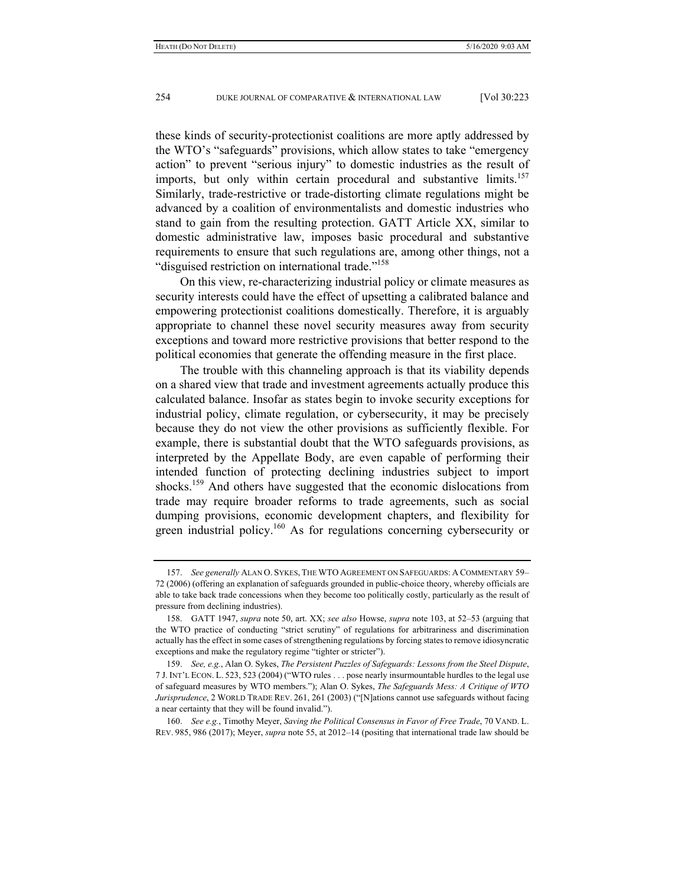these kinds of security-protectionist coalitions are more aptly addressed by the WTO's "safeguards" provisions, which allow states to take "emergency action" to prevent "serious injury" to domestic industries as the result of imports, but only within certain procedural and substantive limits.[157] Similarly, trade-restrictive or trade-distorting climate regulations might be advanced by a coalition of environmentalists and domestic industries who stand to gain from the resulting protection. GATT Article XX, similar to domestic administrative law, imposes basic procedural and substantive requirements to ensure that such regulations are, among other things, not a "disguised restriction on international trade."[158]

On this view, re-characterizing industrial policy or climate measures as security interests could have the effect of upsetting a calibrated balance and empowering protectionist coalitions domestically. Therefore, it is arguably appropriate to channel these novel security measures away from security exceptions and toward more restrictive provisions that better respond to the political economies that generate the offending measure in the first place.

The trouble with this channeling approach is that its viability depends on a shared view that trade and investment agreements actually produce this calculated balance. Insofar as states begin to invoke security exceptions for industrial policy, climate regulation, or cybersecurity, it may be precisely because they do not view the other provisions as sufficiently flexible. For example, there is substantial doubt that the WTO safeguards provisions, as interpreted by the Appellate Body, are even capable of performing their intended function of protecting declining industries subject to import shocks.[159] And others have suggested that the economic dislocations from trade may require broader reforms to trade agreements, such as social dumping provisions, economic development chapters, and flexibility for green industrial policy.[160] As for regulations concerning cybersecurity or

---

157. *See generally* ALAN O. SYKES, THE WTO AGREEMENT ON SAFEGUARDS: A COMMENTARY 59–72 (2006) (offering an explanation of safeguards grounded in public-choice theory, whereby officials are able to take back trade concessions when they become too politically costly, particularly as the result of pressure from declining industries).

158. GATT 1947, *supra* note 50, art. XX; *see also* Howse, *supra* note 103, at 52–53 (arguing that the WTO practice of conducting "strict scrutiny" of regulations for arbitrariness and discrimination actually has the effect in some cases of strengthening regulations by forcing states to remove idiosyncratic exceptions and make the regulatory regime "tighter or stricter").

159. *See, e.g.*, Alan O. Sykes, *The Persistent Puzzles of Safeguards: Lessons from the Steel Dispute*, 7 J. INT'L ECON. L. 523, 523 (2004) ("WTO rules . . . pose nearly insurmountable hurdles to the legal use of safeguard measures by WTO members."); Alan O. Sykes, *The Safeguards Mess: A Critique of WTO Jurisprudence*, 2 WORLD TRADE REV. 261, 261 (2003) ("[N]ations cannot use safeguards without facing a near certainty that they will be found invalid.").

160. *See e.g.*, Timothy Meyer, *Saving the Political Consensus in Favor of Free Trade*, 70 VAND. L. REV. 985, 986 (2017); Meyer, *supra* note 55, at 2012–14 (positing that international trade law should be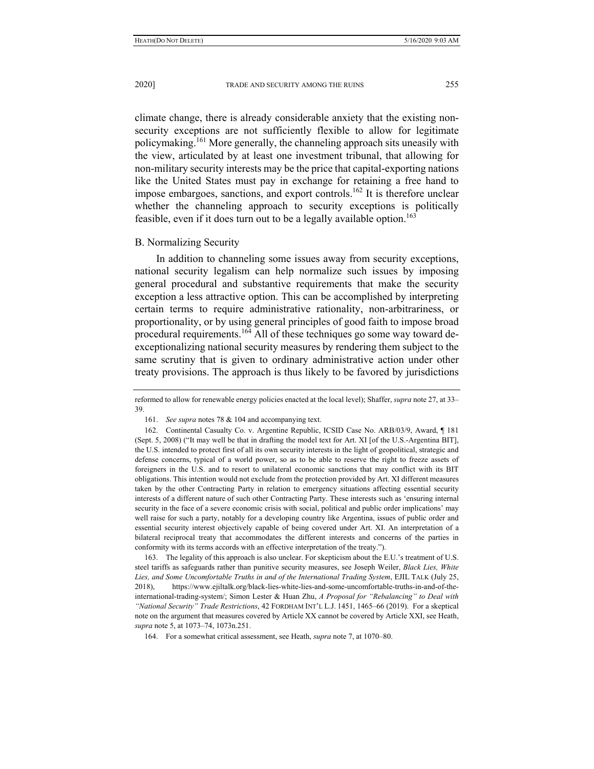climate change, there is already considerable anxiety that the existing non-security exceptions are not sufficiently flexible to allow for legitimate policymaking.[161] More generally, the channeling approach sits uneasily with the view, articulated by at least one investment tribunal, that allowing for non-military security interests may be the price that capital-exporting nations like the United States must pay in exchange for retaining a free hand to impose embargoes, sanctions, and export controls.[162] It is therefore unclear whether the channeling approach to security exceptions is politically feasible, even if it does turn out to be a legally available option.[163]

### B. Normalizing Security

In addition to channeling some issues away from security exceptions, national security legalism can help normalize such issues by imposing general procedural and substantive requirements that make the security exception a less attractive option. This can be accomplished by interpreting certain terms to require administrative rationality, non-arbitrariness, or proportionality, or by using general principles of good faith to impose broad procedural requirements.[164] All of these techniques go some way toward de-exceptionalizing national security measures by rendering them subject to the same scrutiny that is given to ordinary administrative action under other treaty provisions. The approach is thus likely to be favored by jurisdictions

---

reformed to allow for renewable energy policies enacted at the local level); Shaffer, *supra* note 27, at 33–39.

161. *See supra* notes 78 & 104 and accompanying text.

162. Continental Casualty Co. v. Argentine Republic, ICSID Case No. ARB/03/9, Award, ¶ 181 (Sept. 5, 2008) ("It may well be that in drafting the model text for Art. XI [of the U.S.-Argentina BIT], the U.S. intended to protect first of all its own security interests in the light of geopolitical, strategic and defense concerns, typical of a world power, so as to be able to reserve the right to freeze assets of foreigners in the U.S. and to resort to unilateral economic sanctions that may conflict with its BIT obligations. This intention would not exclude from the protection provided by Art. XI different measures taken by the other Contracting Party in relation to emergency situations affecting essential security interests of a different nature of such other Contracting Party. These interests such as 'ensuring internal security in the face of a severe economic crisis with social, political and public order implications' may well raise for such a party, notably for a developing country like Argentina, issues of public order and essential security interest objectively capable of being covered under Art. XI. An interpretation of a bilateral reciprocal treaty that accommodates the different interests and concerns of the parties in conformity with its terms accords with an effective interpretation of the treaty.").

163. The legality of this approach is also unclear. For skepticism about the E.U.'s treatment of U.S. steel tariffs as safeguards rather than punitive security measures, see Joseph Weiler, *Black Lies, White Lies, and Some Uncomfortable Truths in and of the International Trading System*, EJIL TALK (July 25, 2018), https://www.ejiltalk.org/black-lies-white-lies-and-some-uncomfortable-truths-in-and-of-the-international-trading-system/; Simon Lester & Huan Zhu, *A Proposal for "Rebalancing" to Deal with "National Security" Trade Restrictions*, 42 FORDHAM INT'L L.J. 1451, 1465–66 (2019). For a skeptical note on the argument that measures covered by Article XX cannot be covered by Article XXI, see Heath, *supra* note 5, at 1073–74, 1073n.251.

164. For a somewhat critical assessment, see Heath, *supra* note 7, at 1070–80.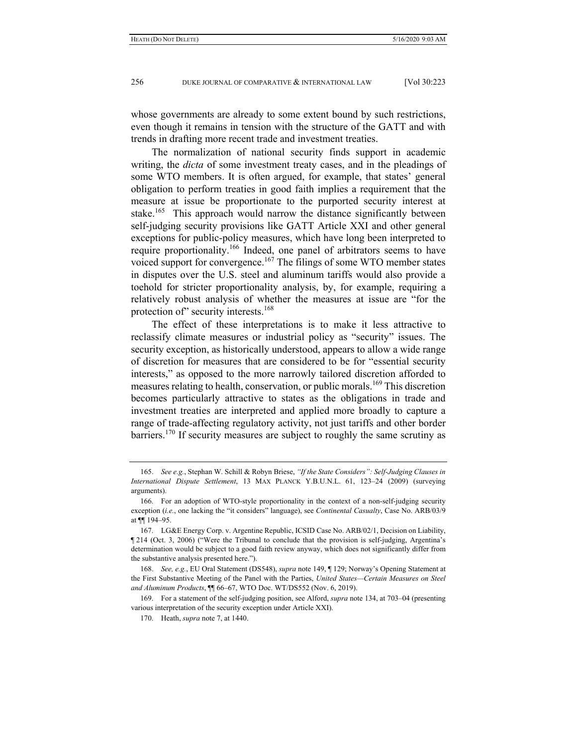whose governments are already to some extent bound by such restrictions, even though it remains in tension with the structure of the GATT and with trends in drafting more recent trade and investment treaties.

The normalization of national security finds support in academic writing, the *dicta* of some investment treaty cases, and in the pleadings of some WTO members. It is often argued, for example, that states' general obligation to perform treaties in good faith implies a requirement that the measure at issue be proportionate to the purported security interest at stake.[165] This approach would narrow the distance significantly between self-judging security provisions like GATT Article XXI and other general exceptions for public-policy measures, which have long been interpreted to require proportionality.[166] Indeed, one panel of arbitrators seems to have voiced support for convergence.[167] The filings of some WTO member states in disputes over the U.S. steel and aluminum tariffs would also provide a toehold for stricter proportionality analysis, by, for example, requiring a relatively robust analysis of whether the measures at issue are "for the protection of" security interests.[168]

The effect of these interpretations is to make it less attractive to reclassify climate measures or industrial policy as "security" issues. The security exception, as historically understood, appears to allow a wide range of discretion for measures that are considered to be for "essential security interests," as opposed to the more narrowly tailored discretion afforded to measures relating to health, conservation, or public morals.[169] This discretion becomes particularly attractive to states as the obligations in trade and investment treaties are interpreted and applied more broadly to capture a range of trade-affecting regulatory activity, not just tariffs and other border barriers.[170] If security measures are subject to roughly the same scrutiny as

---

165. *See e.g.*, Stephan W. Schill & Robyn Briese, *"If the State Considers": Self-Judging Clauses in International Dispute Settlement*, 13 MAX PLANCK Y.B.U.N.L. 61, 123–24 (2009) (surveying arguments).

166. For an adoption of WTO-style proportionality in the context of a non-self-judging security exception (*i.e.*, one lacking the "it considers" language), see *Continental Casualty*, Case No. ARB/03/9 at ¶¶ 194–95.

167. LG&E Energy Corp. v. Argentine Republic, ICSID Case No. ARB/02/1, Decision on Liability, ¶ 214 (Oct. 3, 2006) ("Were the Tribunal to conclude that the provision is self-judging, Argentina's determination would be subject to a good faith review anyway, which does not significantly differ from the substantive analysis presented here.").

168. *See, e.g.*, EU Oral Statement (DS548), *supra* note 149, ¶ 129; Norway's Opening Statement at the First Substantive Meeting of the Panel with the Parties, *United States—Certain Measures on Steel and Aluminum Products*, ¶¶ 66–67, WTO Doc. WT/DS552 (Nov. 6, 2019).

169. For a statement of the self-judging position, see Alford, *supra* note 134, at 703–04 (presenting various interpretation of the security exception under Article XXI).

170. Heath, *supra* note 7, at 1440.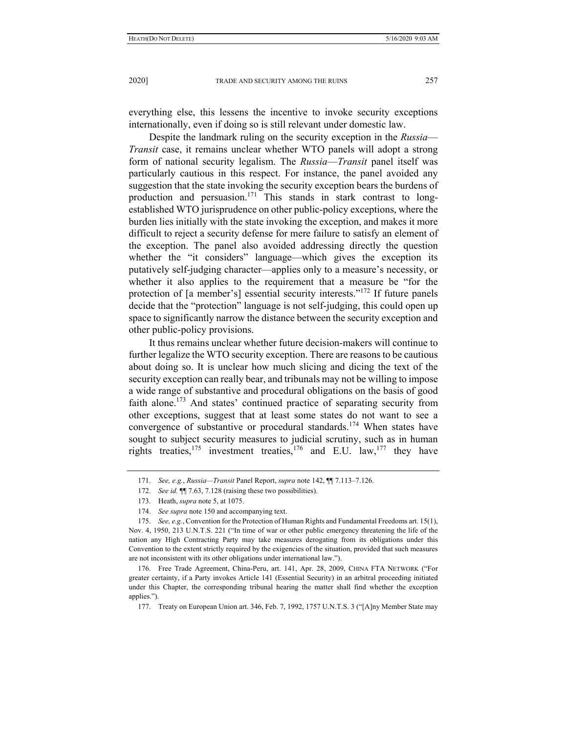everything else, this lessens the incentive to invoke security exceptions internationally, even if doing so is still relevant under domestic law.

Despite the landmark ruling on the security exception in the *Russia—Transit* case, it remains unclear whether WTO panels will adopt a strong form of national security legalism. The *Russia—Transit* panel itself was particularly cautious in this respect. For instance, the panel avoided any suggestion that the state invoking the security exception bears the burdens of production and persuasion.[171] This stands in stark contrast to long-established WTO jurisprudence on other public-policy exceptions, where the burden lies initially with the state invoking the exception, and makes it more difficult to reject a security defense for mere failure to satisfy an element of the exception. The panel also avoided addressing directly the question whether the "it considers" language—which gives the exception its putatively self-judging character—applies only to a measure's necessity, or whether it also applies to the requirement that a measure be "for the protection of [a member's] essential security interests."[172] If future panels decide that the "protection" language is not self-judging, this could open up space to significantly narrow the distance between the security exception and other public-policy provisions.

It thus remains unclear whether future decision-makers will continue to further legalize the WTO security exception. There are reasons to be cautious about doing so. It is unclear how much slicing and dicing the text of the security exception can really bear, and tribunals may not be willing to impose a wide range of substantive and procedural obligations on the basis of good faith alone.[173] And states' continued practice of separating security from other exceptions, suggest that at least some states do not want to see a convergence of substantive or procedural standards.[174] When states have sought to subject security measures to judicial scrutiny, such as in human rights treaties,[175] investment treaties,[176] and E.U. law,[177] they have

---

171. *See, e.g.*, *Russia—Transit* Panel Report, *supra* note 142, ¶¶ 7.113–7.126.

172. *See id.* ¶¶ 7.63, 7.128 (raising these two possibilities).

173. Heath, *supra* note 5, at 1075.

174. *See supra* note 150 and accompanying text.

175. *See, e.g.*, Convention for the Protection of Human Rights and Fundamental Freedoms art. 15(1), Nov. 4, 1950, 213 U.N.T.S. 221 ("In time of war or other public emergency threatening the life of the nation any High Contracting Party may take measures derogating from its obligations under this Convention to the extent strictly required by the exigencies of the situation, provided that such measures are not inconsistent with its other obligations under international law.").

176. Free Trade Agreement, China-Peru, art. 141, Apr. 28, 2009, CHINA FTA NETWORK ("For greater certainty, if a Party invokes Article 141 (Essential Security) in an arbitral proceeding initiated under this Chapter, the corresponding tribunal hearing the matter shall find whether the exception applies.").

177. Treaty on European Union art. 346, Feb. 7, 1992, 1757 U.N.T.S. 3 ("[A]ny Member State may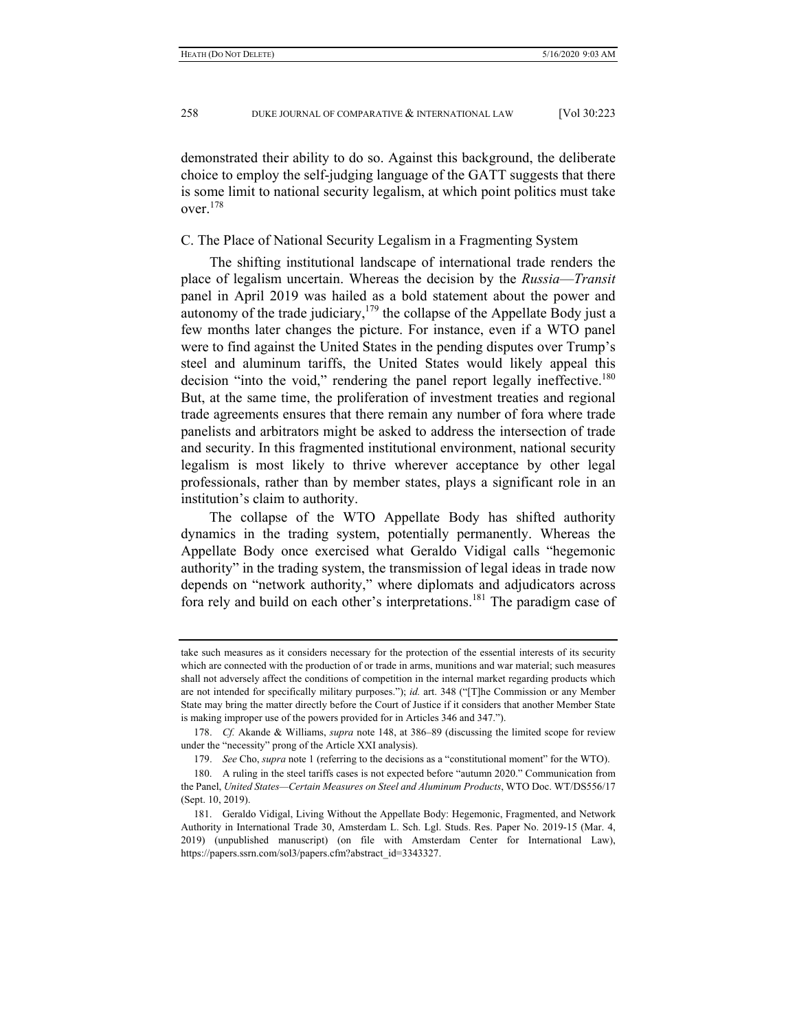demonstrated their ability to do so. Against this background, the deliberate choice to employ the self-judging language of the GATT suggests that there is some limit to national security legalism, at which point politics must take over.[178]

### C. The Place of National Security Legalism in a Fragmenting System

The shifting institutional landscape of international trade renders the place of legalism uncertain. Whereas the decision by the *Russia—Transit* panel in April 2019 was hailed as a bold statement about the power and autonomy of the trade judiciary,[179] the collapse of the Appellate Body just a few months later changes the picture. For instance, even if a WTO panel were to find against the United States in the pending disputes over Trump's steel and aluminum tariffs, the United States would likely appeal this decision "into the void," rendering the panel report legally ineffective.[180] But, at the same time, the proliferation of investment treaties and regional trade agreements ensures that there remain any number of fora where trade panelists and arbitrators might be asked to address the intersection of trade and security. In this fragmented institutional environment, national security legalism is most likely to thrive wherever acceptance by other legal professionals, rather than by member states, plays a significant role in an institution's claim to authority.

The collapse of the WTO Appellate Body has shifted authority dynamics in the trading system, potentially permanently. Whereas the Appellate Body once exercised what Geraldo Vidigal calls "hegemonic authority" in the trading system, the transmission of legal ideas in trade now depends on "network authority," where diplomats and adjudicators across fora rely and build on each other's interpretations.[181] The paradigm case of

---

take such measures as it considers necessary for the protection of the essential interests of its security which are connected with the production of or trade in arms, munitions and war material; such measures shall not adversely affect the conditions of competition in the internal market regarding products which are not intended for specifically military purposes."); *id.* art. 348 ("[T]he Commission or any Member State may bring the matter directly before the Court of Justice if it considers that another Member State is making improper use of the powers provided for in Articles 346 and 347.").

178. *Cf.* Akande & Williams, *supra* note 148, at 386–89 (discussing the limited scope for review under the "necessity" prong of the Article XXI analysis).

179. *See* Cho, *supra* note 1 (referring to the decisions as a "constitutional moment" for the WTO).

180. A ruling in the steel tariffs cases is not expected before "autumn 2020." Communication from the Panel, *United States—Certain Measures on Steel and Aluminum Products*, WTO Doc. WT/DS556/17 (Sept. 10, 2019).

181. Geraldo Vidigal, Living Without the Appellate Body: Hegemonic, Fragmented, and Network Authority in International Trade 30, Amsterdam L. Sch. Lgl. Studs. Res. Paper No. 2019-15 (Mar. 4, 2019) (unpublished manuscript) (on file with Amsterdam Center for International Law), https://papers.ssrn.com/sol3/papers.cfm?abstract_id=3343327.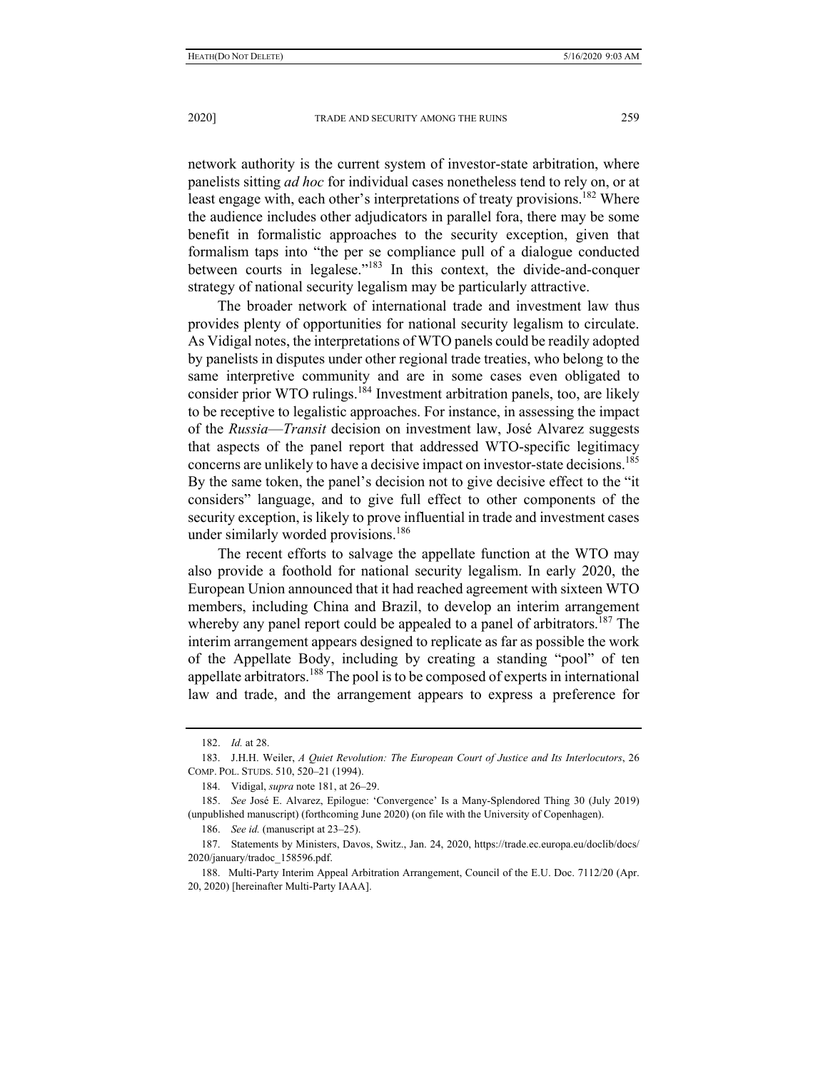network authority is the current system of investor-state arbitration, where panelists sitting *ad hoc* for individual cases nonetheless tend to rely on, or at least engage with, each other's interpretations of treaty provisions.[182] Where the audience includes other adjudicators in parallel fora, there may be some benefit in formalistic approaches to the security exception, given that formalism taps into "the per se compliance pull of a dialogue conducted between courts in legalese."[183] In this context, the divide-and-conquer strategy of national security legalism may be particularly attractive.

The broader network of international trade and investment law thus provides plenty of opportunities for national security legalism to circulate. As Vidigal notes, the interpretations of WTO panels could be readily adopted by panelists in disputes under other regional trade treaties, who belong to the same interpretive community and are in some cases even obligated to consider prior WTO rulings.[184] Investment arbitration panels, too, are likely to be receptive to legalistic approaches. For instance, in assessing the impact of the *Russia*—*Transit* decision on investment law, José Alvarez suggests that aspects of the panel report that addressed WTO-specific legitimacy concerns are unlikely to have a decisive impact on investor-state decisions.[185] By the same token, the panel's decision not to give decisive effect to the "it considers" language, and to give full effect to other components of the security exception, is likely to prove influential in trade and investment cases under similarly worded provisions.[186]

The recent efforts to salvage the appellate function at the WTO may also provide a foothold for national security legalism. In early 2020, the European Union announced that it had reached agreement with sixteen WTO members, including China and Brazil, to develop an interim arrangement whereby any panel report could be appealed to a panel of arbitrators.[187] The interim arrangement appears designed to replicate as far as possible the work of the Appellate Body, including by creating a standing "pool" of ten appellate arbitrators.[188] The pool is to be composed of experts in international law and trade, and the arrangement appears to express a preference for

---

182. *Id.* at 28.

183. J.H.H. Weiler, *A Quiet Revolution: The European Court of Justice and Its Interlocutors*, 26 COMP. POL. STUDS. 510, 520–21 (1994).

184. Vidigal, *supra* note 181, at 26–29.

185. *See* José E. Alvarez, Epilogue: 'Convergence' Is a Many-Splendored Thing 30 (July 2019) (unpublished manuscript) (forthcoming June 2020) (on file with the University of Copenhagen).

186. *See id.* (manuscript at 23–25).

187. Statements by Ministers, Davos, Switz., Jan. 24, 2020, https://trade.ec.europa.eu/doclib/docs/2020/january/tradoc_158596.pdf.

188. Multi-Party Interim Appeal Arbitration Arrangement, Council of the E.U. Doc. 7112/20 (Apr. 20, 2020) [hereinafter Multi-Party IAAA].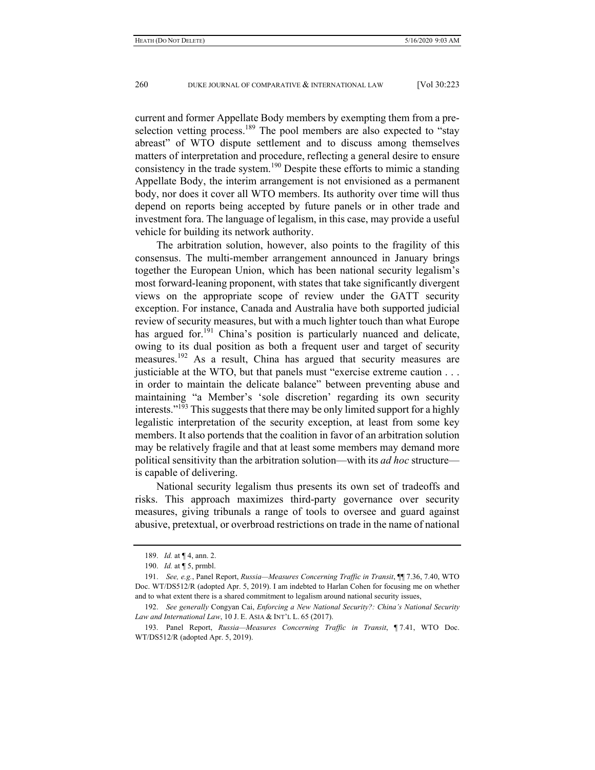current and former Appellate Body members by exempting them from a pre-selection vetting process.[189] The pool members are also expected to "stay abreast" of WTO dispute settlement and to discuss among themselves matters of interpretation and procedure, reflecting a general desire to ensure consistency in the trade system.[190] Despite these efforts to mimic a standing Appellate Body, the interim arrangement is not envisioned as a permanent body, nor does it cover all WTO members. Its authority over time will thus depend on reports being accepted by future panels or in other trade and investment fora. The language of legalism, in this case, may provide a useful vehicle for building its network authority.

The arbitration solution, however, also points to the fragility of this consensus. The multi-member arrangement announced in January brings together the European Union, which has been national security legalism's most forward-leaning proponent, with states that take significantly divergent views on the appropriate scope of review under the GATT security exception. For instance, Canada and Australia have both supported judicial review of security measures, but with a much lighter touch than what Europe has argued for.[191] China's position is particularly nuanced and delicate, owing to its dual position as both a frequent user and target of security measures.[192] As a result, China has argued that security measures are justiciable at the WTO, but that panels must "exercise extreme caution . . . in order to maintain the delicate balance" between preventing abuse and maintaining "a Member's 'sole discretion' regarding its own security interests."[193] This suggests that there may be only limited support for a highly legalistic interpretation of the security exception, at least from some key members. It also portends that the coalition in favor of an arbitration solution may be relatively fragile and that at least some members may demand more political sensitivity than the arbitration solution—with its *ad hoc* structure—is capable of delivering.

National security legalism thus presents its own set of tradeoffs and risks. This approach maximizes third-party governance over security measures, giving tribunals a range of tools to oversee and guard against abusive, pretextual, or overbroad restrictions on trade in the name of national

---

189. *Id.* at ¶ 4, ann. 2.

190. *Id.* at ¶ 5, prmbl.

191. *See, e.g.*, Panel Report, *Russia—Measures Concerning Traffic in Transit*, ¶¶ 7.36, 7.40, WTO Doc. WT/DS512/R (adopted Apr. 5, 2019). I am indebted to Harlan Cohen for focusing me on whether and to what extent there is a shared commitment to legalism around national security issues,

192. *See generally* Congyan Cai, *Enforcing a New National Security?: China's National Security Law and International Law*, 10 J. E. ASIA & INT'L L. 65 (2017).

193. Panel Report, *Russia—Measures Concerning Traffic in Transit*, ¶ 7.41, WTO Doc. WT/DS512/R (adopted Apr. 5, 2019).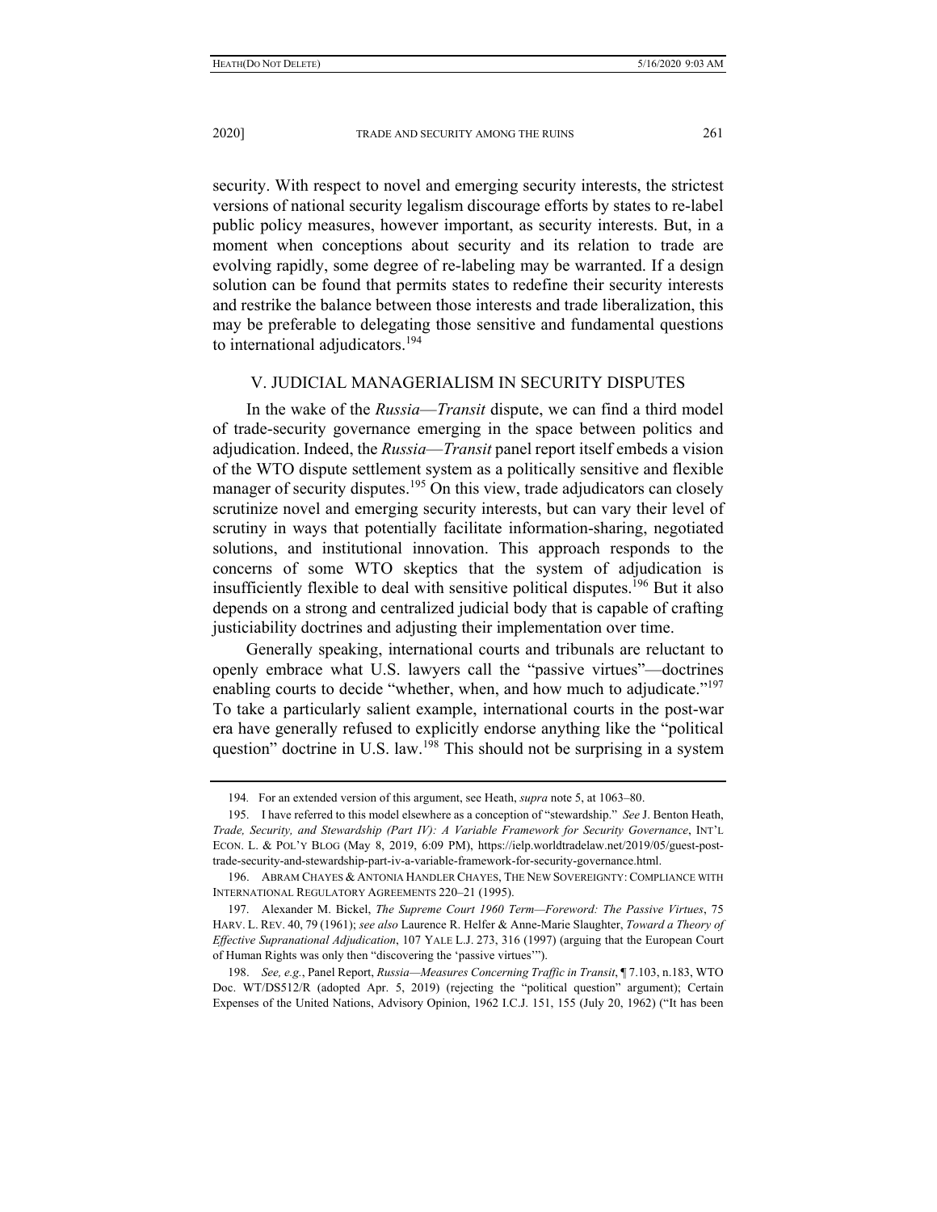security. With respect to novel and emerging security interests, the strictest versions of national security legalism discourage efforts by states to re-label public policy measures, however important, as security interests. But, in a moment when conceptions about security and its relation to trade are evolving rapidly, some degree of re-labeling may be warranted. If a design solution can be found that permits states to redefine their security interests and restrike the balance between those interests and trade liberalization, this may be preferable to delegating those sensitive and fundamental questions to international adjudicators.[194]

## V. JUDICIAL MANAGERIALISM IN SECURITY DISPUTES

In the wake of the *Russia*—*Transit* dispute, we can find a third model of trade-security governance emerging in the space between politics and adjudication. Indeed, the *Russia*—*Transit* panel report itself embeds a vision of the WTO dispute settlement system as a politically sensitive and flexible manager of security disputes.[195] On this view, trade adjudicators can closely scrutinize novel and emerging security interests, but can vary their level of scrutiny in ways that potentially facilitate information-sharing, negotiated solutions, and institutional innovation. This approach responds to the concerns of some WTO skeptics that the system of adjudication is insufficiently flexible to deal with sensitive political disputes.[196] But it also depends on a strong and centralized judicial body that is capable of crafting justiciability doctrines and adjusting their implementation over time.

Generally speaking, international courts and tribunals are reluctant to openly embrace what U.S. lawyers call the "passive virtues"—doctrines enabling courts to decide "whether, when, and how much to adjudicate."[197] To take a particularly salient example, international courts in the post-war era have generally refused to explicitly endorse anything like the "political question" doctrine in U.S. law.[198] This should not be surprising in a system

---

194. For an extended version of this argument, see Heath, *supra* note 5, at 1063–80.

195. I have referred to this model elsewhere as a conception of "stewardship." *See* J. Benton Heath, *Trade, Security, and Stewardship (Part IV): A Variable Framework for Security Governance*, INT'L ECON. L. & POL'Y BLOG (May 8, 2019, 6:09 PM), https://ielp.worldtradelaw.net/2019/05/guest-post-trade-security-and-stewardship-part-iv-a-variable-framework-for-security-governance.html.

196. ABRAM CHAYES & ANTONIA HANDLER CHAYES, THE NEW SOVEREIGNTY: COMPLIANCE WITH INTERNATIONAL REGULATORY AGREEMENTS 220–21 (1995).

197. Alexander M. Bickel, *The Supreme Court 1960 Term—Foreword: The Passive Virtues*, 75 HARV. L. REV. 40, 79 (1961); *see also* Laurence R. Helfer & Anne-Marie Slaughter, *Toward a Theory of Effective Supranational Adjudication*, 107 YALE L.J. 273, 316 (1997) (arguing that the European Court of Human Rights was only then "discovering the 'passive virtues'").

198. *See, e.g.*, Panel Report, *Russia—Measures Concerning Traffic in Transit*, ¶ 7.103, n.183, WTO Doc. WT/DS512/R (adopted Apr. 5, 2019) (rejecting the "political question" argument); Certain Expenses of the United Nations, Advisory Opinion, 1962 I.C.J. 151, 155 (July 20, 1962) ("It has been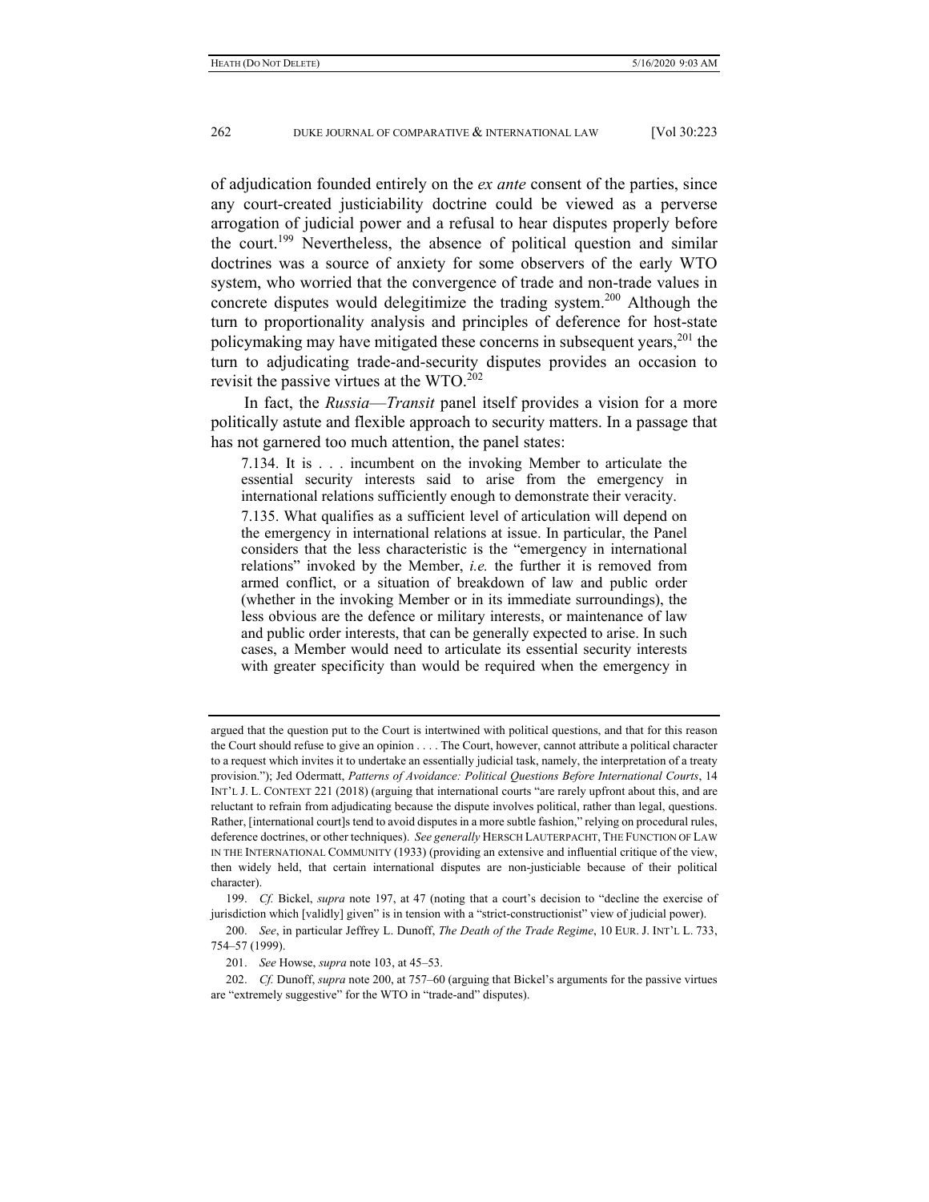of adjudication founded entirely on the *ex ante* consent of the parties, since any court-created justiciability doctrine could be viewed as a perverse arrogation of judicial power and a refusal to hear disputes properly before the court.[199] Nevertheless, the absence of political question and similar doctrines was a source of anxiety for some observers of the early WTO system, who worried that the convergence of trade and non-trade values in concrete disputes would delegitimize the trading system.[200] Although the turn to proportionality analysis and principles of deference for host-state policymaking may have mitigated these concerns in subsequent years,[201] the turn to adjudicating trade-and-security disputes provides an occasion to revisit the passive virtues at the WTO.[202]

In fact, the *Russia*—*Transit* panel itself provides a vision for a more politically astute and flexible approach to security matters. In a passage that has not garnered too much attention, the panel states:

> 7.134. It is . . . incumbent on the invoking Member to articulate the essential security interests said to arise from the emergency in international relations sufficiently enough to demonstrate their veracity.
>
> 7.135. What qualifies as a sufficient level of articulation will depend on the emergency in international relations at issue. In particular, the Panel considers that the less characteristic is the "emergency in international relations" invoked by the Member, *i.e.* the further it is removed from armed conflict, or a situation of breakdown of law and public order (whether in the invoking Member or in its immediate surroundings), the less obvious are the defence or military interests, or maintenance of law and public order interests, that can be generally expected to arise. In such cases, a Member would need to articulate its essential security interests with greater specificity than would be required when the emergency in

---

argued that the question put to the Court is intertwined with political questions, and that for this reason the Court should refuse to give an opinion . . . . The Court, however, cannot attribute a political character to a request which invites it to undertake an essentially judicial task, namely, the interpretation of a treaty provision."); Jed Odermatt, *Patterns of Avoidance: Political Questions Before International Courts*, 14 INT'L J. L. CONTEXT 221 (2018) (arguing that international courts "are rarely upfront about this, and are reluctant to refrain from adjudicating because the dispute involves political, rather than legal, questions. Rather, [international court]s tend to avoid disputes in a more subtle fashion," relying on procedural rules, deference doctrines, or other techniques). *See generally* HERSCH LAUTERPACHT, THE FUNCTION OF LAW IN THE INTERNATIONAL COMMUNITY (1933) (providing an extensive and influential critique of the view, then widely held, that certain international disputes are non-justiciable because of their political character).

199. *Cf.* Bickel, *supra* note 197, at 47 (noting that a court's decision to "decline the exercise of jurisdiction which [validly] given" is in tension with a "strict-constructionist" view of judicial power).

200. *See*, in particular Jeffrey L. Dunoff, *The Death of the Trade Regime*, 10 EUR. J. INT'L L. 733, 754–57 (1999).

201. *See* Howse, *supra* note 103, at 45–53.

202. *Cf.* Dunoff, *supra* note 200, at 757–60 (arguing that Bickel's arguments for the passive virtues are "extremely suggestive" for the WTO in "trade-and" disputes).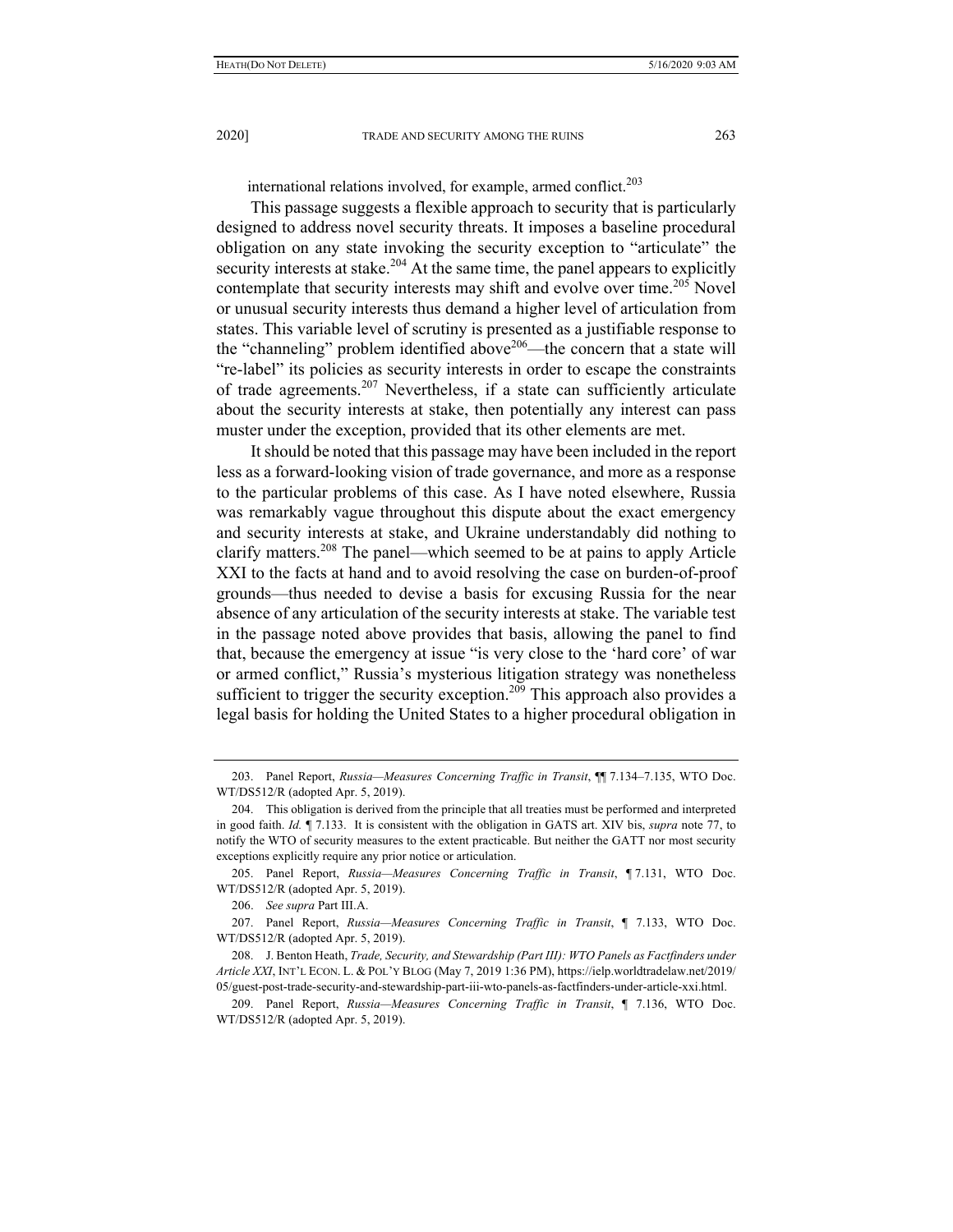international relations involved, for example, armed conflict.[203]

This passage suggests a flexible approach to security that is particularly designed to address novel security threats. It imposes a baseline procedural obligation on any state invoking the security exception to "articulate" the security interests at stake.[204] At the same time, the panel appears to explicitly contemplate that security interests may shift and evolve over time.[205] Novel or unusual security interests thus demand a higher level of articulation from states. This variable level of scrutiny is presented as a justifiable response to the "channeling" problem identified above[206]—the concern that a state will "re-label" its policies as security interests in order to escape the constraints of trade agreements.[207] Nevertheless, if a state can sufficiently articulate about the security interests at stake, then potentially any interest can pass muster under the exception, provided that its other elements are met.

It should be noted that this passage may have been included in the report less as a forward-looking vision of trade governance, and more as a response to the particular problems of this case. As I have noted elsewhere, Russia was remarkably vague throughout this dispute about the exact emergency and security interests at stake, and Ukraine understandably did nothing to clarify matters.[208] The panel—which seemed to be at pains to apply Article XXI to the facts at hand and to avoid resolving the case on burden-of-proof grounds—thus needed to devise a basis for excusing Russia for the near absence of any articulation of the security interests at stake. The variable test in the passage noted above provides that basis, allowing the panel to find that, because the emergency at issue "is very close to the 'hard core' of war or armed conflict," Russia's mysterious litigation strategy was nonetheless sufficient to trigger the security exception.[209] This approach also provides a legal basis for holding the United States to a higher procedural obligation in

---

203. Panel Report, *Russia—Measures Concerning Traffic in Transit*, ¶¶ 7.134–7.135, WTO Doc. WT/DS512/R (adopted Apr. 5, 2019).

204. This obligation is derived from the principle that all treaties must be performed and interpreted in good faith. *Id.* ¶ 7.133. It is consistent with the obligation in GATS art. XIV bis, *supra* note 77, to notify the WTO of security measures to the extent practicable. But neither the GATT nor most security exceptions explicitly require any prior notice or articulation.

205. Panel Report, *Russia—Measures Concerning Traffic in Transit*, ¶ 7.131, WTO Doc. WT/DS512/R (adopted Apr. 5, 2019).

206. *See supra* Part III.A.

207. Panel Report, *Russia—Measures Concerning Traffic in Transit*, ¶ 7.133, WTO Doc. WT/DS512/R (adopted Apr. 5, 2019).

208. J. Benton Heath, *Trade, Security, and Stewardship (Part III): WTO Panels as Factfinders under Article XXI*, INT'L ECON. L. & POL'Y BLOG (May 7, 2019 1:36 PM), https://ielp.worldtradelaw.net/2019/05/guest-post-trade-security-and-stewardship-part-iii-wto-panels-as-factfinders-under-article-xxi.html.

209. Panel Report, *Russia—Measures Concerning Traffic in Transit*, ¶ 7.136, WTO Doc. WT/DS512/R (adopted Apr. 5, 2019).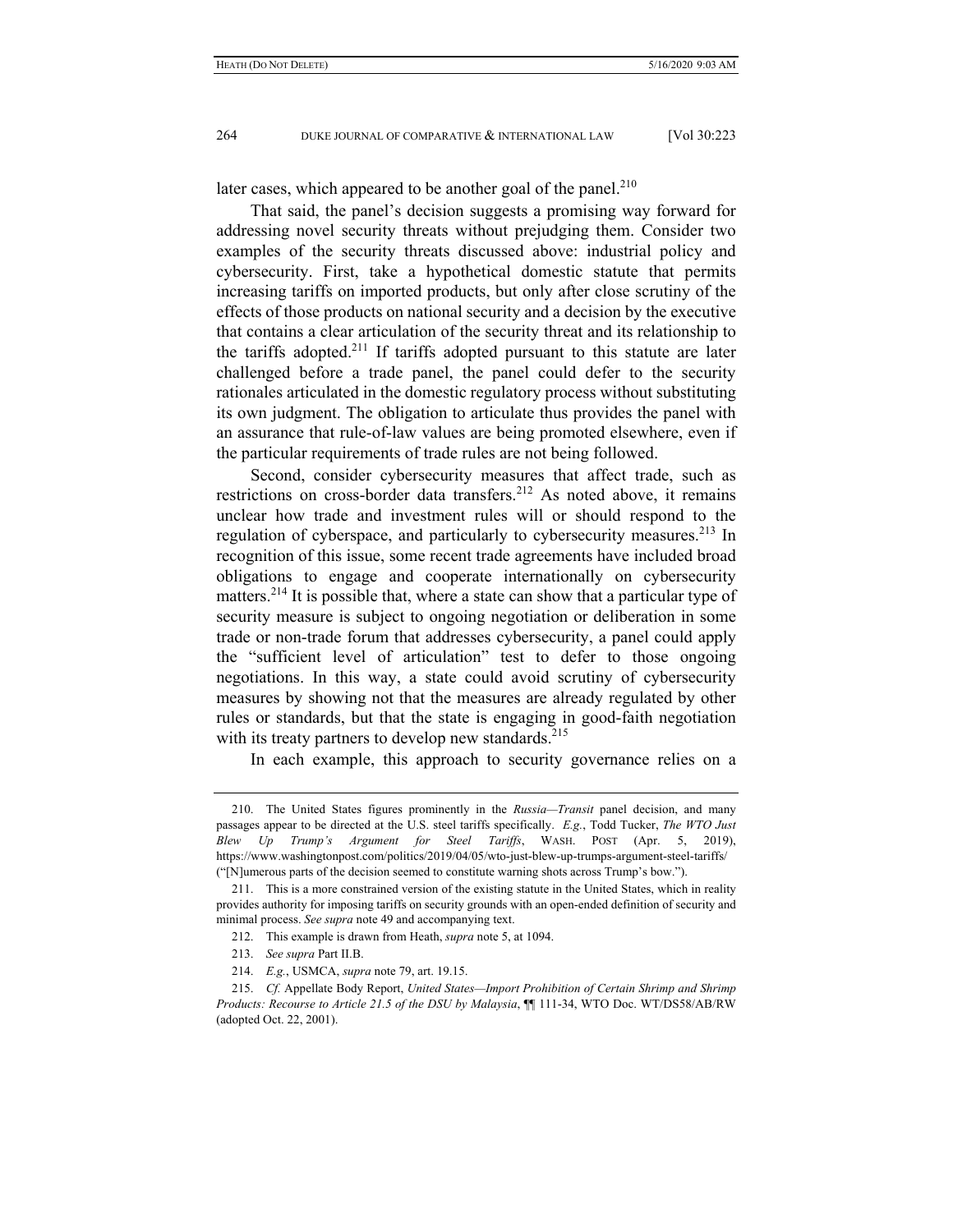later cases, which appeared to be another goal of the panel.[210]

That said, the panel's decision suggests a promising way forward for addressing novel security threats without prejudging them. Consider two examples of the security threats discussed above: industrial policy and cybersecurity. First, take a hypothetical domestic statute that permits increasing tariffs on imported products, but only after close scrutiny of the effects of those products on national security and a decision by the executive that contains a clear articulation of the security threat and its relationship to the tariffs adopted.[211] If tariffs adopted pursuant to this statute are later challenged before a trade panel, the panel could defer to the security rationales articulated in the domestic regulatory process without substituting its own judgment. The obligation to articulate thus provides the panel with an assurance that rule-of-law values are being promoted elsewhere, even if the particular requirements of trade rules are not being followed.

Second, consider cybersecurity measures that affect trade, such as restrictions on cross-border data transfers.[212] As noted above, it remains unclear how trade and investment rules will or should respond to the regulation of cyberspace, and particularly to cybersecurity measures.[213] In recognition of this issue, some recent trade agreements have included broad obligations to engage and cooperate internationally on cybersecurity matters.[214] It is possible that, where a state can show that a particular type of security measure is subject to ongoing negotiation or deliberation in some trade or non-trade forum that addresses cybersecurity, a panel could apply the "sufficient level of articulation" test to defer to those ongoing negotiations. In this way, a state could avoid scrutiny of cybersecurity measures by showing not that the measures are already regulated by other rules or standards, but that the state is engaging in good-faith negotiation with its treaty partners to develop new standards.[215]

In each example, this approach to security governance relies on a

---

210. The United States figures prominently in the *Russia—Transit* panel decision, and many passages appear to be directed at the U.S. steel tariffs specifically. *E.g.*, Todd Tucker, *The WTO Just Blew Up Trump's Argument for Steel Tariffs*, WASH. POST (Apr. 5, 2019), https://www.washingtonpost.com/politics/2019/04/05/wto-just-blew-up-trumps-argument-steel-tariffs/ ("[N]umerous parts of the decision seemed to constitute warning shots across Trump's bow.").

211. This is a more constrained version of the existing statute in the United States, which in reality provides authority for imposing tariffs on security grounds with an open-ended definition of security and minimal process. *See supra* note 49 and accompanying text.

212. This example is drawn from Heath, *supra* note 5, at 1094.

213. *See supra* Part II.B.

214. *E.g.*, USMCA, *supra* note 79, art. 19.15.

215. *Cf.* Appellate Body Report, *United States—Import Prohibition of Certain Shrimp and Shrimp Products: Recourse to Article 21.5 of the DSU by Malaysia*, ¶¶ 111-34, WTO Doc. WT/DS58/AB/RW (adopted Oct. 22, 2001).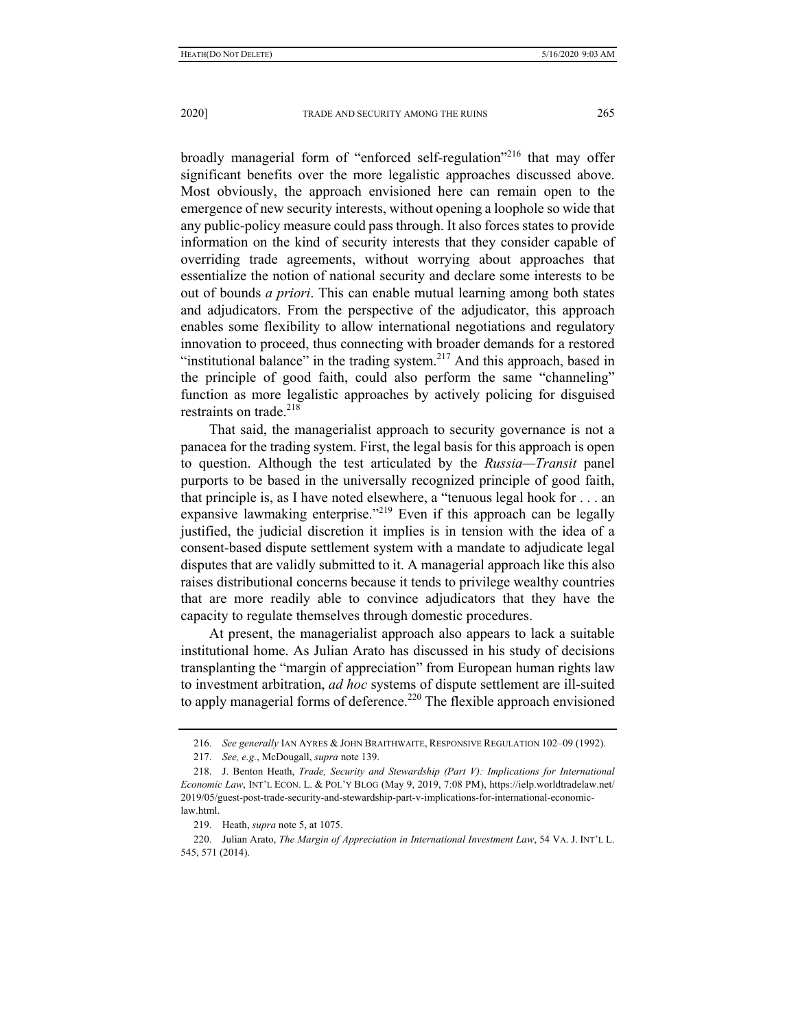broadly managerial form of "enforced self-regulation"[216] that may offer significant benefits over the more legalistic approaches discussed above. Most obviously, the approach envisioned here can remain open to the emergence of new security interests, without opening a loophole so wide that any public-policy measure could pass through. It also forces states to provide information on the kind of security interests that they consider capable of overriding trade agreements, without worrying about approaches that essentialize the notion of national security and declare some interests to be out of bounds *a priori*. This can enable mutual learning among both states and adjudicators. From the perspective of the adjudicator, this approach enables some flexibility to allow international negotiations and regulatory innovation to proceed, thus connecting with broader demands for a restored "institutional balance" in the trading system.[217] And this approach, based in the principle of good faith, could also perform the same "channeling" function as more legalistic approaches by actively policing for disguised restraints on trade.[218]

That said, the managerialist approach to security governance is not a panacea for the trading system. First, the legal basis for this approach is open to question. Although the test articulated by the *Russia—Transit* panel purports to be based in the universally recognized principle of good faith, that principle is, as I have noted elsewhere, a "tenuous legal hook for . . . an expansive lawmaking enterprise."[219] Even if this approach can be legally justified, the judicial discretion it implies is in tension with the idea of a consent-based dispute settlement system with a mandate to adjudicate legal disputes that are validly submitted to it. A managerial approach like this also raises distributional concerns because it tends to privilege wealthy countries that are more readily able to convince adjudicators that they have the capacity to regulate themselves through domestic procedures.

At present, the managerialist approach also appears to lack a suitable institutional home. As Julian Arato has discussed in his study of decisions transplanting the "margin of appreciation" from European human rights law to investment arbitration, *ad hoc* systems of dispute settlement are ill-suited to apply managerial forms of deference.[220] The flexible approach envisioned

---

216. *See generally* IAN AYRES & JOHN BRAITHWAITE, RESPONSIVE REGULATION 102–09 (1992).

217. *See, e.g.*, McDougall, *supra* note 139.

218. J. Benton Heath, *Trade, Security and Stewardship (Part V): Implications for International Economic Law*, INT'L ECON. L. & POL'Y BLOG (May 9, 2019, 7:08 PM), https://ielp.worldtradelaw.net/2019/05/guest-post-trade-security-and-stewardship-part-v-implications-for-international-economic-law.html.

219. Heath, *supra* note 5, at 1075.

220. Julian Arato, *The Margin of Appreciation in International Investment Law*, 54 VA. J. INT'L L. 545, 571 (2014).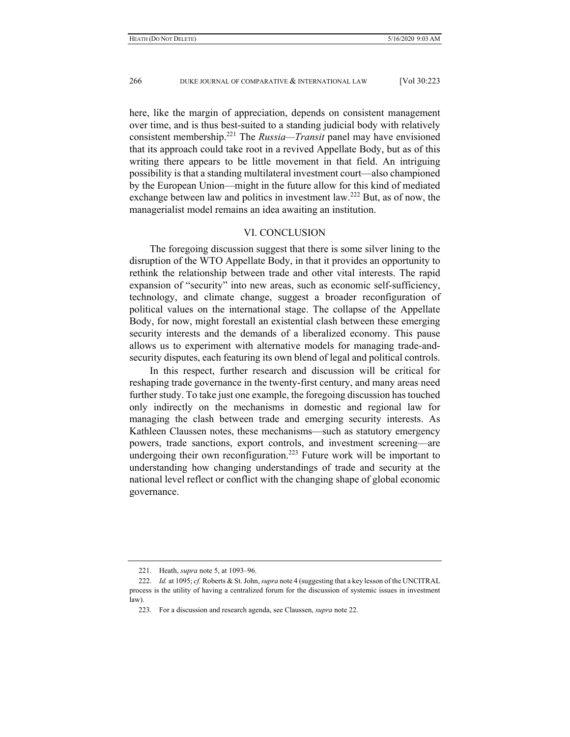here, like the margin of appreciation, depends on consistent management over time, and is thus best-suited to a standing judicial body with relatively consistent membership.[221] The *Russia—Transit* panel may have envisioned that its approach could take root in a revived Appellate Body, but as of this writing there appears to be little movement in that field. An intriguing possibility is that a standing multilateral investment court—also championed by the European Union—might in the future allow for this kind of mediated exchange between law and politics in investment law.[222] But, as of now, the managerialist model remains an idea awaiting an institution.

## VI. CONCLUSION

The foregoing discussion suggest that there is some silver lining to the disruption of the WTO Appellate Body, in that it provides an opportunity to rethink the relationship between trade and other vital interests. The rapid expansion of "security" into new areas, such as economic self-sufficiency, technology, and climate change, suggest a broader reconfiguration of political values on the international stage. The collapse of the Appellate Body, for now, might forestall an existential clash between these emerging security interests and the demands of a liberalized economy. This pause allows us to experiment with alternative models for managing trade-and-security disputes, each featuring its own blend of legal and political controls.

In this respect, further research and discussion will be critical for reshaping trade governance in the twenty-first century, and many areas need further study. To take just one example, the foregoing discussion has touched only indirectly on the mechanisms in domestic and regional law for managing the clash between trade and emerging security interests. As Kathleen Claussen notes, these mechanisms—such as statutory emergency powers, trade sanctions, export controls, and investment screening—are undergoing their own reconfiguration.[223] Future work will be important to understanding how changing understandings of trade and security at the national level reflect or conflict with the changing shape of global economic governance.

---

221. Heath, *supra* note 5, at 1093–96.

222. *Id.* at 1095; *cf.* Roberts & St. John, *supra* note 4 (suggesting that a key lesson of the UNCITRAL process is the utility of having a centralized forum for the discussion of systemic issues in investment law).

223. For a discussion and research agenda, see Claussen, *supra* note 22.